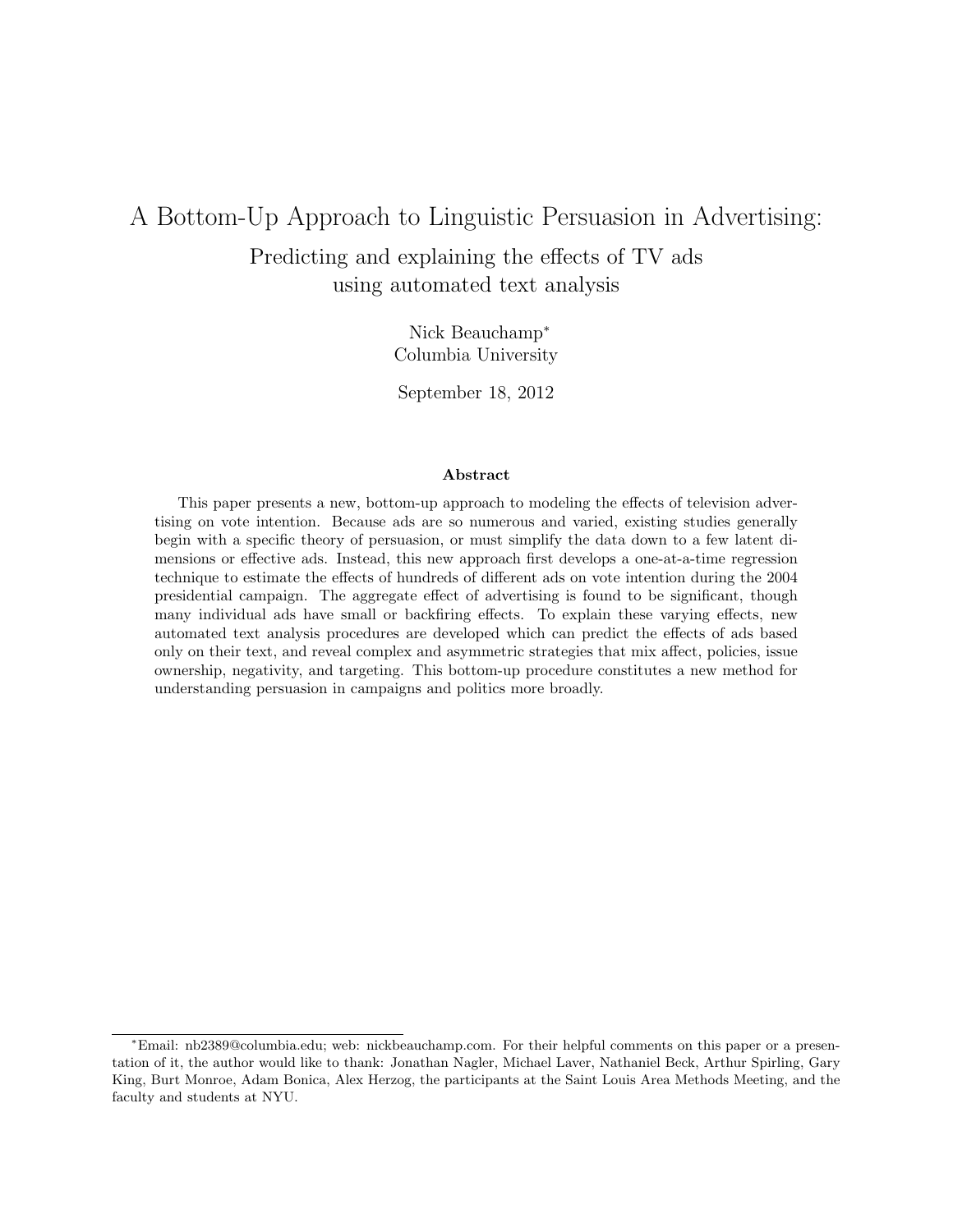# A Bottom-Up Approach to Linguistic Persuasion in Advertising:

## Predicting and explaining the effects of TV ads using automated text analysis

Nick Beauchamp*
Columbia University

September 18, 2012

### Abstract

This paper presents a new, bottom-up approach to modeling the effects of television advertising on vote intention. Because ads are so numerous and varied, existing studies generally begin with a specific theory of persuasion, or must simplify the data down to a few latent dimensions or effective ads. Instead, this new approach first develops a one-at-a-time regression technique to estimate the effects of hundreds of different ads on vote intention during the 2004 presidential campaign. The aggregate effect of advertising is found to be significant, though many individual ads have small or backfiring effects. To explain these varying effects, new automated text analysis procedures are developed which can predict the effects of ads based only on their text, and reveal complex and asymmetric strategies that mix affect, policies, issue ownership, negativity, and targeting. This bottom-up procedure constitutes a new method for understanding persuasion in campaigns and politics more broadly.

---

*Email: nb2389@columbia.edu; web: nickbeauchamp.com. For their helpful comments on this paper or a presentation of it, the author would like to thank: Jonathan Nagler, Michael Laver, Nathaniel Beck, Arthur Spirling, Gary King, Burt Monroe, Adam Bonica, Alex Herzog, the participants at the Saint Louis Area Methods Meeting, and the faculty and students at NYU.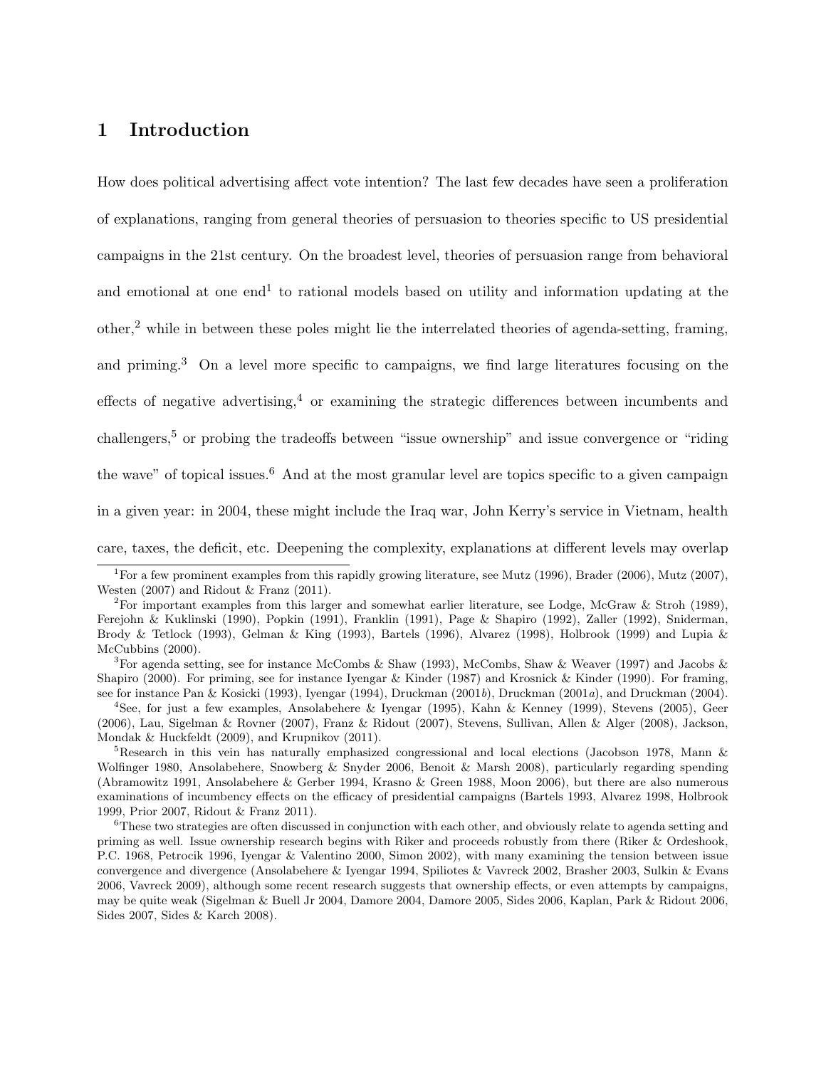# 1 Introduction

How does political advertising affect vote intention? The last few decades have seen a proliferation of explanations, ranging from general theories of persuasion to theories specific to US presidential campaigns in the 21st century. On the broadest level, theories of persuasion range from behavioral and emotional at one end[1] to rational models based on utility and information updating at the other,[2] while in between these poles might lie the interrelated theories of agenda-setting, framing, and priming.[3] On a level more specific to campaigns, we find large literatures focusing on the effects of negative advertising,[4] or examining the strategic differences between incumbents and challengers,[5] or probing the tradeoffs between "issue ownership" and issue convergence or "riding the wave" of topical issues.[6] And at the most granular level are topics specific to a given campaign in a given year: in 2004, these might include the Iraq war, John Kerry's service in Vietnam, health care, taxes, the deficit, etc. Deepening the complexity, explanations at different levels may overlap

[1] For a few prominent examples from this rapidly growing literature, see Mutz (1996), Brader (2006), Mutz (2007), Westen (2007) and Ridout & Franz (2011).

[2] For important examples from this larger and somewhat earlier literature, see Lodge, McGraw & Stroh (1989), Ferejohn & Kuklinski (1990), Popkin (1991), Franklin (1991), Page & Shapiro (1992), Zaller (1992), Sniderman, Brody & Tetlock (1993), Gelman & King (1993), Bartels (1996), Alvarez (1998), Holbrook (1999) and Lupia & McCubbins (2000).

[3] For agenda setting, see for instance McCombs & Shaw (1993), McCombs, Shaw & Weaver (1997) and Jacobs & Shapiro (2000). For priming, see for instance Iyengar & Kinder (1987) and Krosnick & Kinder (1990). For framing, see for instance Pan & Kosicki (1993), Iyengar (1994), Druckman (2001*b*), Druckman (2001*a*), and Druckman (2004).

[4] See, for just a few examples, Ansolabehere & Iyengar (1995), Kahn & Kenney (1999), Stevens (2005), Geer (2006), Lau, Sigelman & Rovner (2007), Franz & Ridout (2007), Stevens, Sullivan, Allen & Alger (2008), Jackson, Mondak & Huckfeldt (2009), and Krupnikov (2011).

[5] Research in this vein has naturally emphasized congressional and local elections (Jacobson 1978, Mann & Wolfinger 1980, Ansolabehere, Snowberg & Snyder 2006, Benoit & Marsh 2008), particularly regarding spending (Abramowitz 1991, Ansolabehere & Gerber 1994, Krasno & Green 1988, Moon 2006), but there are also numerous examinations of incumbency effects on the efficacy of presidential campaigns (Bartels 1993, Alvarez 1998, Holbrook 1999, Prior 2007, Ridout & Franz 2011).

[6] These two strategies are often discussed in conjunction with each other, and obviously relate to agenda setting and priming as well. Issue ownership research begins with Riker and proceeds robustly from there (Riker & Ordeshook, P.C. 1968, Petrocik 1996, Iyengar & Valentino 2000, Simon 2002), with many examining the tension between issue convergence and divergence (Ansolabehere & Iyengar 1994, Spiliotes & Vavreck 2002, Brasher 2003, Sulkin & Evans 2006, Vavreck 2009), although some recent research suggests that ownership effects, or even attempts by campaigns, may be quite weak (Sigelman & Buell Jr 2004, Damore 2004, Damore 2005, Sides 2006, Kaplan, Park & Ridout 2006, Sides 2007, Sides & Karch 2008).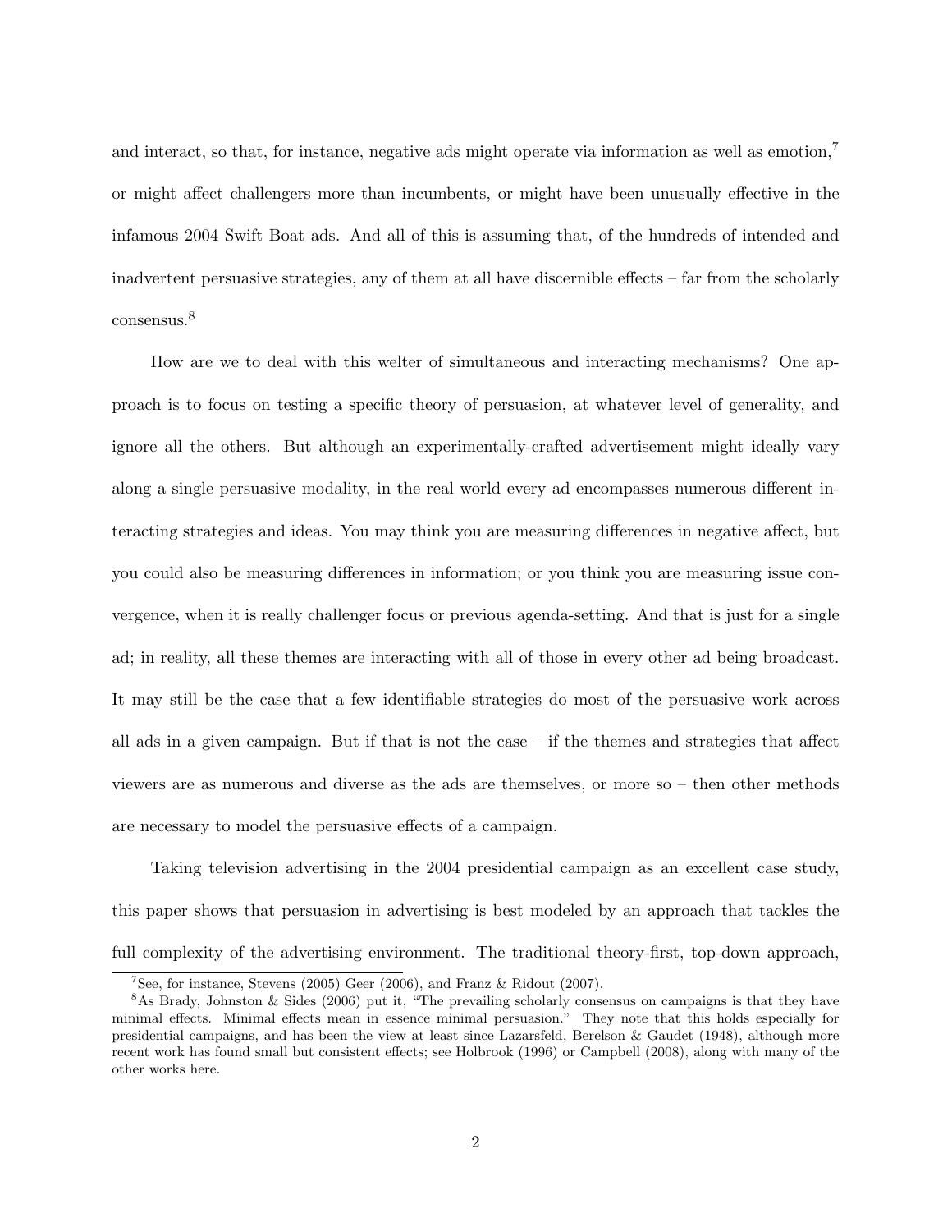and interact, so that, for instance, negative ads might operate via information as well as emotion,[7] or might affect challengers more than incumbents, or might have been unusually effective in the infamous 2004 Swift Boat ads. And all of this is assuming that, of the hundreds of intended and inadvertent persuasive strategies, any of them at all have discernible effects – far from the scholarly consensus.[8]

How are we to deal with this welter of simultaneous and interacting mechanisms? One approach is to focus on testing a specific theory of persuasion, at whatever level of generality, and ignore all the others. But although an experimentally-crafted advertisement might ideally vary along a single persuasive modality, in the real world every ad encompasses numerous different interacting strategies and ideas. You may think you are measuring differences in negative affect, but you could also be measuring differences in information; or you think you are measuring issue convergence, when it is really challenger focus or previous agenda-setting. And that is just for a single ad; in reality, all these themes are interacting with all of those in every other ad being broadcast. It may still be the case that a few identifiable strategies do most of the persuasive work across all ads in a given campaign. But if that is not the case – if the themes and strategies that affect viewers are as numerous and diverse as the ads are themselves, or more so – then other methods are necessary to model the persuasive effects of a campaign.

Taking television advertising in the 2004 presidential campaign as an excellent case study, this paper shows that persuasion in advertising is best modeled by an approach that tackles the full complexity of the advertising environment. The traditional theory-first, top-down approach,

[7]See, for instance, Stevens (2005) Geer (2006), and Franz & Ridout (2007).

[8]As Brady, Johnston & Sides (2006) put it, "The prevailing scholarly consensus on campaigns is that they have minimal effects. Minimal effects mean in essence minimal persuasion." They note that this holds especially for presidential campaigns, and has been the view at least since Lazarsfeld, Berelson & Gaudet (1948), although more recent work has found small but consistent effects; see Holbrook (1996) or Campbell (2008), along with many of the other works here.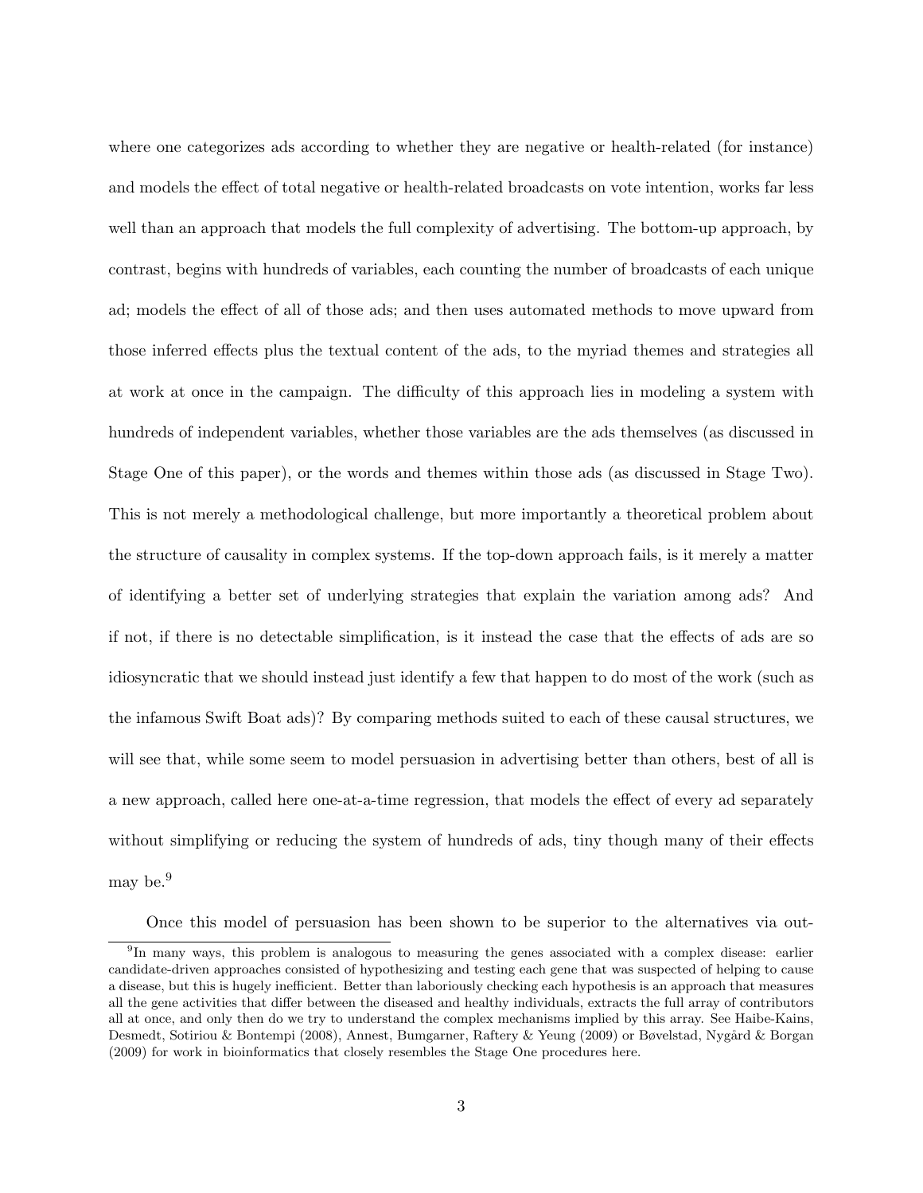where one categorizes ads according to whether they are negative or health-related (for instance) and models the effect of total negative or health-related broadcasts on vote intention, works far less well than an approach that models the full complexity of advertising. The bottom-up approach, by contrast, begins with hundreds of variables, each counting the number of broadcasts of each unique ad; models the effect of all of those ads; and then uses automated methods to move upward from those inferred effects plus the textual content of the ads, to the myriad themes and strategies all at work at once in the campaign. The difficulty of this approach lies in modeling a system with hundreds of independent variables, whether those variables are the ads themselves (as discussed in Stage One of this paper), or the words and themes within those ads (as discussed in Stage Two). This is not merely a methodological challenge, but more importantly a theoretical problem about the structure of causality in complex systems. If the top-down approach fails, is it merely a matter of identifying a better set of underlying strategies that explain the variation among ads? And if not, if there is no detectable simplification, is it instead the case that the effects of ads are so idiosyncratic that we should instead just identify a few that happen to do most of the work (such as the infamous Swift Boat ads)? By comparing methods suited to each of these causal structures, we will see that, while some seem to model persuasion in advertising better than others, best of all is a new approach, called here one-at-a-time regression, that models the effect of every ad separately without simplifying or reducing the system of hundreds of ads, tiny though many of their effects may be.[9]

Once this model of persuasion has been shown to be superior to the alternatives via out-

[9] In many ways, this problem is analogous to measuring the genes associated with a complex disease: earlier candidate-driven approaches consisted of hypothesizing and testing each gene that was suspected of helping to cause a disease, but this is hugely inefficient. Better than laboriously checking each hypothesis is an approach that measures all the gene activities that differ between the diseased and healthy individuals, extracts the full array of contributors all at once, and only then do we try to understand the complex mechanisms implied by this array. See Haibe-Kains, Desmedt, Sotiriou & Bontempi (2008), Annest, Bumgarner, Raftery & Yeung (2009) or Bøvelstad, Nygård & Borgan (2009) for work in bioinformatics that closely resembles the Stage One procedures here.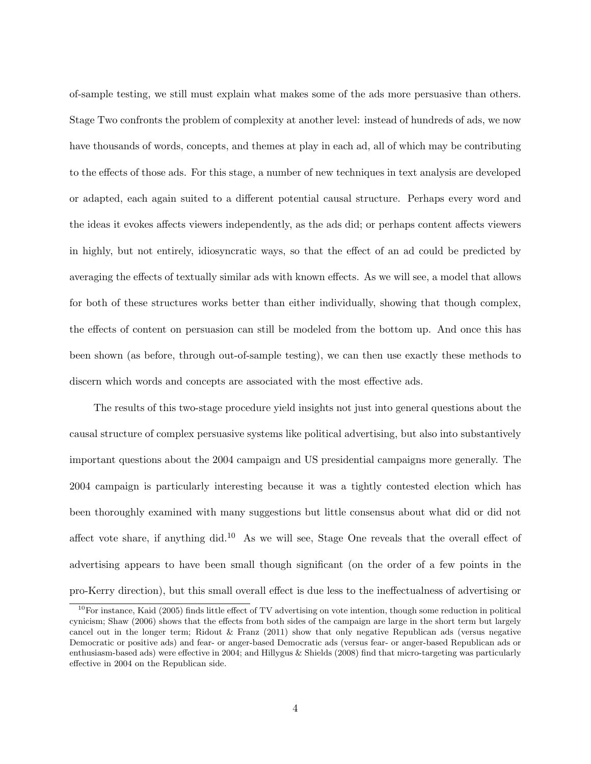of-sample testing, we still must explain what makes some of the ads more persuasive than others. Stage Two confronts the problem of complexity at another level: instead of hundreds of ads, we now have thousands of words, concepts, and themes at play in each ad, all of which may be contributing to the effects of those ads. For this stage, a number of new techniques in text analysis are developed or adapted, each again suited to a different potential causal structure. Perhaps every word and the ideas it evokes affects viewers independently, as the ads did; or perhaps content affects viewers in highly, but not entirely, idiosyncratic ways, so that the effect of an ad could be predicted by averaging the effects of textually similar ads with known effects. As we will see, a model that allows for both of these structures works better than either individually, showing that though complex, the effects of content on persuasion can still be modeled from the bottom up. And once this has been shown (as before, through out-of-sample testing), we can then use exactly these methods to discern which words and concepts are associated with the most effective ads.

The results of this two-stage procedure yield insights not just into general questions about the causal structure of complex persuasive systems like political advertising, but also into substantively important questions about the 2004 campaign and US presidential campaigns more generally. The 2004 campaign is particularly interesting because it was a tightly contested election which has been thoroughly examined with many suggestions but little consensus about what did or did not affect vote share, if anything did.[10] As we will see, Stage One reveals that the overall effect of advertising appears to have been small though significant (on the order of a few points in the pro-Kerry direction), but this small overall effect is due less to the ineffectualness of advertising or

[10] For instance, Kaid (2005) finds little effect of TV advertising on vote intention, though some reduction in political cynicism; Shaw (2006) shows that the effects from both sides of the campaign are large in the short term but largely cancel out in the longer term; Ridout & Franz (2011) show that only negative Republican ads (versus negative Democratic or positive ads) and fear- or anger-based Democratic ads (versus fear- or anger-based Republican ads or enthusiasm-based ads) were effective in 2004; and Hillygus & Shields (2008) find that micro-targeting was particularly effective in 2004 on the Republican side.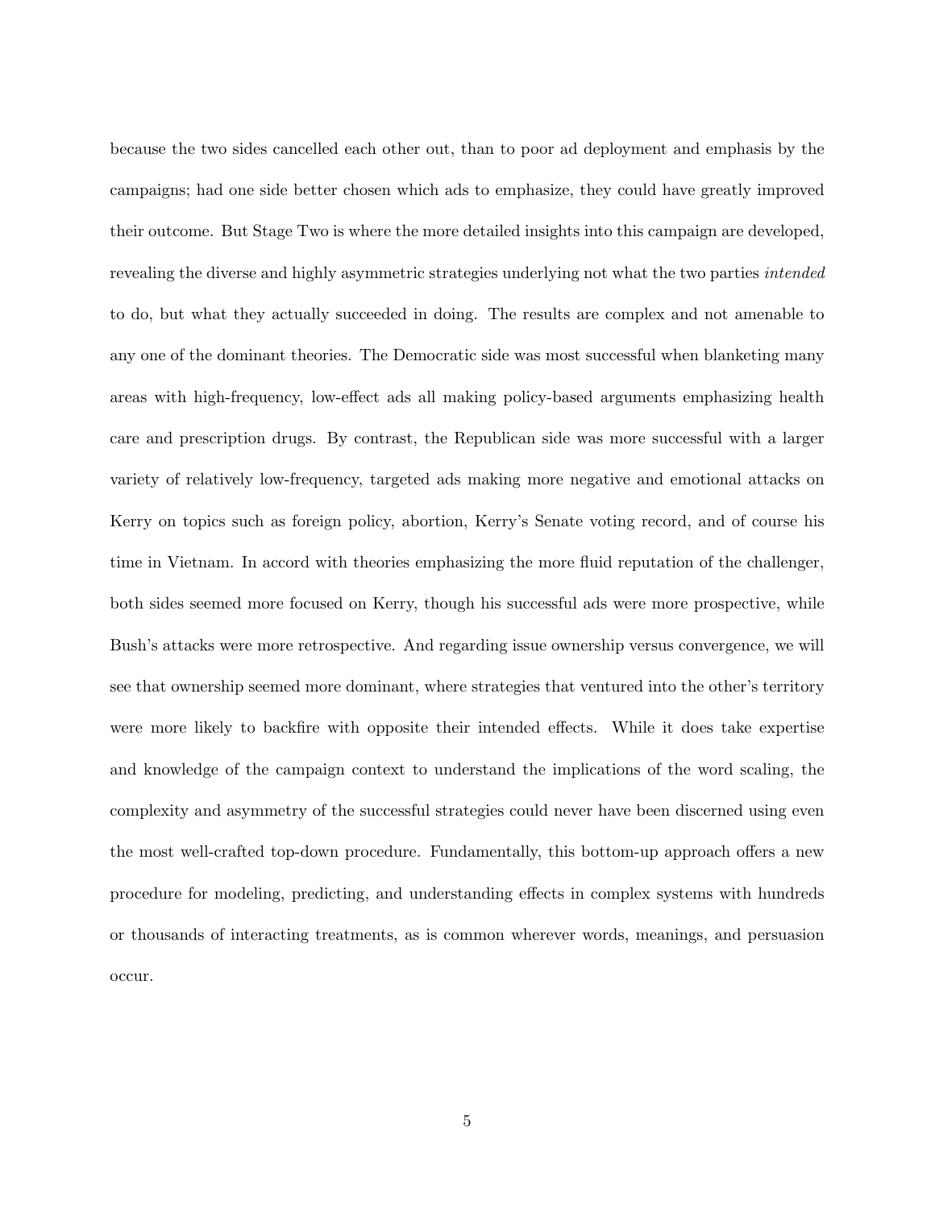because the two sides cancelled each other out, than to poor ad deployment and emphasis by the campaigns; had one side better chosen which ads to emphasize, they could have greatly improved their outcome. But Stage Two is where the more detailed insights into this campaign are developed, revealing the diverse and highly asymmetric strategies underlying not what the two parties *intended* to do, but what they actually succeeded in doing. The results are complex and not amenable to any one of the dominant theories. The Democratic side was most successful when blanketing many areas with high-frequency, low-effect ads all making policy-based arguments emphasizing health care and prescription drugs. By contrast, the Republican side was more successful with a larger variety of relatively low-frequency, targeted ads making more negative and emotional attacks on Kerry on topics such as foreign policy, abortion, Kerry's Senate voting record, and of course his time in Vietnam. In accord with theories emphasizing the more fluid reputation of the challenger, both sides seemed more focused on Kerry, though his successful ads were more prospective, while Bush's attacks were more retrospective. And regarding issue ownership versus convergence, we will see that ownership seemed more dominant, where strategies that ventured into the other's territory were more likely to backfire with opposite their intended effects. While it does take expertise and knowledge of the campaign context to understand the implications of the word scaling, the complexity and asymmetry of the successful strategies could never have been discerned using even the most well-crafted top-down procedure. Fundamentally, this bottom-up approach offers a new procedure for modeling, predicting, and understanding effects in complex systems with hundreds or thousands of interacting treatments, as is common wherever words, meanings, and persuasion occur.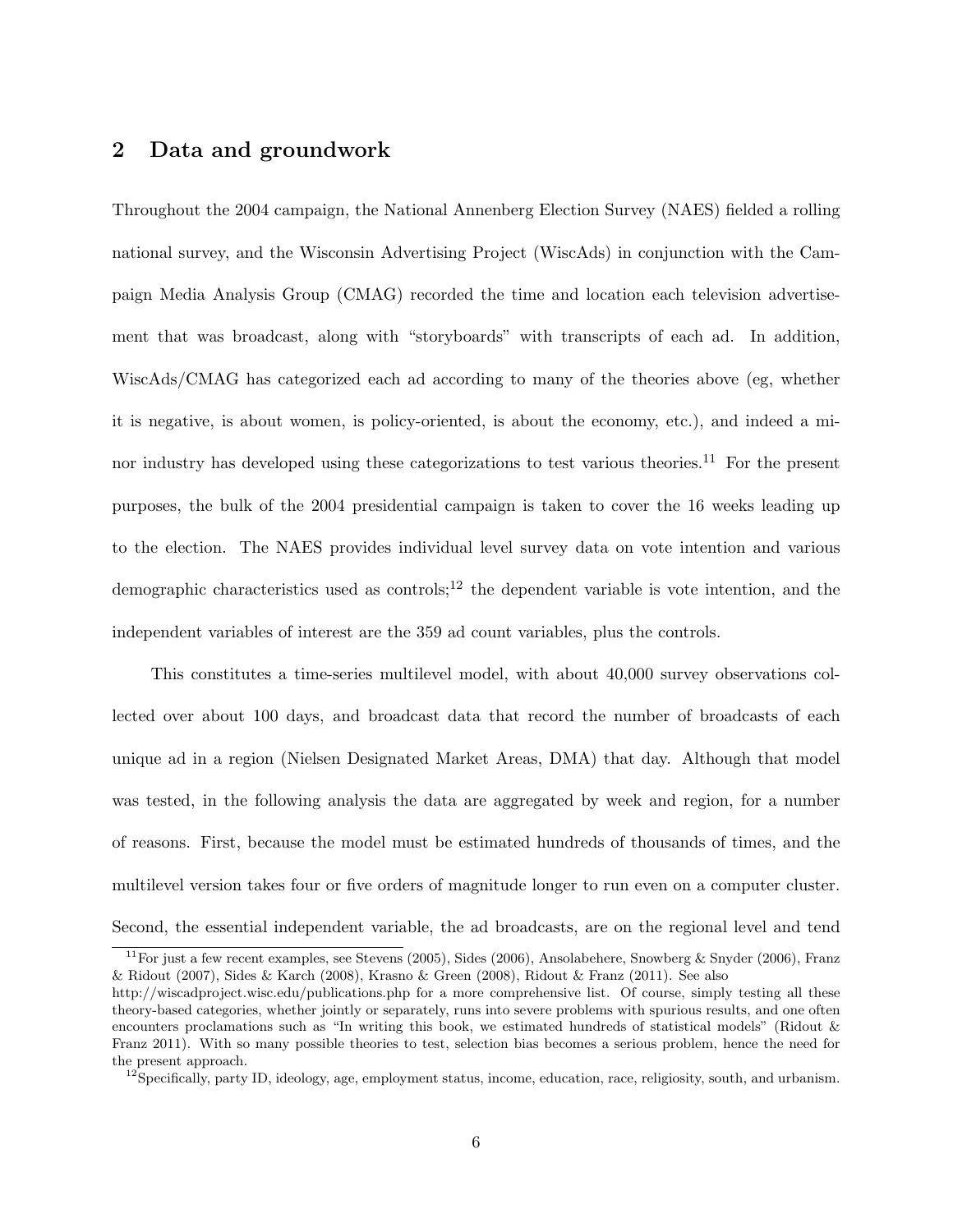## 2 Data and groundwork

Throughout the 2004 campaign, the National Annenberg Election Survey (NAES) fielded a rolling national survey, and the Wisconsin Advertising Project (WiscAds) in conjunction with the Campaign Media Analysis Group (CMAG) recorded the time and location each television advertisement that was broadcast, along with "storyboards" with transcripts of each ad. In addition, WiscAds/CMAG has categorized each ad according to many of the theories above (eg, whether it is negative, is about women, is policy-oriented, is about the economy, etc.), and indeed a minor industry has developed using these categorizations to test various theories.[11] For the present purposes, the bulk of the 2004 presidential campaign is taken to cover the 16 weeks leading up to the election. The NAES provides individual level survey data on vote intention and various demographic characteristics used as controls;[12] the dependent variable is vote intention, and the independent variables of interest are the 359 ad count variables, plus the controls.

This constitutes a time-series multilevel model, with about 40,000 survey observations collected over about 100 days, and broadcast data that record the number of broadcasts of each unique ad in a region (Nielsen Designated Market Areas, DMA) that day. Although that model was tested, in the following analysis the data are aggregated by week and region, for a number of reasons. First, because the model must be estimated hundreds of thousands of times, and the multilevel version takes four or five orders of magnitude longer to run even on a computer cluster. Second, the essential independent variable, the ad broadcasts, are on the regional level and tend

[11] For just a few recent examples, see Stevens (2005), Sides (2006), Ansolabehere, Snowberg & Snyder (2006), Franz & Ridout (2007), Sides & Karch (2008), Krasno & Green (2008), Ridout & Franz (2011). See also http://wiscadproject.wisc.edu/publications.php for a more comprehensive list. Of course, simply testing all these theory-based categories, whether jointly or separately, runs into severe problems with spurious results, and one often encounters proclamations such as "In writing this book, we estimated hundreds of statistical models" (Ridout & Franz 2011). With so many possible theories to test, selection bias becomes a serious problem, hence the need for the present approach.

[12] Specifically, party ID, ideology, age, employment status, income, education, race, religiosity, south, and urbanism.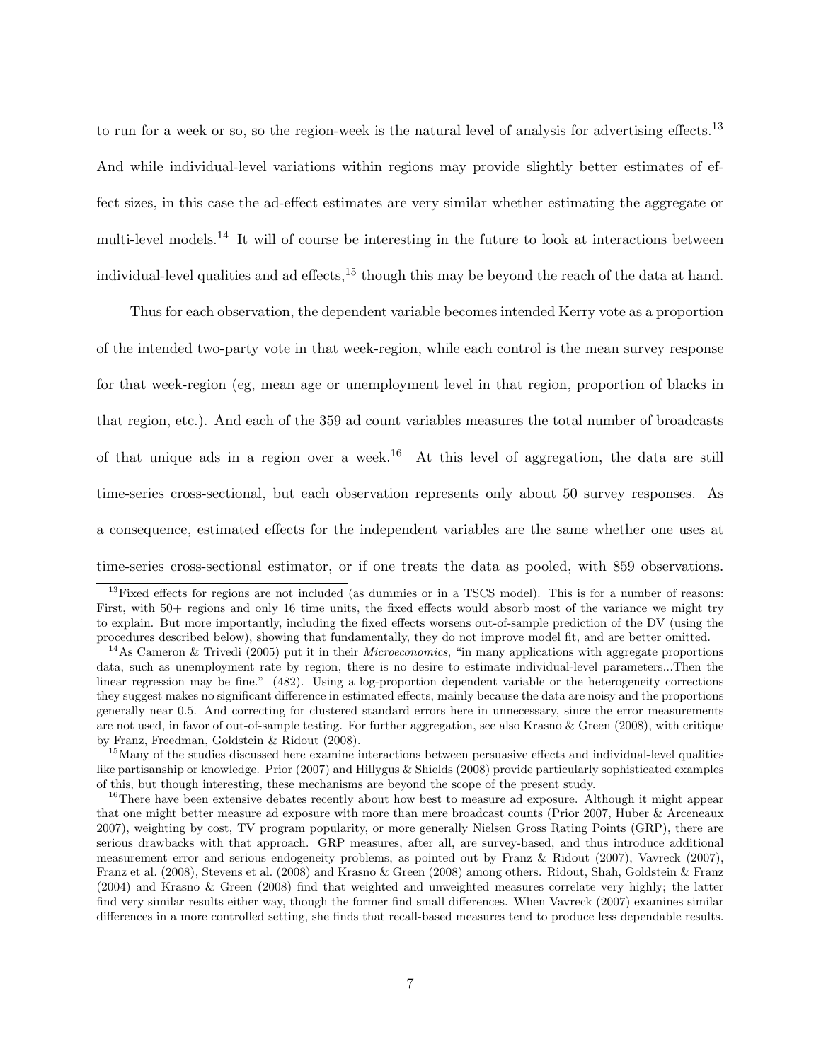to run for a week or so, so the region-week is the natural level of analysis for advertising effects.[13] And while individual-level variations within regions may provide slightly better estimates of effect sizes, in this case the ad-effect estimates are very similar whether estimating the aggregate or multi-level models.[14] It will of course be interesting in the future to look at interactions between individual-level qualities and ad effects,[15] though this may be beyond the reach of the data at hand.

Thus for each observation, the dependent variable becomes intended Kerry vote as a proportion of the intended two-party vote in that week-region, while each control is the mean survey response for that week-region (eg, mean age or unemployment level in that region, proportion of blacks in that region, etc.). And each of the 359 ad count variables measures the total number of broadcasts of that unique ads in a region over a week.[16] At this level of aggregation, the data are still time-series cross-sectional, but each observation represents only about 50 survey responses. As a consequence, estimated effects for the independent variables are the same whether one uses at time-series cross-sectional estimator, or if one treats the data as pooled, with 859 observations.

[13]Fixed effects for regions are not included (as dummies or in a TSCS model). This is for a number of reasons: First, with 50+ regions and only 16 time units, the fixed effects would absorb most of the variance we might try to explain. But more importantly, including the fixed effects worsens out-of-sample prediction of the DV (using the procedures described below), showing that fundamentally, they do not improve model fit, and are better omitted.

[14]As Cameron & Trivedi (2005) put it in their *Microeconomics*, "in many applications with aggregate proportions data, such as unemployment rate by region, there is no desire to estimate individual-level parameters...Then the linear regression may be fine." (482). Using a log-proportion dependent variable or the heterogeneity corrections they suggest makes no significant difference in estimated effects, mainly because the data are noisy and the proportions generally near 0.5. And correcting for clustered standard errors here in unnecessary, since the error measurements are not used, in favor of out-of-sample testing. For further aggregation, see also Krasno & Green (2008), with critique by Franz, Freedman, Goldstein & Ridout (2008).

[15]Many of the studies discussed here examine interactions between persuasive effects and individual-level qualities like partisanship or knowledge. Prior (2007) and Hillygus & Shields (2008) provide particularly sophisticated examples of this, but though interesting, these mechanisms are beyond the scope of the present study.

[16]There have been extensive debates recently about how best to measure ad exposure. Although it might appear that one might better measure ad exposure with more than mere broadcast counts (Prior 2007, Huber & Arceneaux 2007), weighting by cost, TV program popularity, or more generally Nielsen Gross Rating Points (GRP), there are serious drawbacks with that approach. GRP measures, after all, are survey-based, and thus introduce additional measurement error and serious endogeneity problems, as pointed out by Franz & Ridout (2007), Vavreck (2007), Franz et al. (2008), Stevens et al. (2008) and Krasno & Green (2008) among others. Ridout, Shah, Goldstein & Franz (2004) and Krasno & Green (2008) find that weighted and unweighted measures correlate very highly; the latter find very similar results either way, though the former find small differences. When Vavreck (2007) examines similar differences in a more controlled setting, she finds that recall-based measures tend to produce less dependable results.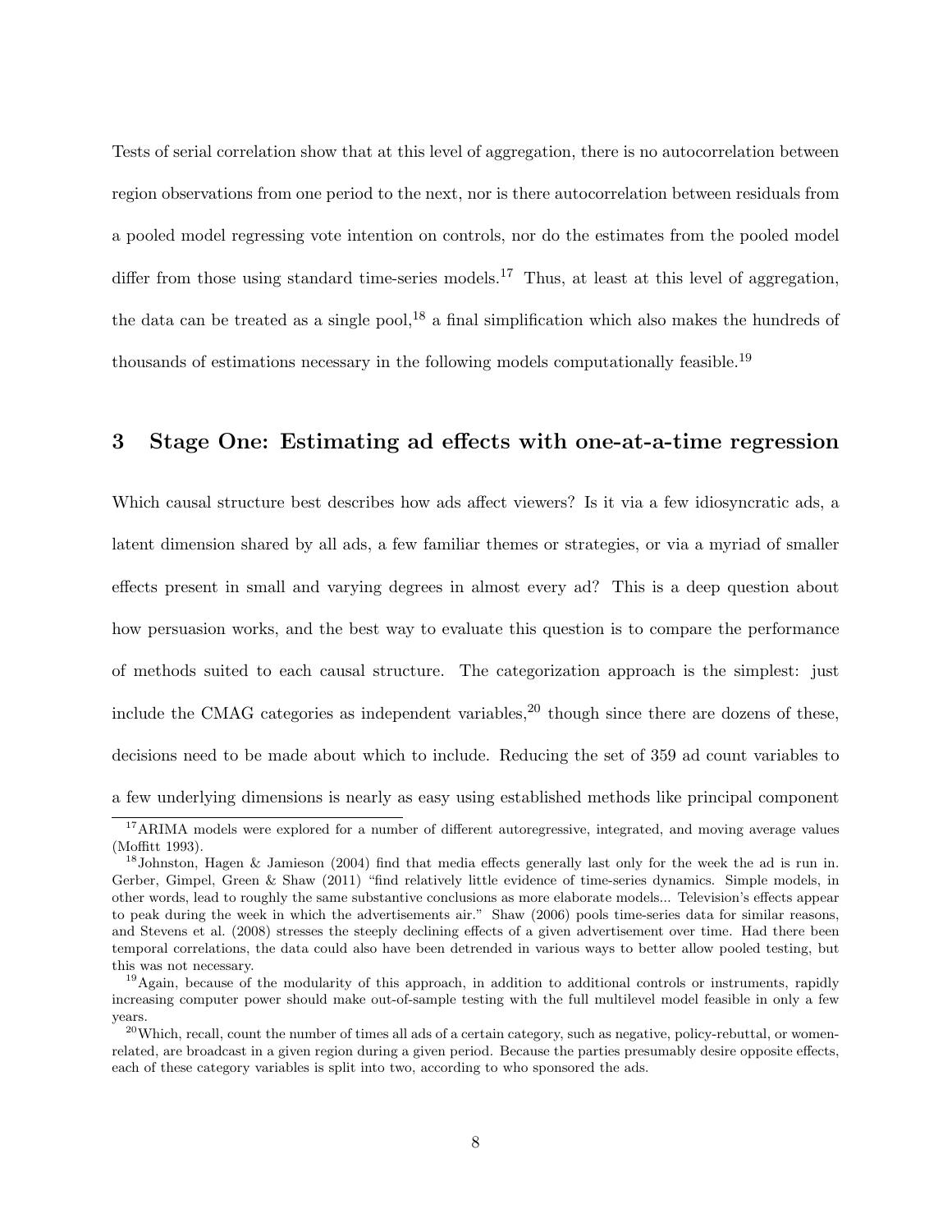Tests of serial correlation show that at this level of aggregation, there is no autocorrelation between region observations from one period to the next, nor is there autocorrelation between residuals from a pooled model regressing vote intention on controls, nor do the estimates from the pooled model differ from those using standard time-series models.[17] Thus, at least at this level of aggregation, the data can be treated as a single pool,[18] a final simplification which also makes the hundreds of thousands of estimations necessary in the following models computationally feasible.[19]

## 3 Stage One: Estimating ad effects with one-at-a-time regression

Which causal structure best describes how ads affect viewers? Is it via a few idiosyncratic ads, a latent dimension shared by all ads, a few familiar themes or strategies, or via a myriad of smaller effects present in small and varying degrees in almost every ad? This is a deep question about how persuasion works, and the best way to evaluate this question is to compare the performance of methods suited to each causal structure. The categorization approach is the simplest: just include the CMAG categories as independent variables,[20] though since there are dozens of these, decisions need to be made about which to include. Reducing the set of 359 ad count variables to a few underlying dimensions is nearly as easy using established methods like principal component

---

[17] ARIMA models were explored for a number of different autoregressive, integrated, and moving average values (Moffitt 1993).

[18] Johnston, Hagen & Jamieson (2004) find that media effects generally last only for the week the ad is run in. Gerber, Gimpel, Green & Shaw (2011) "find relatively little evidence of time-series dynamics. Simple models, in other words, lead to roughly the same substantive conclusions as more elaborate models... Television's effects appear to peak during the week in which the advertisements air." Shaw (2006) pools time-series data for similar reasons, and Stevens et al. (2008) stresses the steeply declining effects of a given advertisement over time. Had there been temporal correlations, the data could also have been detrended in various ways to better allow pooled testing, but this was not necessary.

[19] Again, because of the modularity of this approach, in addition to additional controls or instruments, rapidly increasing computer power should make out-of-sample testing with the full multilevel model feasible in only a few years.

[20] Which, recall, count the number of times all ads of a certain category, such as negative, policy-rebuttal, or women-related, are broadcast in a given region during a given period. Because the parties presumably desire opposite effects, each of these category variables is split into two, according to who sponsored the ads.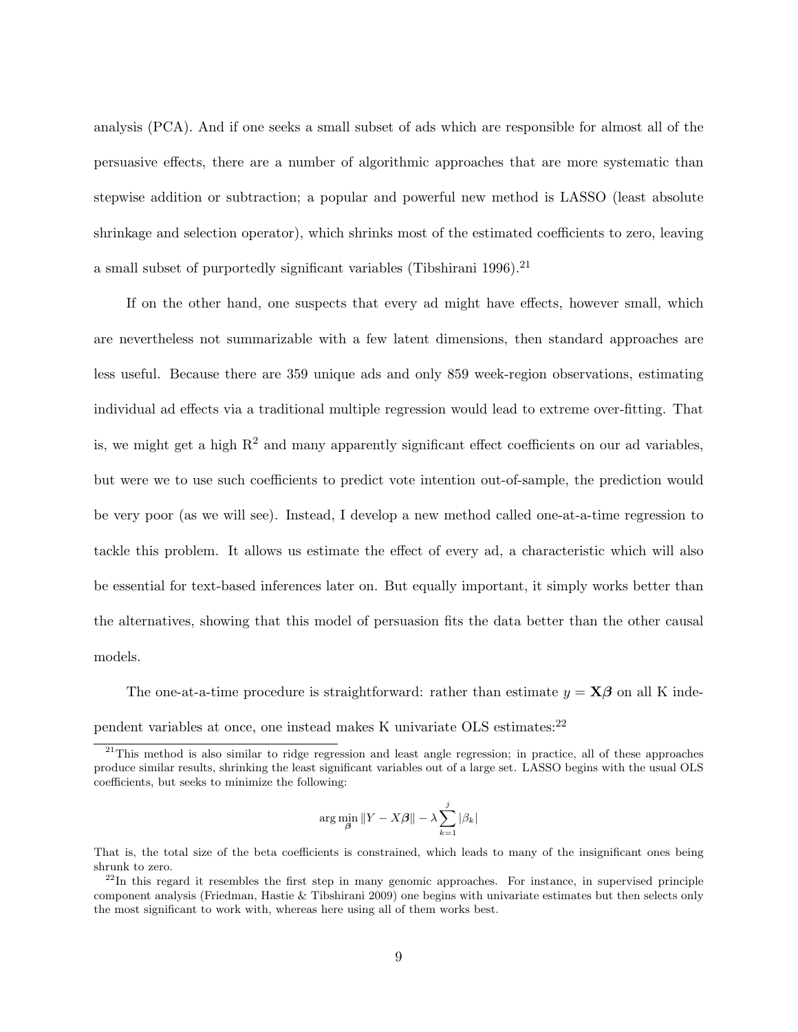analysis (PCA). And if one seeks a small subset of ads which are responsible for almost all of the persuasive effects, there are a number of algorithmic approaches that are more systematic than stepwise addition or subtraction; a popular and powerful new method is LASSO (least absolute shrinkage and selection operator), which shrinks most of the estimated coefficients to zero, leaving a small subset of purportedly significant variables (Tibshirani 1996).[21]

If on the other hand, one suspects that every ad might have effects, however small, which are nevertheless not summarizable with a few latent dimensions, then standard approaches are less useful. Because there are 359 unique ads and only 859 week-region observations, estimating individual ad effects via a traditional multiple regression would lead to extreme over-fitting. That is, we might get a high $R^2$ and many apparently significant effect coefficients on our ad variables, but were we to use such coefficients to predict vote intention out-of-sample, the prediction would be very poor (as we will see). Instead, I develop a new method called one-at-a-time regression to tackle this problem. It allows us estimate the effect of every ad, a characteristic which will also be essential for text-based inferences later on. But equally important, it simply works better than the alternatives, showing that this model of persuasion fits the data better than the other causal models.

The one-at-a-time procedure is straightforward: rather than estimate $y = \mathbf{X}\boldsymbol{\beta}$ on all K independent variables at once, one instead makes K univariate OLS estimates:[22]

---

[21] This method is also similar to ridge regression and least angle regression; in practice, all of these approaches produce similar results, shrinking the least significant variables out of a large set. LASSO begins with the usual OLS coefficients, but seeks to minimize the following:

$$\arg\min_{\boldsymbol{\beta}} \|Y - X\boldsymbol{\beta}\| - \lambda \sum_{k=1}^{j} |\beta_k|$$

That is, the total size of the beta coefficients is constrained, which leads to many of the insignificant ones being shrunk to zero.

[22] In this regard it resembles the first step in many genomic approaches. For instance, in supervised principle component analysis (Friedman, Hastie & Tibshirani 2009) one begins with univariate estimates but then selects only the most significant to work with, whereas here using all of them works best.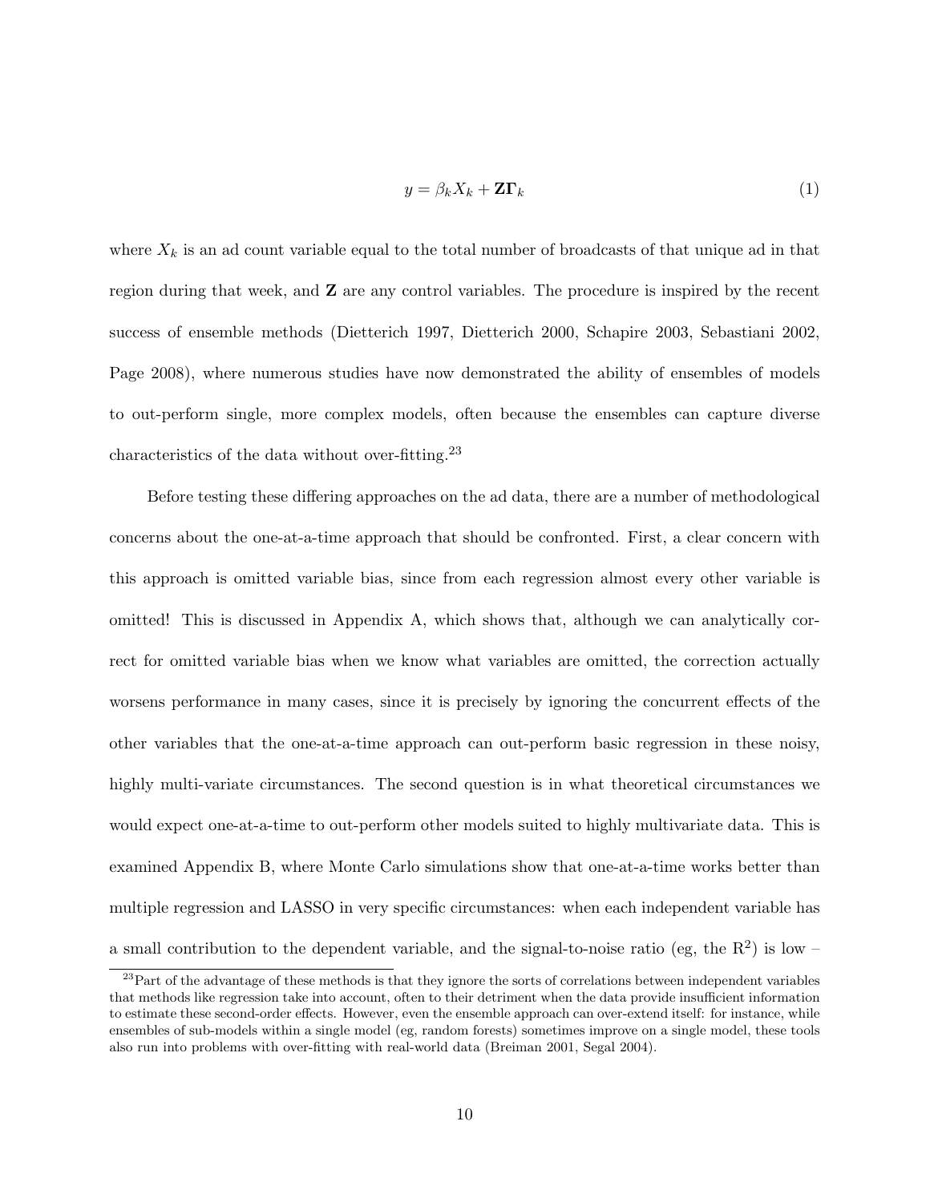$$y = \beta_k X_k + \mathbf{Z}\mathbf{\Gamma}_k \tag{1}$$

where $X_k$ is an ad count variable equal to the total number of broadcasts of that unique ad in that region during that week, and $\mathbf{Z}$ are any control variables. The procedure is inspired by the recent success of ensemble methods (Dietterich 1997, Dietterich 2000, Schapire 2003, Sebastiani 2002, Page 2008), where numerous studies have now demonstrated the ability of ensembles of models to out-perform single, more complex models, often because the ensembles can capture diverse characteristics of the data without over-fitting.[23]

Before testing these differing approaches on the ad data, there are a number of methodological concerns about the one-at-a-time approach that should be confronted. First, a clear concern with this approach is omitted variable bias, since from each regression almost every other variable is omitted! This is discussed in Appendix A, which shows that, although we can analytically correct for omitted variable bias when we know what variables are omitted, the correction actually worsens performance in many cases, since it is precisely by ignoring the concurrent effects of the other variables that the one-at-a-time approach can out-perform basic regression in these noisy, highly multi-variate circumstances. The second question is in what theoretical circumstances we would expect one-at-a-time to out-perform other models suited to highly multivariate data. This is examined Appendix B, where Monte Carlo simulations show that one-at-a-time works better than multiple regression and LASSO in very specific circumstances: when each independent variable has a small contribution to the dependent variable, and the signal-to-noise ratio (eg, the $R^2$) is low –

[23] Part of the advantage of these methods is that they ignore the sorts of correlations between independent variables that methods like regression take into account, often to their detriment when the data provide insufficient information to estimate these second-order effects. However, even the ensemble approach can over-extend itself: for instance, while ensembles of sub-models within a single model (eg, random forests) sometimes improve on a single model, these tools also run into problems with over-fitting with real-world data (Breiman 2001, Segal 2004).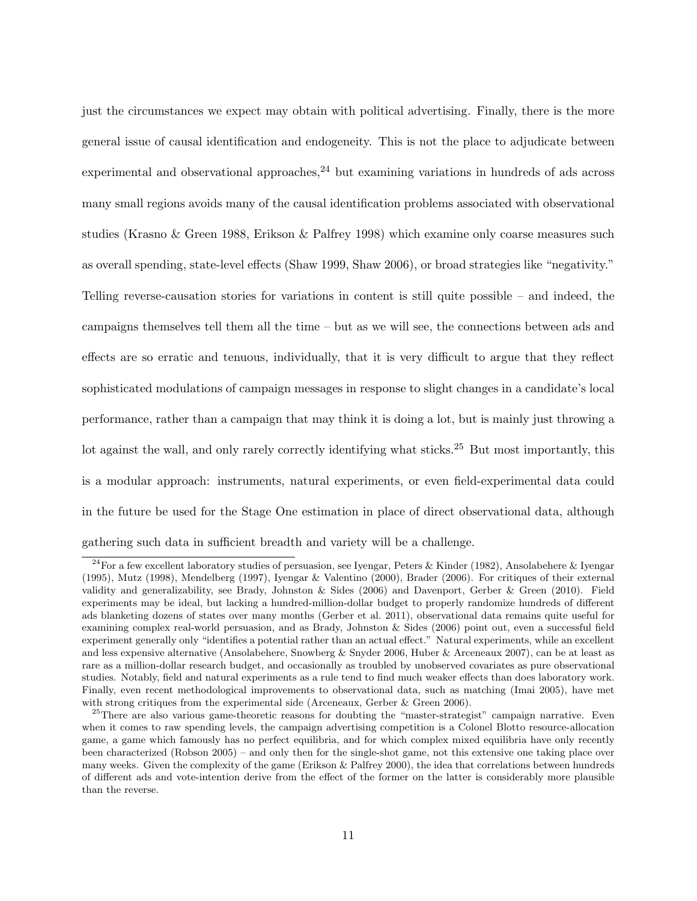just the circumstances we expect may obtain with political advertising. Finally, there is the more general issue of causal identification and endogeneity. This is not the place to adjudicate between experimental and observational approaches,[24] but examining variations in hundreds of ads across many small regions avoids many of the causal identification problems associated with observational studies (Krasno & Green 1988, Erikson & Palfrey 1998) which examine only coarse measures such as overall spending, state-level effects (Shaw 1999, Shaw 2006), or broad strategies like "negativity." Telling reverse-causation stories for variations in content is still quite possible – and indeed, the campaigns themselves tell them all the time – but as we will see, the connections between ads and effects are so erratic and tenuous, individually, that it is very difficult to argue that they reflect sophisticated modulations of campaign messages in response to slight changes in a candidate's local performance, rather than a campaign that may think it is doing a lot, but is mainly just throwing a lot against the wall, and only rarely correctly identifying what sticks.[25] But most importantly, this is a modular approach: instruments, natural experiments, or even field-experimental data could in the future be used for the Stage One estimation in place of direct observational data, although gathering such data in sufficient breadth and variety will be a challenge.

[24] For a few excellent laboratory studies of persuasion, see Iyengar, Peters & Kinder (1982), Ansolabehere & Iyengar (1995), Mutz (1998), Mendelberg (1997), Iyengar & Valentino (2000), Brader (2006). For critiques of their external validity and generalizability, see Brady, Johnston & Sides (2006) and Davenport, Gerber & Green (2010). Field experiments may be ideal, but lacking a hundred-million-dollar budget to properly randomize hundreds of different ads blanketing dozens of states over many months (Gerber et al. 2011), observational data remains quite useful for examining complex real-world persuasion, and as Brady, Johnston & Sides (2006) point out, even a successful field experiment generally only "identifies a potential rather than an actual effect." Natural experiments, while an excellent and less expensive alternative (Ansolabehere, Snowberg & Snyder 2006, Huber & Arceneaux 2007), can be at least as rare as a million-dollar research budget, and occasionally as troubled by unobserved covariates as pure observational studies. Notably, field and natural experiments as a rule tend to find much weaker effects than does laboratory work. Finally, even recent methodological improvements to observational data, such as matching (Imai 2005), have met with strong critiques from the experimental side (Arceneaux, Gerber & Green 2006).

[25] There are also various game-theoretic reasons for doubting the "master-strategist" campaign narrative. Even when it comes to raw spending levels, the campaign advertising competition is a Colonel Blotto resource-allocation game, a game which famously has no perfect equilibria, and for which complex mixed equilibria have only recently been characterized (Robson 2005) – and only then for the single-shot game, not this extensive one taking place over many weeks. Given the complexity of the game (Erikson & Palfrey 2000), the idea that correlations between hundreds of different ads and vote-intention derive from the effect of the former on the latter is considerably more plausible than the reverse.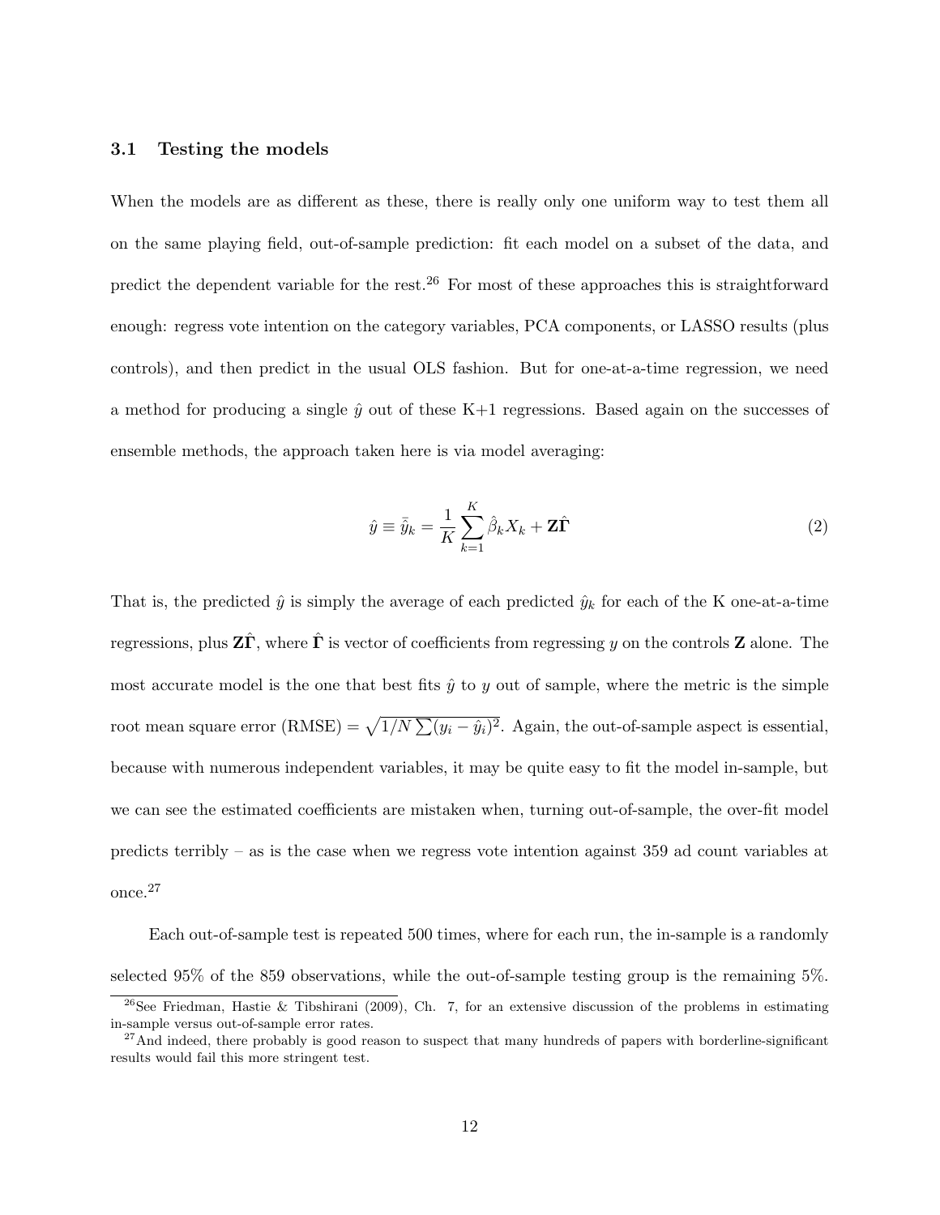### 3.1 Testing the models

When the models are as different as these, there is really only one uniform way to test them all on the same playing field, out-of-sample prediction: fit each model on a subset of the data, and predict the dependent variable for the rest.[26] For most of these approaches this is straightforward enough: regress vote intention on the category variables, PCA components, or LASSO results (plus controls), and then predict in the usual OLS fashion. But for one-at-a-time regression, we need a method for producing a single $\hat{y}$ out of these K+1 regressions. Based again on the successes of ensemble methods, the approach taken here is via model averaging:

$$\hat{y} \equiv \bar{\hat{y}}_k = \frac{1}{K}\sum_{k=1}^{K} \hat{\beta}_k X_k + \mathbf{Z}\hat{\mathbf{\Gamma}} \tag{2}$$

That is, the predicted $\hat{y}$ is simply the average of each predicted $\hat{y}_k$ for each of the K one-at-a-time regressions, plus $\mathbf{Z}\hat{\mathbf{\Gamma}}$, where $\hat{\mathbf{\Gamma}}$ is vector of coefficients from regressing $y$ on the controls $\mathbf{Z}$ alone. The most accurate model is the one that best fits $\hat{y}$ to $y$ out of sample, where the metric is the simple root mean square error (RMSE) $= \sqrt{1/N \sum (y_i - \hat{y}_i)^2}$. Again, the out-of-sample aspect is essential, because with numerous independent variables, it may be quite easy to fit the model in-sample, but we can see the estimated coefficients are mistaken when, turning out-of-sample, the over-fit model predicts terribly – as is the case when we regress vote intention against 359 ad count variables at once.[27]

Each out-of-sample test is repeated 500 times, where for each run, the in-sample is a randomly selected 95% of the 859 observations, while the out-of-sample testing group is the remaining 5%.

[26] See Friedman, Hastie & Tibshirani (2009), Ch. 7, for an extensive discussion of the problems in estimating in-sample versus out-of-sample error rates.

[27] And indeed, there probably is good reason to suspect that many hundreds of papers with borderline-significant results would fail this more stringent test.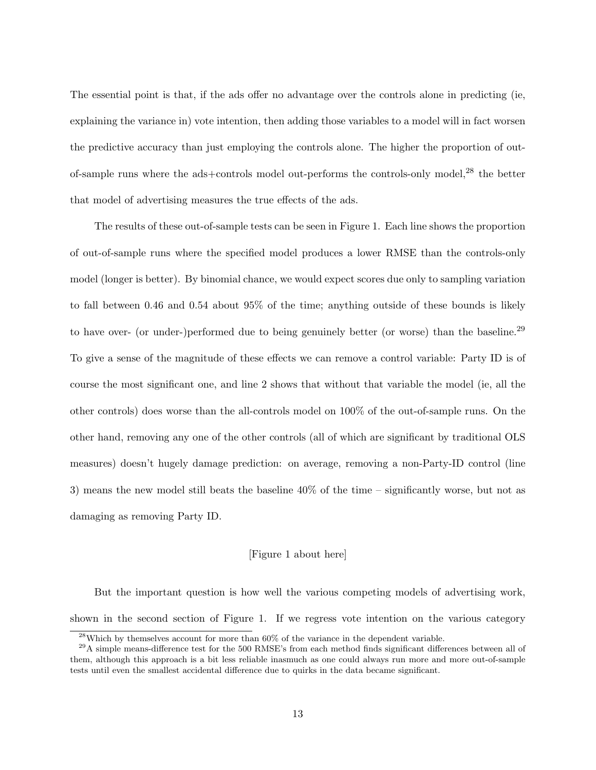The essential point is that, if the ads offer no advantage over the controls alone in predicting (ie, explaining the variance in) vote intention, then adding those variables to a model will in fact worsen the predictive accuracy than just employing the controls alone. The higher the proportion of out-of-sample runs where the ads+controls model out-performs the controls-only model,[28] the better that model of advertising measures the true effects of the ads.

The results of these out-of-sample tests can be seen in Figure 1. Each line shows the proportion of out-of-sample runs where the specified model produces a lower RMSE than the controls-only model (longer is better). By binomial chance, we would expect scores due only to sampling variation to fall between 0.46 and 0.54 about 95% of the time; anything outside of these bounds is likely to have over- (or under-)performed due to being genuinely better (or worse) than the baseline.[29] To give a sense of the magnitude of these effects we can remove a control variable: Party ID is of course the most significant one, and line 2 shows that without that variable the model (ie, all the other controls) does worse than the all-controls model on 100% of the out-of-sample runs. On the other hand, removing any one of the other controls (all of which are significant by traditional OLS measures) doesn't hugely damage prediction: on average, removing a non-Party-ID control (line 3) means the new model still beats the baseline 40% of the time – significantly worse, but not as damaging as removing Party ID.

[Figure 1 about here]

But the important question is how well the various competing models of advertising work, shown in the second section of Figure 1. If we regress vote intention on the various category

[28] Which by themselves account for more than 60% of the variance in the dependent variable.

[29] A simple means-difference test for the 500 RMSE's from each method finds significant differences between all of them, although this approach is a bit less reliable inasmuch as one could always run more and more out-of-sample tests until even the smallest accidental difference due to quirks in the data became significant.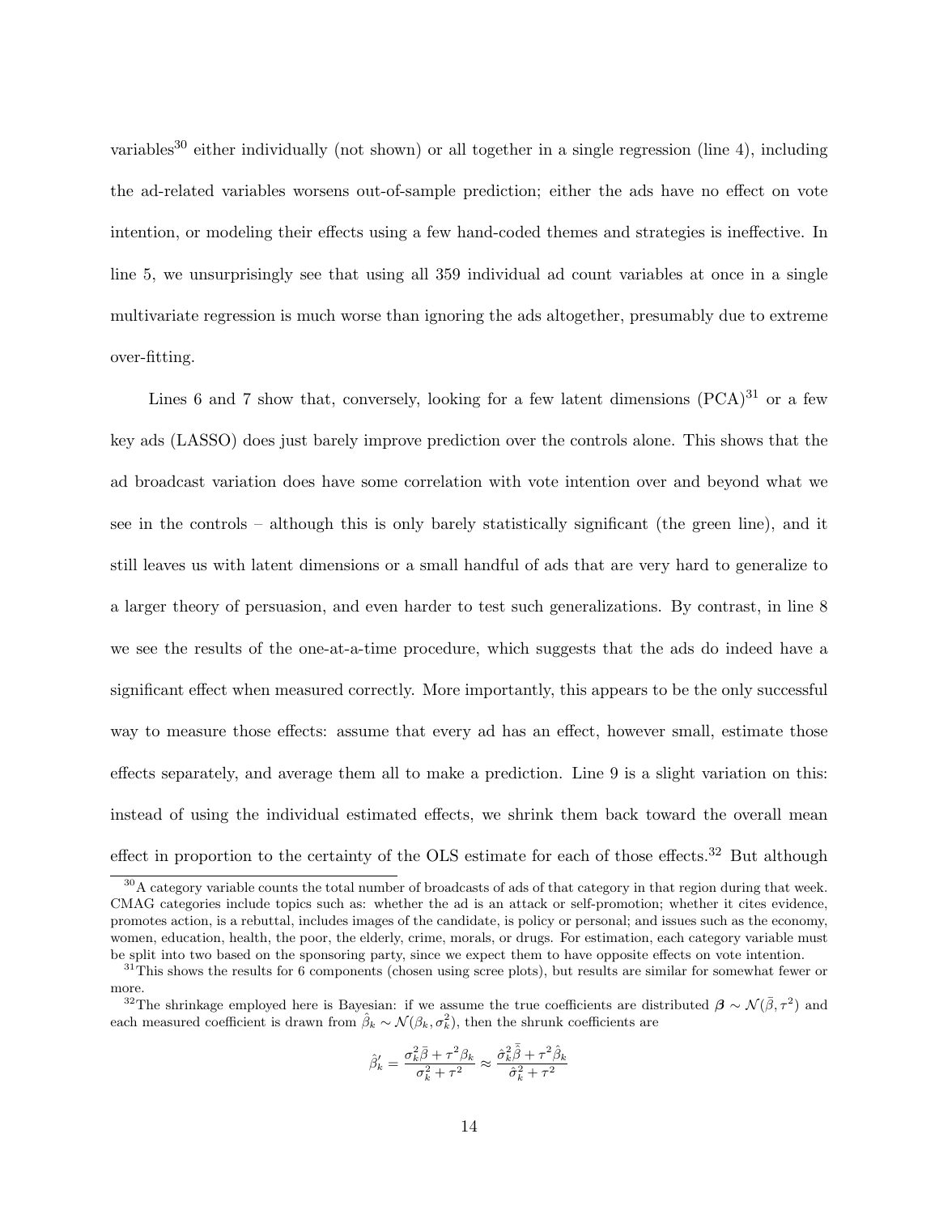variables[30] either individually (not shown) or all together in a single regression (line 4), including the ad-related variables worsens out-of-sample prediction; either the ads have no effect on vote intention, or modeling their effects using a few hand-coded themes and strategies is ineffective. In line 5, we unsurprisingly see that using all 359 individual ad count variables at once in a single multivariate regression is much worse than ignoring the ads altogether, presumably due to extreme over-fitting.

Lines 6 and 7 show that, conversely, looking for a few latent dimensions (PCA)[31] or a few key ads (LASSO) does just barely improve prediction over the controls alone. This shows that the ad broadcast variation does have some correlation with vote intention over and beyond what we see in the controls – although this is only barely statistically significant (the green line), and it still leaves us with latent dimensions or a small handful of ads that are very hard to generalize to a larger theory of persuasion, and even harder to test such generalizations. By contrast, in line 8 we see the results of the one-at-a-time procedure, which suggests that the ads do indeed have a significant effect when measured correctly. More importantly, this appears to be the only successful way to measure those effects: assume that every ad has an effect, however small, estimate those effects separately, and average them all to make a prediction. Line 9 is a slight variation on this: instead of using the individual estimated effects, we shrink them back toward the overall mean effect in proportion to the certainty of the OLS estimate for each of those effects.[32] But although

[30] A category variable counts the total number of broadcasts of ads of that category in that region during that week. CMAG categories include topics such as: whether the ad is an attack or self-promotion; whether it cites evidence, promotes action, is a rebuttal, includes images of the candidate, is policy or personal; and issues such as the economy, women, education, health, the poor, the elderly, crime, morals, or drugs. For estimation, each category variable must be split into two based on the sponsoring party, since we expect them to have opposite effects on vote intention.

[31] This shows the results for 6 components (chosen using scree plots), but results are similar for somewhat fewer or more.

[32] The shrinkage employed here is Bayesian: if we assume the true coefficients are distributed $\boldsymbol{\beta} \sim \mathcal{N}(\bar{\beta}, \tau^2)$ and each measured coefficient is drawn from $\hat{\beta}_k \sim \mathcal{N}(\beta_k, \sigma_k^2)$, then the shrunk coefficients are

$$\hat{\beta}'_k = \frac{\sigma_k^2 \bar{\beta} + \tau^2 \beta_k}{\sigma_k^2 + \tau^2} \approx \frac{\hat{\sigma}_k^2 \bar{\hat{\beta}} + \tau^2 \hat{\beta}_k}{\hat{\sigma}_k^2 + \tau^2}$$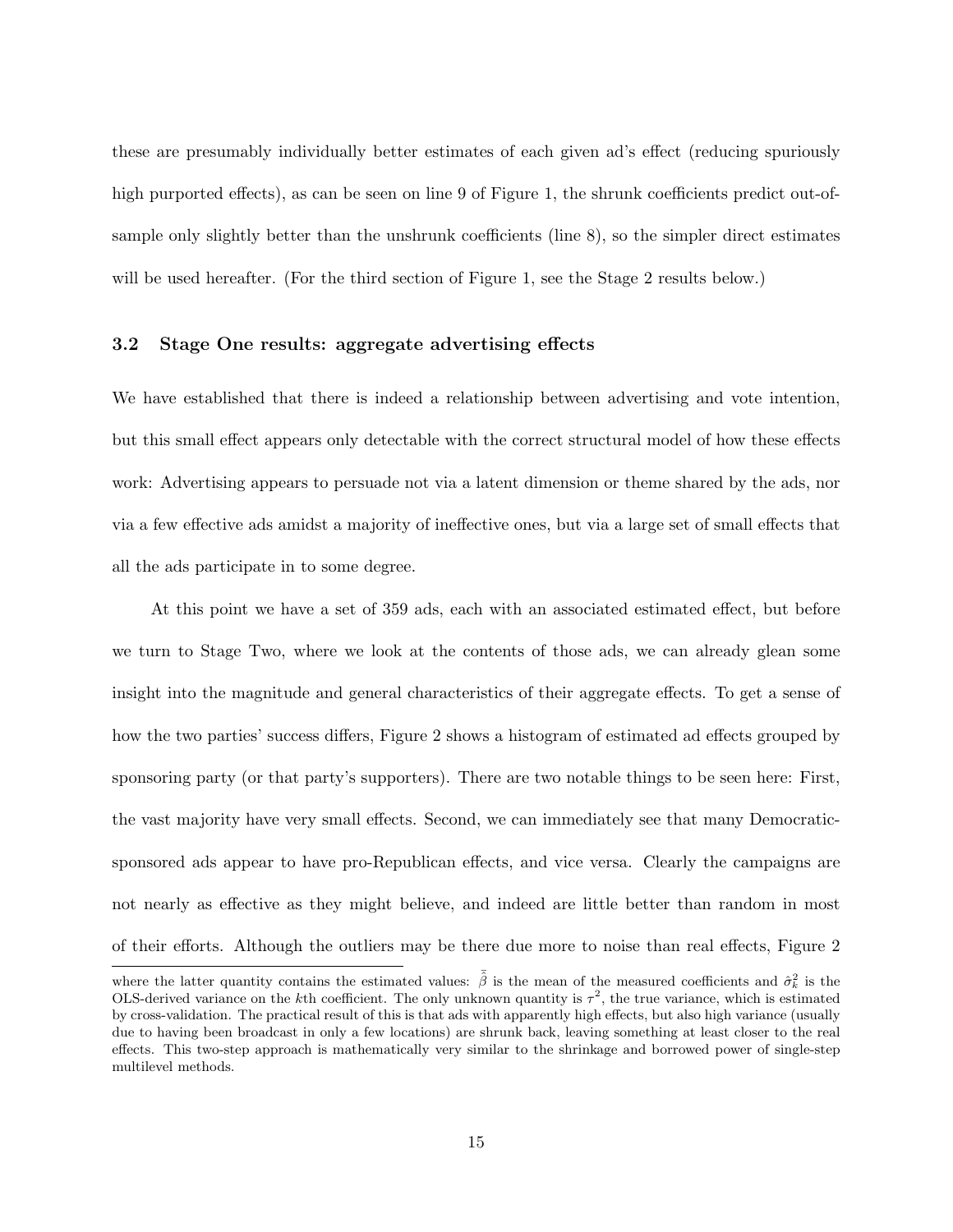these are presumably individually better estimates of each given ad's effect (reducing spuriously high purported effects), as can be seen on line 9 of Figure 1, the shrunk coefficients predict out-of-sample only slightly better than the unshrunk coefficients (line 8), so the simpler direct estimates will be used hereafter. (For the third section of Figure 1, see the Stage 2 results below.)

### 3.2 Stage One results: aggregate advertising effects

We have established that there is indeed a relationship between advertising and vote intention, but this small effect appears only detectable with the correct structural model of how these effects work: Advertising appears to persuade not via a latent dimension or theme shared by the ads, nor via a few effective ads amidst a majority of ineffective ones, but via a large set of small effects that all the ads participate in to some degree.

At this point we have a set of 359 ads, each with an associated estimated effect, but before we turn to Stage Two, where we look at the contents of those ads, we can already glean some insight into the magnitude and general characteristics of their aggregate effects. To get a sense of how the two parties' success differs, Figure 2 shows a histogram of estimated ad effects grouped by sponsoring party (or that party's supporters). There are two notable things to be seen here: First, the vast majority have very small effects. Second, we can immediately see that many Democratic-sponsored ads appear to have pro-Republican effects, and vice versa. Clearly the campaigns are not nearly as effective as they might believe, and indeed are little better than random in most of their efforts. Although the outliers may be there due more to noise than real effects, Figure 2

---

where the latter quantity contains the estimated values: $\bar{\bar{\beta}}$ is the mean of the measured coefficients and $\hat{\sigma}_k^2$ is the OLS-derived variance on the $k$th coefficient. The only unknown quantity is $\tau^2$, the true variance, which is estimated by cross-validation. The practical result of this is that ads with apparently high effects, but also high variance (usually due to having been broadcast in only a few locations) are shrunk back, leaving something at least closer to the real effects. This two-step approach is mathematically very similar to the shrinkage and borrowed power of single-step multilevel methods.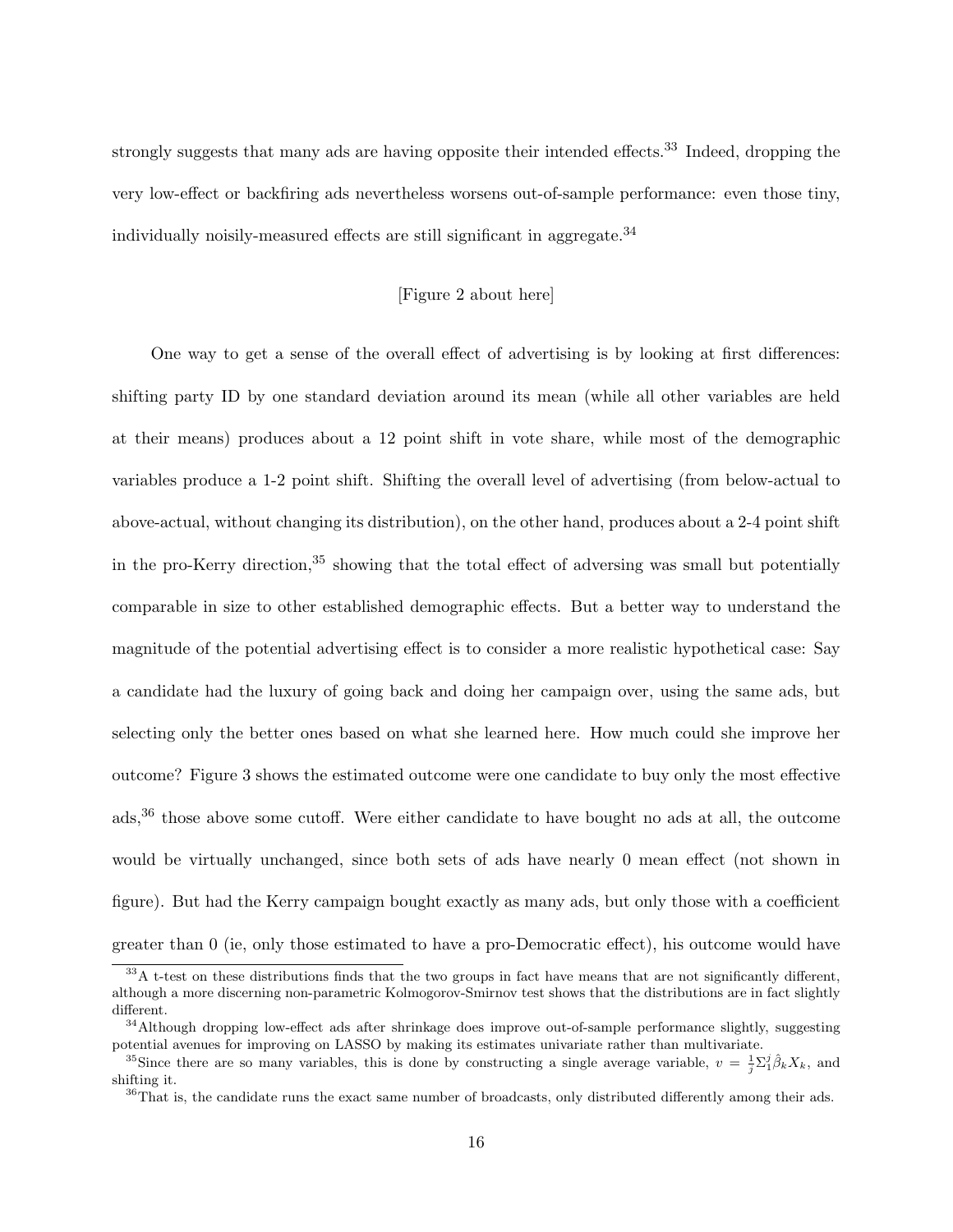strongly suggests that many ads are having opposite their intended effects.[33] Indeed, dropping the very low-effect or backfiring ads nevertheless worsens out-of-sample performance: even those tiny, individually noisily-measured effects are still significant in aggregate.[34]

[Figure 2 about here]

One way to get a sense of the overall effect of advertising is by looking at first differences: shifting party ID by one standard deviation around its mean (while all other variables are held at their means) produces about a 12 point shift in vote share, while most of the demographic variables produce a 1-2 point shift. Shifting the overall level of advertising (from below-actual to above-actual, without changing its distribution), on the other hand, produces about a 2-4 point shift in the pro-Kerry direction,[35] showing that the total effect of adversing was small but potentially comparable in size to other established demographic effects. But a better way to understand the magnitude of the potential advertising effect is to consider a more realistic hypothetical case: Say a candidate had the luxury of going back and doing her campaign over, using the same ads, but selecting only the better ones based on what she learned here. How much could she improve her outcome? Figure 3 shows the estimated outcome were one candidate to buy only the most effective ads,[36] those above some cutoff. Were either candidate to have bought no ads at all, the outcome would be virtually unchanged, since both sets of ads have nearly 0 mean effect (not shown in figure). But had the Kerry campaign bought exactly as many ads, but only those with a coefficient greater than 0 (ie, only those estimated to have a pro-Democratic effect), his outcome would have

[33] A t-test on these distributions finds that the two groups in fact have means that are not significantly different, although a more discerning non-parametric Kolmogorov-Smirnov test shows that the distributions are in fact slightly different.

[34] Although dropping low-effect ads after shrinkage does improve out-of-sample performance slightly, suggesting potential avenues for improving on LASSO by making its estimates univariate rather than multivariate.

[35] Since there are so many variables, this is done by constructing a single average variable, $v = \frac{1}{j}\Sigma_1^j \hat{\beta}_k X_k$, and shifting it.

[36] That is, the candidate runs the exact same number of broadcasts, only distributed differently among their ads.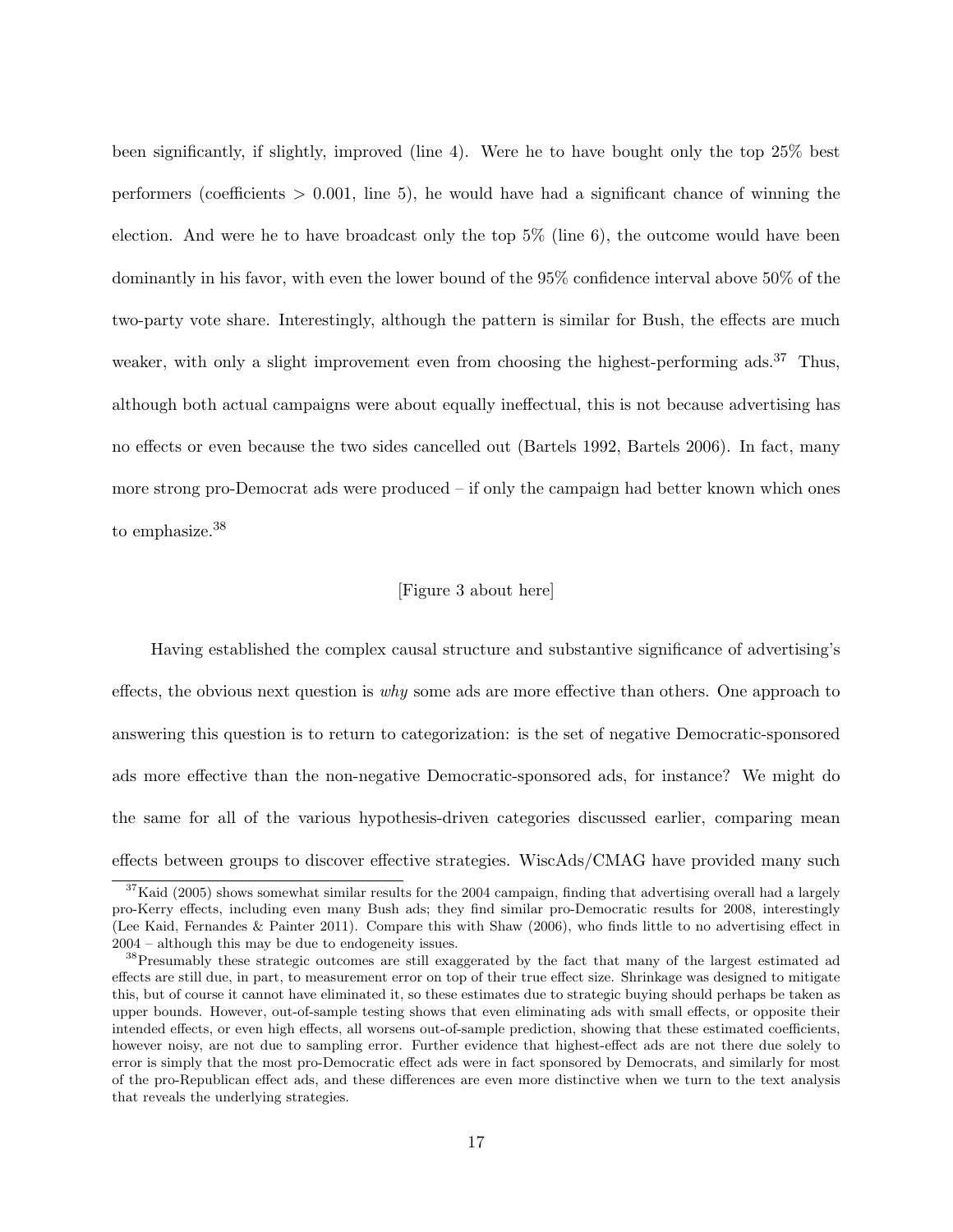been significantly, if slightly, improved (line 4). Were he to have bought only the top 25% best performers (coefficients $> 0.001$, line 5), he would have had a significant chance of winning the election. And were he to have broadcast only the top 5% (line 6), the outcome would have been dominantly in his favor, with even the lower bound of the 95% confidence interval above 50% of the two-party vote share. Interestingly, although the pattern is similar for Bush, the effects are much weaker, with only a slight improvement even from choosing the highest-performing ads.[37] Thus, although both actual campaigns were about equally ineffectual, this is not because advertising has no effects or even because the two sides cancelled out (Bartels 1992, Bartels 2006). In fact, many more strong pro-Democrat ads were produced – if only the campaign had better known which ones to emphasize.[38]

[Figure 3 about here]

Having established the complex causal structure and substantive significance of advertising's effects, the obvious next question is *why* some ads are more effective than others. One approach to answering this question is to return to categorization: is the set of negative Democratic-sponsored ads more effective than the non-negative Democratic-sponsored ads, for instance? We might do the same for all of the various hypothesis-driven categories discussed earlier, comparing mean effects between groups to discover effective strategies. WiscAds/CMAG have provided many such

[37] Kaid (2005) shows somewhat similar results for the 2004 campaign, finding that advertising overall had a largely pro-Kerry effects, including even many Bush ads; they find similar pro-Democratic results for 2008, interestingly (Lee Kaid, Fernandes & Painter 2011). Compare this with Shaw (2006), who finds little to no advertising effect in 2004 – although this may be due to endogeneity issues.

[38] Presumably these strategic outcomes are still exaggerated by the fact that many of the largest estimated ad effects are still due, in part, to measurement error on top of their true effect size. Shrinkage was designed to mitigate this, but of course it cannot have eliminated it, so these estimates due to strategic buying should perhaps be taken as upper bounds. However, out-of-sample testing shows that even eliminating ads with small effects, or opposite their intended effects, or even high effects, all worsens out-of-sample prediction, showing that these estimated coefficients, however noisy, are not due to sampling error. Further evidence that highest-effect ads are not there due solely to error is simply that the most pro-Democratic effect ads were in fact sponsored by Democrats, and similarly for most of the pro-Republican effect ads, and these differences are even more distinctive when we turn to the text analysis that reveals the underlying strategies.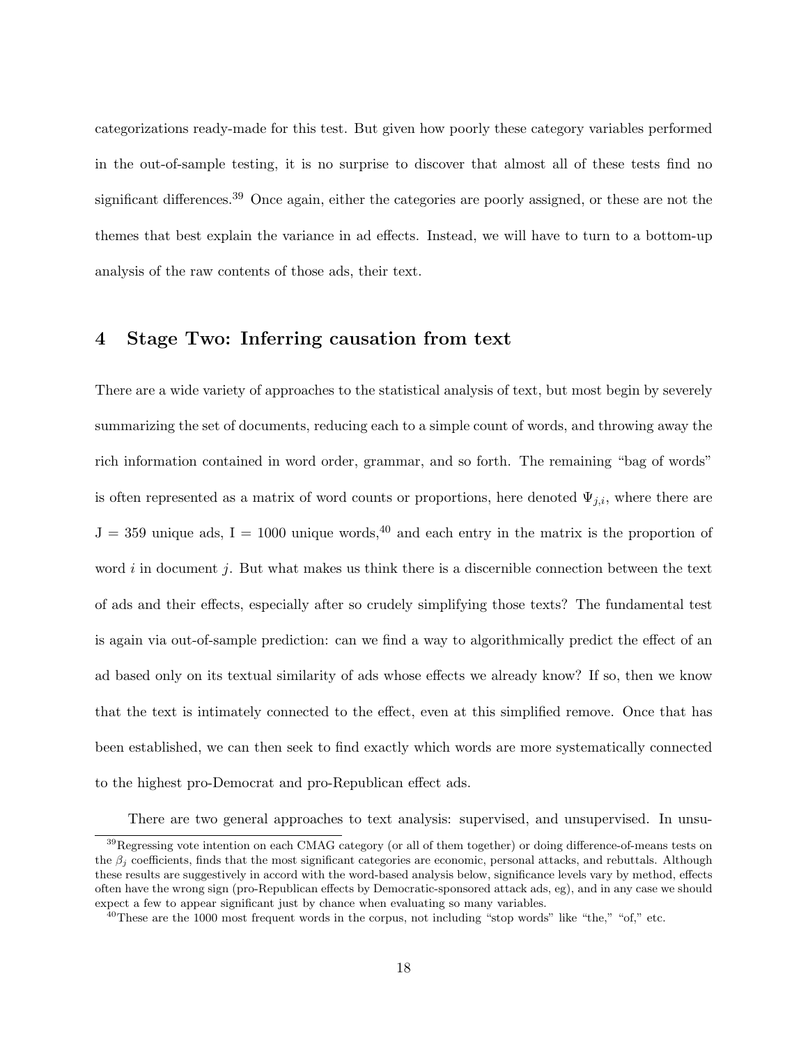categorizations ready-made for this test. But given how poorly these category variables performed in the out-of-sample testing, it is no surprise to discover that almost all of these tests find no significant differences.[39] Once again, either the categories are poorly assigned, or these are not the themes that best explain the variance in ad effects. Instead, we will have to turn to a bottom-up analysis of the raw contents of those ads, their text.

## 4 Stage Two: Inferring causation from text

There are a wide variety of approaches to the statistical analysis of text, but most begin by severely summarizing the set of documents, reducing each to a simple count of words, and throwing away the rich information contained in word order, grammar, and so forth. The remaining "bag of words" is often represented as a matrix of word counts or proportions, here denoted $\Psi_{j,i}$, where there are J = 359 unique ads, I = 1000 unique words,[40] and each entry in the matrix is the proportion of word $i$ in document $j$. But what makes us think there is a discernible connection between the text of ads and their effects, especially after so crudely simplifying those texts? The fundamental test is again via out-of-sample prediction: can we find a way to algorithmically predict the effect of an ad based only on its textual similarity of ads whose effects we already know? If so, then we know that the text is intimately connected to the effect, even at this simplified remove. Once that has been established, we can then seek to find exactly which words are more systematically connected to the highest pro-Democrat and pro-Republican effect ads.

There are two general approaches to text analysis: supervised, and unsupervised. In unsu-

[39] Regressing vote intention on each CMAG category (or all of them together) or doing difference-of-means tests on the $\beta_j$ coefficients, finds that the most significant categories are economic, personal attacks, and rebuttals. Although these results are suggestively in accord with the word-based analysis below, significance levels vary by method, effects often have the wrong sign (pro-Republican effects by Democratic-sponsored attack ads, eg), and in any case we should expect a few to appear significant just by chance when evaluating so many variables.

[40] These are the 1000 most frequent words in the corpus, not including "stop words" like "the," "of," etc.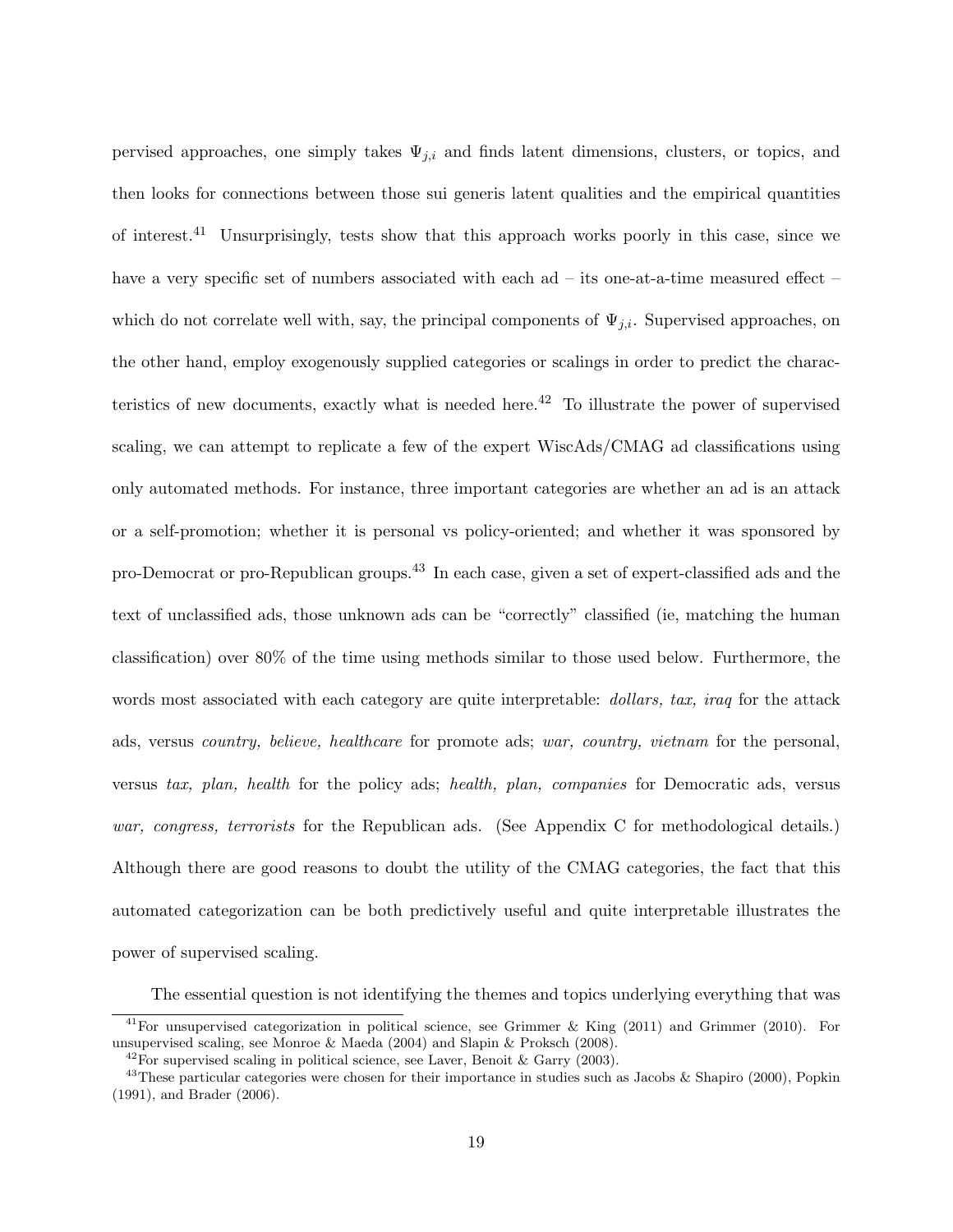pervised approaches, one simply takes $\Psi_{j,i}$ and finds latent dimensions, clusters, or topics, and then looks for connections between those sui generis latent qualities and the empirical quantities of interest.[41] Unsurprisingly, tests show that this approach works poorly in this case, since we have a very specific set of numbers associated with each ad – its one-at-a-time measured effect – which do not correlate well with, say, the principal components of $\Psi_{j,i}$. Supervised approaches, on the other hand, employ exogenously supplied categories or scalings in order to predict the characteristics of new documents, exactly what is needed here.[42] To illustrate the power of supervised scaling, we can attempt to replicate a few of the expert WiscAds/CMAG ad classifications using only automated methods. For instance, three important categories are whether an ad is an attack or a self-promotion; whether it is personal vs policy-oriented; and whether it was sponsored by pro-Democrat or pro-Republican groups.[43] In each case, given a set of expert-classified ads and the text of unclassified ads, those unknown ads can be "correctly" classified (ie, matching the human classification) over 80% of the time using methods similar to those used below. Furthermore, the words most associated with each category are quite interpretable: *dollars, tax, iraq* for the attack ads, versus *country, believe, healthcare* for promote ads; *war, country, vietnam* for the personal, versus *tax, plan, health* for the policy ads; *health, plan, companies* for Democratic ads, versus *war, congress, terrorists* for the Republican ads. (See Appendix C for methodological details.) Although there are good reasons to doubt the utility of the CMAG categories, the fact that this automated categorization can be both predictively useful and quite interpretable illustrates the power of supervised scaling.

The essential question is not identifying the themes and topics underlying everything that was

[41] For unsupervised categorization in political science, see Grimmer & King (2011) and Grimmer (2010). For unsupervised scaling, see Monroe & Maeda (2004) and Slapin & Proksch (2008).

[42] For supervised scaling in political science, see Laver, Benoit & Garry (2003).

[43] These particular categories were chosen for their importance in studies such as Jacobs & Shapiro (2000), Popkin (1991), and Brader (2006).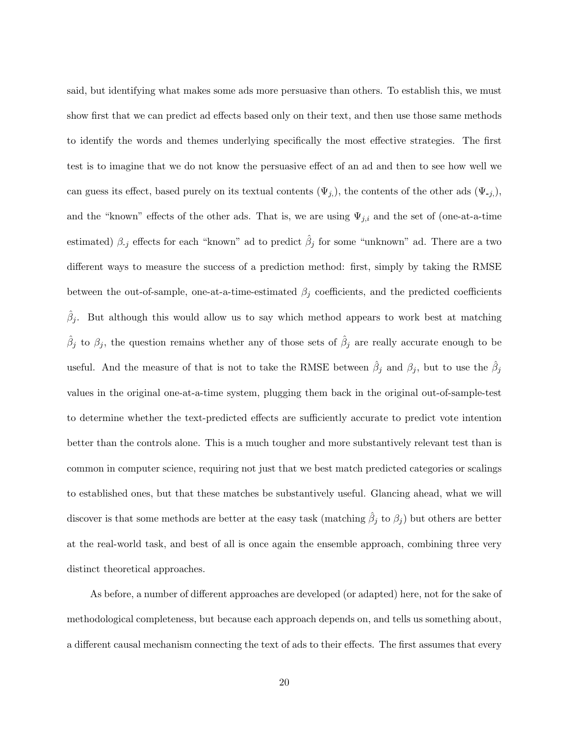said, but identifying what makes some ads more persuasive than others. To establish this, we must show first that we can predict ad effects based only on their text, and then use those same methods to identify the words and themes underlying specifically the most effective strategies. The first test is to imagine that we do not know the persuasive effect of an ad and then to see how well we can guess its effect, based purely on its textual contents ($\Psi_{j,}$), the contents of the other ads ($\Psi_{\text{-}j,}$), and the "known" effects of the other ads. That is, we are using $\Psi_{j,i}$ and the set of (one-at-a-time estimated) $\beta_{\text{-}j}$ effects for each "known" ad to predict $\hat{\beta}_j$ for some "unknown" ad. There are a two different ways to measure the success of a prediction method: first, simply by taking the RMSE between the out-of-sample, one-at-a-time-estimated $\beta_j$ coefficients, and the predicted coefficients $\hat{\beta}_j$. But although this would allow us to say which method appears to work best at matching $\hat{\beta}_j$ to $\beta_j$, the question remains whether any of those sets of $\hat{\beta}_j$ are really accurate enough to be useful. And the measure of that is not to take the RMSE between $\hat{\beta}_j$ and $\beta_j$, but to use the $\hat{\beta}_j$ values in the original one-at-a-time system, plugging them back in the original out-of-sample-test to determine whether the text-predicted effects are sufficiently accurate to predict vote intention better than the controls alone. This is a much tougher and more substantively relevant test than is common in computer science, requiring not just that we best match predicted categories or scalings to established ones, but that these matches be substantively useful. Glancing ahead, what we will discover is that some methods are better at the easy task (matching $\hat{\beta}_j$ to $\beta_j$) but others are better at the real-world task, and best of all is once again the ensemble approach, combining three very distinct theoretical approaches.

As before, a number of different approaches are developed (or adapted) here, not for the sake of methodological completeness, but because each approach depends on, and tells us something about, a different causal mechanism connecting the text of ads to their effects. The first assumes that every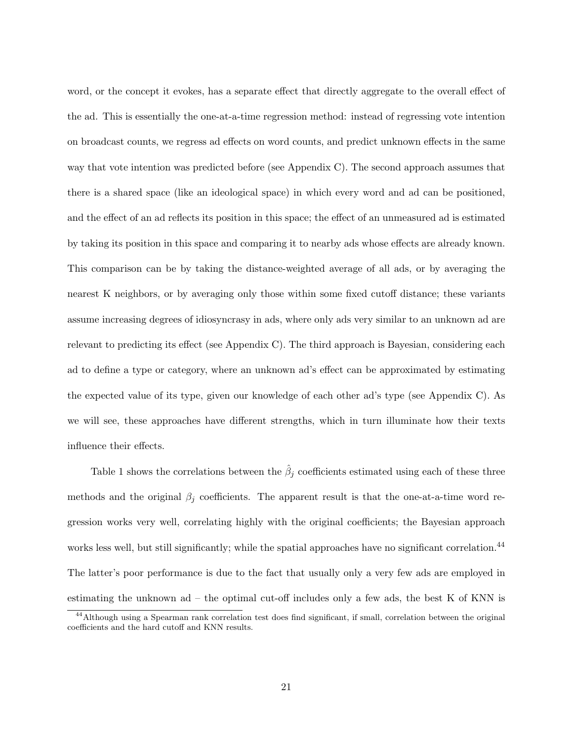word, or the concept it evokes, has a separate effect that directly aggregate to the overall effect of the ad. This is essentially the one-at-a-time regression method: instead of regressing vote intention on broadcast counts, we regress ad effects on word counts, and predict unknown effects in the same way that vote intention was predicted before (see Appendix C). The second approach assumes that there is a shared space (like an ideological space) in which every word and ad can be positioned, and the effect of an ad reflects its position in this space; the effect of an unmeasured ad is estimated by taking its position in this space and comparing it to nearby ads whose effects are already known. This comparison can be by taking the distance-weighted average of all ads, or by averaging the nearest K neighbors, or by averaging only those within some fixed cutoff distance; these variants assume increasing degrees of idiosyncrasy in ads, where only ads very similar to an unknown ad are relevant to predicting its effect (see Appendix C). The third approach is Bayesian, considering each ad to define a type or category, where an unknown ad's effect can be approximated by estimating the expected value of its type, given our knowledge of each other ad's type (see Appendix C). As we will see, these approaches have different strengths, which in turn illuminate how their texts influence their effects.

Table 1 shows the correlations between the $\hat{\beta}_j$ coefficients estimated using each of these three methods and the original $\beta_j$ coefficients. The apparent result is that the one-at-a-time word regression works very well, correlating highly with the original coefficients; the Bayesian approach works less well, but still significantly; while the spatial approaches have no significant correlation.[44] The latter's poor performance is due to the fact that usually only a very few ads are employed in estimating the unknown ad – the optimal cut-off includes only a few ads, the best K of KNN is

[44] Although using a Spearman rank correlation test does find significant, if small, correlation between the original coefficients and the hard cutoff and KNN results.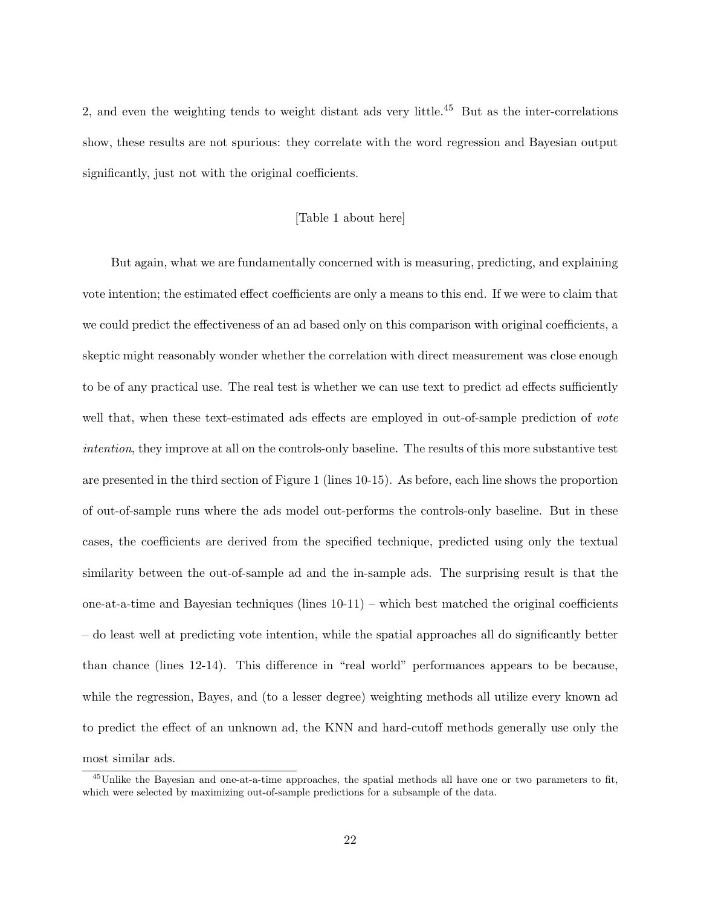2, and even the weighting tends to weight distant ads very little.[45] But as the inter-correlations show, these results are not spurious: they correlate with the word regression and Bayesian output significantly, just not with the original coefficients.

[Table 1 about here]

But again, what we are fundamentally concerned with is measuring, predicting, and explaining vote intention; the estimated effect coefficients are only a means to this end. If we were to claim that we could predict the effectiveness of an ad based only on this comparison with original coefficients, a skeptic might reasonably wonder whether the correlation with direct measurement was close enough to be of any practical use. The real test is whether we can use text to predict ad effects sufficiently well that, when these text-estimated ads effects are employed in out-of-sample prediction of *vote intention*, they improve at all on the controls-only baseline. The results of this more substantive test are presented in the third section of Figure 1 (lines 10-15). As before, each line shows the proportion of out-of-sample runs where the ads model out-performs the controls-only baseline. But in these cases, the coefficients are derived from the specified technique, predicted using only the textual similarity between the out-of-sample ad and the in-sample ads. The surprising result is that the one-at-a-time and Bayesian techniques (lines 10-11) – which best matched the original coefficients – do least well at predicting vote intention, while the spatial approaches all do significantly better than chance (lines 12-14). This difference in "real world" performances appears to be because, while the regression, Bayes, and (to a lesser degree) weighting methods all utilize every known ad to predict the effect of an unknown ad, the KNN and hard-cutoff methods generally use only the most similar ads.

[45] Unlike the Bayesian and one-at-a-time approaches, the spatial methods all have one or two parameters to fit, which were selected by maximizing out-of-sample predictions for a subsample of the data.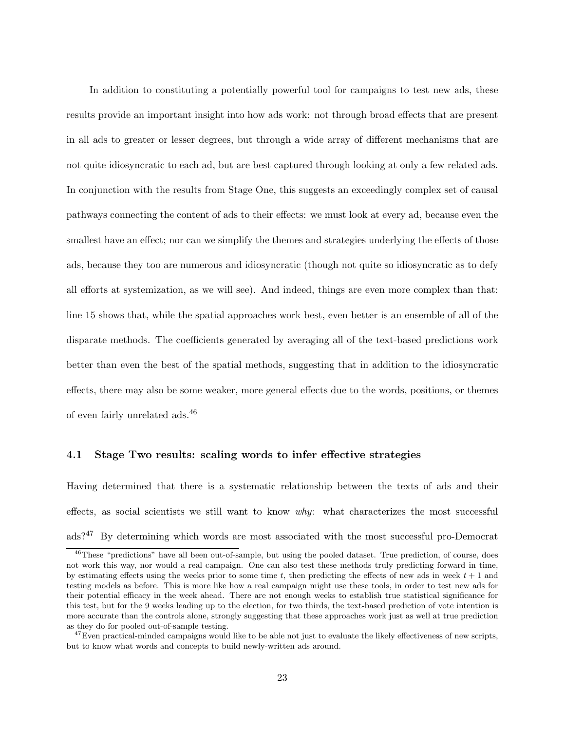In addition to constituting a potentially powerful tool for campaigns to test new ads, these results provide an important insight into how ads work: not through broad effects that are present in all ads to greater or lesser degrees, but through a wide array of different mechanisms that are not quite idiosyncratic to each ad, but are best captured through looking at only a few related ads. In conjunction with the results from Stage One, this suggests an exceedingly complex set of causal pathways connecting the content of ads to their effects: we must look at every ad, because even the smallest have an effect; nor can we simplify the themes and strategies underlying the effects of those ads, because they too are numerous and idiosyncratic (though not quite so idiosyncratic as to defy all efforts at systemization, as we will see). And indeed, things are even more complex than that: line 15 shows that, while the spatial approaches work best, even better is an ensemble of all of the disparate methods. The coefficients generated by averaging all of the text-based predictions work better than even the best of the spatial methods, suggesting that in addition to the idiosyncratic effects, there may also be some weaker, more general effects due to the words, positions, or themes of even fairly unrelated ads.[46]

## 4.1 Stage Two results: scaling words to infer effective strategies

Having determined that there is a systematic relationship between the texts of ads and their effects, as social scientists we still want to know *why*: what characterizes the most successful ads?[47] By determining which words are most associated with the most successful pro-Democrat

[46] These "predictions" have all been out-of-sample, but using the pooled dataset. True prediction, of course, does not work this way, nor would a real campaign. One can also test these methods truly predicting forward in time, by estimating effects using the weeks prior to some time $t$, then predicting the effects of new ads in week $t+1$ and testing models as before. This is more like how a real campaign might use these tools, in order to test new ads for their potential efficacy in the week ahead. There are not enough weeks to establish true statistical significance for this test, but for the 9 weeks leading up to the election, for two thirds, the text-based prediction of vote intention is more accurate than the controls alone, strongly suggesting that these approaches work just as well at true prediction as they do for pooled out-of-sample testing.

[47] Even practical-minded campaigns would like to be able not just to evaluate the likely effectiveness of new scripts, but to know what words and concepts to build newly-written ads around.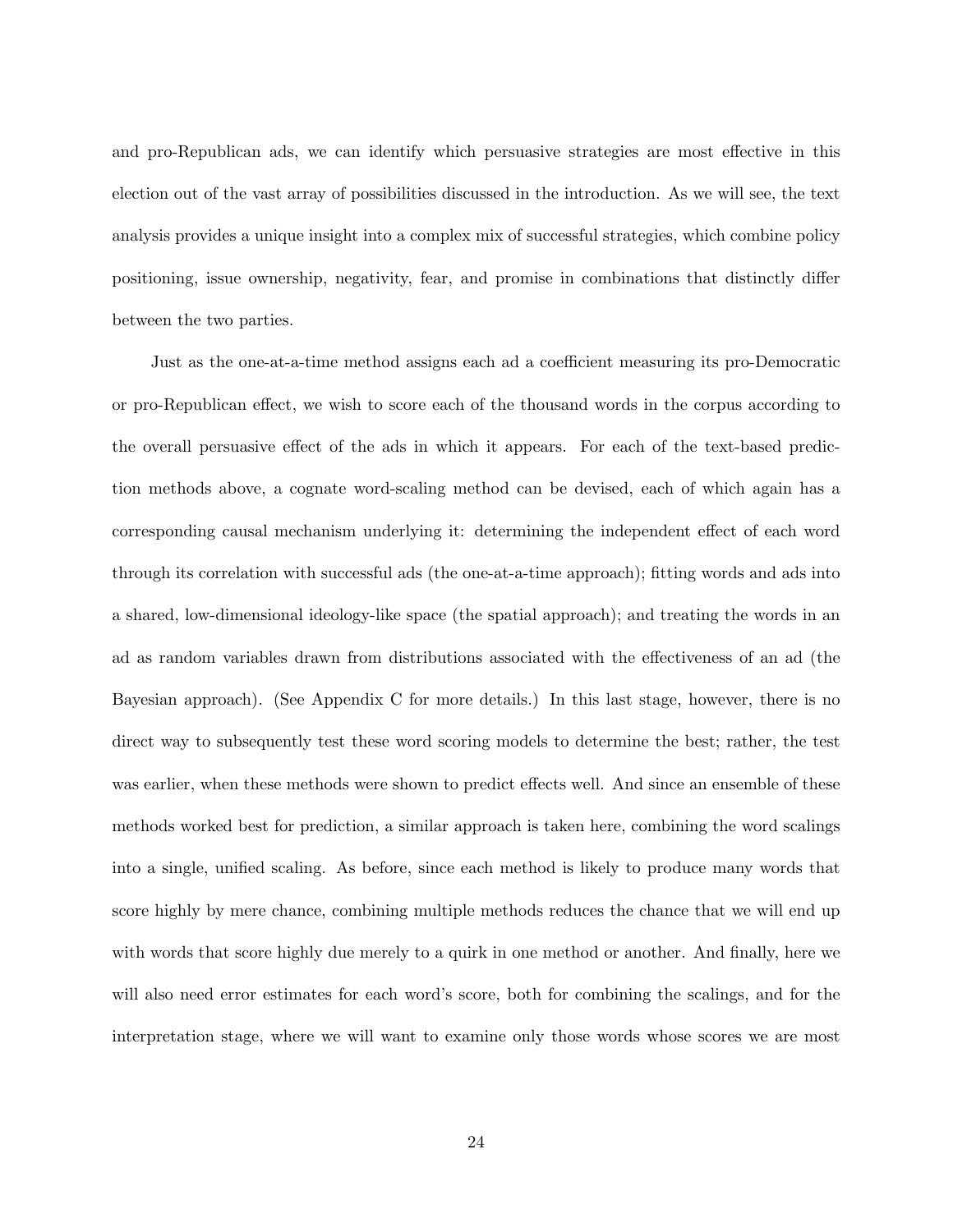and pro-Republican ads, we can identify which persuasive strategies are most effective in this election out of the vast array of possibilities discussed in the introduction. As we will see, the text analysis provides a unique insight into a complex mix of successful strategies, which combine policy positioning, issue ownership, negativity, fear, and promise in combinations that distinctly differ between the two parties.

Just as the one-at-a-time method assigns each ad a coefficient measuring its pro-Democratic or pro-Republican effect, we wish to score each of the thousand words in the corpus according to the overall persuasive effect of the ads in which it appears. For each of the text-based prediction methods above, a cognate word-scaling method can be devised, each of which again has a corresponding causal mechanism underlying it: determining the independent effect of each word through its correlation with successful ads (the one-at-a-time approach); fitting words and ads into a shared, low-dimensional ideology-like space (the spatial approach); and treating the words in an ad as random variables drawn from distributions associated with the effectiveness of an ad (the Bayesian approach). (See Appendix C for more details.) In this last stage, however, there is no direct way to subsequently test these word scoring models to determine the best; rather, the test was earlier, when these methods were shown to predict effects well. And since an ensemble of these methods worked best for prediction, a similar approach is taken here, combining the word scalings into a single, unified scaling. As before, since each method is likely to produce many words that score highly by mere chance, combining multiple methods reduces the chance that we will end up with words that score highly due merely to a quirk in one method or another. And finally, here we will also need error estimates for each word's score, both for combining the scalings, and for the interpretation stage, where we will want to examine only those words whose scores we are most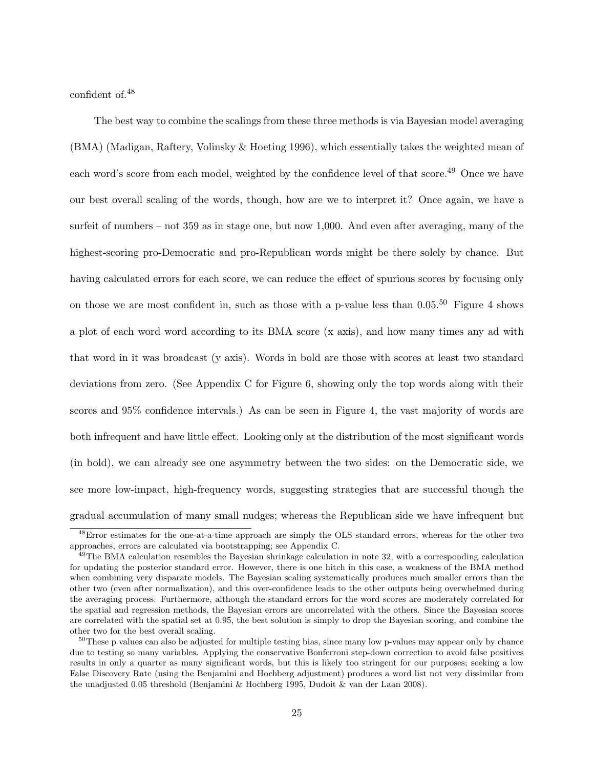confident of.[48]

The best way to combine the scalings from these three methods is via Bayesian model averaging (BMA) (Madigan, Raftery, Volinsky & Hoeting 1996), which essentially takes the weighted mean of each word's score from each model, weighted by the confidence level of that score.[49] Once we have our best overall scaling of the words, though, how are we to interpret it? Once again, we have a surfeit of numbers – not 359 as in stage one, but now 1,000. And even after averaging, many of the highest-scoring pro-Democratic and pro-Republican words might be there solely by chance. But having calculated errors for each score, we can reduce the effect of spurious scores by focusing only on those we are most confident in, such as those with a p-value less than 0.05.[50] Figure 4 shows a plot of each word word according to its BMA score (x axis), and how many times any ad with that word in it was broadcast (y axis). Words in bold are those with scores at least two standard deviations from zero. (See Appendix C for Figure 6, showing only the top words along with their scores and 95% confidence intervals.) As can be seen in Figure 4, the vast majority of words are both infrequent and have little effect. Looking only at the distribution of the most significant words (in bold), we can already see one asymmetry between the two sides: on the Democratic side, we see more low-impact, high-frequency words, suggesting strategies that are successful though the gradual accumulation of many small nudges; whereas the Republican side we have infrequent but

[48]Error estimates for the one-at-a-time approach are simply the OLS standard errors, whereas for the other two approaches, errors are calculated via bootstrapping; see Appendix C.

[49]The BMA calculation resembles the Bayesian shrinkage calculation in note 32, with a corresponding calculation for updating the posterior standard error. However, there is one hitch in this case, a weakness of the BMA method when combining very disparate models. The Bayesian scaling systematically produces much smaller errors than the other two (even after normalization), and this over-confidence leads to the other outputs being overwhelmed during the averaging process. Furthermore, although the standard errors for the word scores are moderately correlated for the spatial and regression methods, the Bayesian errors are uncorrelated with the others. Since the Bayesian scores are correlated with the spatial set at 0.95, the best solution is simply to drop the Bayesian scoring, and combine the other two for the best overall scaling.

[50]These p values can also be adjusted for multiple testing bias, since many low p-values may appear only by chance due to testing so many variables. Applying the conservative Bonferroni step-down correction to avoid false positives results in only a quarter as many significant words, but this is likely too stringent for our purposes; seeking a low False Discovery Rate (using the Benjamini and Hochberg adjustment) produces a word list not very dissimilar from the unadjusted 0.05 threshold (Benjamini & Hochberg 1995, Dudoit & van der Laan 2008).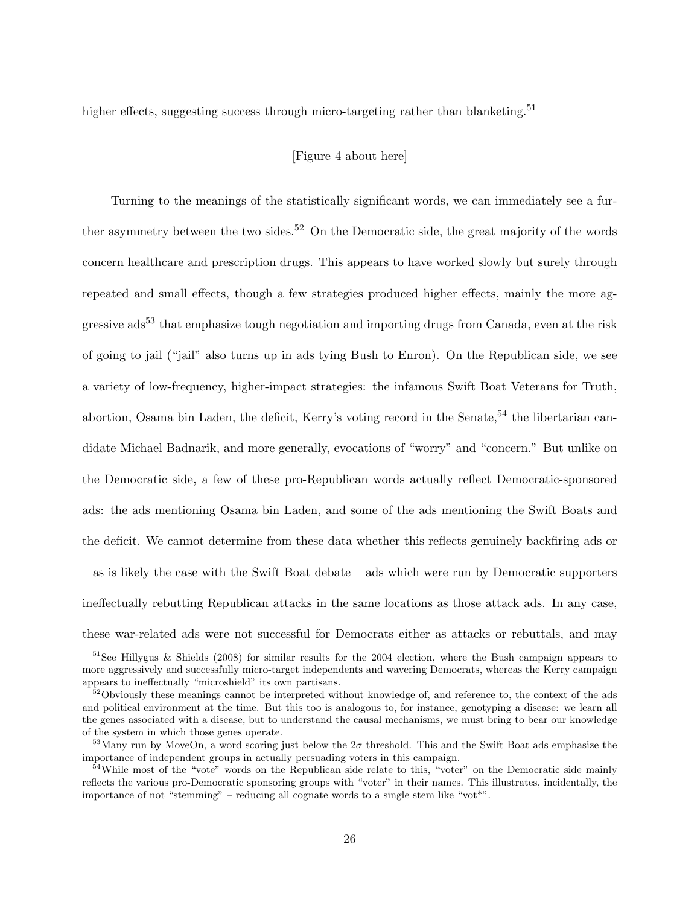higher effects, suggesting success through micro-targeting rather than blanketing.[51]

[Figure 4 about here]

Turning to the meanings of the statistically significant words, we can immediately see a further asymmetry between the two sides.[52] On the Democratic side, the great majority of the words concern healthcare and prescription drugs. This appears to have worked slowly but surely through repeated and small effects, though a few strategies produced higher effects, mainly the more aggressive ads[53] that emphasize tough negotiation and importing drugs from Canada, even at the risk of going to jail ("jail" also turns up in ads tying Bush to Enron). On the Republican side, we see a variety of low-frequency, higher-impact strategies: the infamous Swift Boat Veterans for Truth, abortion, Osama bin Laden, the deficit, Kerry's voting record in the Senate,[54] the libertarian candidate Michael Badnarik, and more generally, evocations of "worry" and "concern." But unlike on the Democratic side, a few of these pro-Republican words actually reflect Democratic-sponsored ads: the ads mentioning Osama bin Laden, and some of the ads mentioning the Swift Boats and the deficit. We cannot determine from these data whether this reflects genuinely backfiring ads or – as is likely the case with the Swift Boat debate – ads which were run by Democratic supporters ineffectually rebutting Republican attacks in the same locations as those attack ads. In any case, these war-related ads were not successful for Democrats either as attacks or rebuttals, and may

[51] See Hillygus & Shields (2008) for similar results for the 2004 election, where the Bush campaign appears to more aggressively and successfully micro-target independents and wavering Democrats, whereas the Kerry campaign appears to ineffectually "microshield" its own partisans.

[52] Obviously these meanings cannot be interpreted without knowledge of, and reference to, the context of the ads and political environment at the time. But this too is analogous to, for instance, genotyping a disease: we learn all the genes associated with a disease, but to understand the causal mechanisms, we must bring to bear our knowledge of the system in which those genes operate.

[53] Many run by MoveOn, a word scoring just below the $2\sigma$ threshold. This and the Swift Boat ads emphasize the importance of independent groups in actually persuading voters in this campaign.

[54] While most of the "vote" words on the Republican side relate to this, "voter" on the Democratic side mainly reflects the various pro-Democratic sponsoring groups with "voter" in their names. This illustrates, incidentally, the importance of not "stemming" – reducing all cognate words to a single stem like "vot*".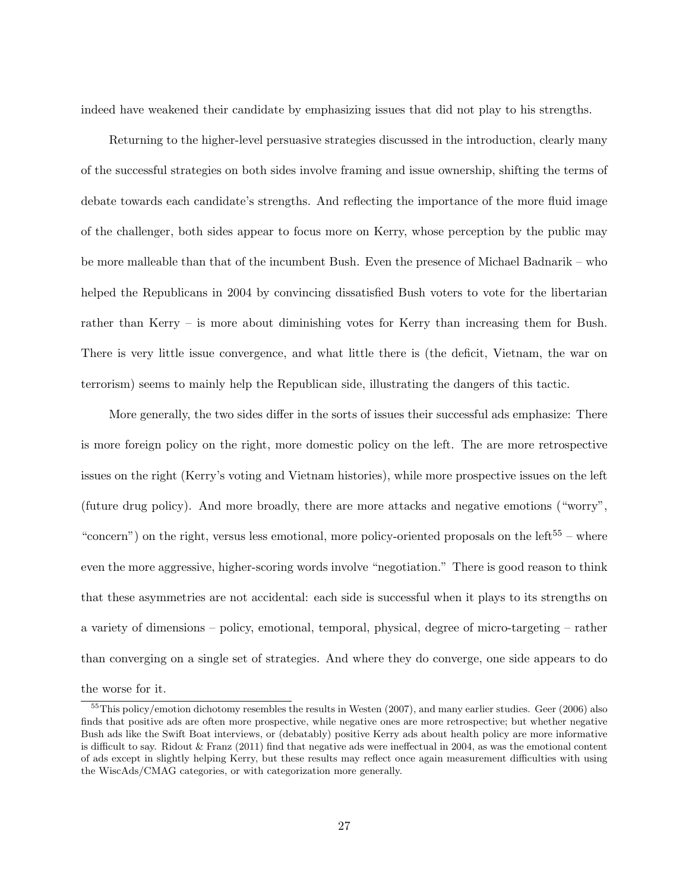indeed have weakened their candidate by emphasizing issues that did not play to his strengths.

Returning to the higher-level persuasive strategies discussed in the introduction, clearly many of the successful strategies on both sides involve framing and issue ownership, shifting the terms of debate towards each candidate's strengths. And reflecting the importance of the more fluid image of the challenger, both sides appear to focus more on Kerry, whose perception by the public may be more malleable than that of the incumbent Bush. Even the presence of Michael Badnarik – who helped the Republicans in 2004 by convincing dissatisfied Bush voters to vote for the libertarian rather than Kerry – is more about diminishing votes for Kerry than increasing them for Bush. There is very little issue convergence, and what little there is (the deficit, Vietnam, the war on terrorism) seems to mainly help the Republican side, illustrating the dangers of this tactic.

More generally, the two sides differ in the sorts of issues their successful ads emphasize: There is more foreign policy on the right, more domestic policy on the left. The are more retrospective issues on the right (Kerry's voting and Vietnam histories), while more prospective issues on the left (future drug policy). And more broadly, there are more attacks and negative emotions ("worry", "concern") on the right, versus less emotional, more policy-oriented proposals on the left[55] – where even the more aggressive, higher-scoring words involve "negotiation." There is good reason to think that these asymmetries are not accidental: each side is successful when it plays to its strengths on a variety of dimensions – policy, emotional, temporal, physical, degree of micro-targeting – rather than converging on a single set of strategies. And where they do converge, one side appears to do the worse for it.

[55] This policy/emotion dichotomy resembles the results in Westen (2007), and many earlier studies. Geer (2006) also finds that positive ads are often more prospective, while negative ones are more retrospective; but whether negative Bush ads like the Swift Boat interviews, or (debatably) positive Kerry ads about health policy are more informative is difficult to say. Ridout & Franz (2011) find that negative ads were ineffectual in 2004, as was the emotional content of ads except in slightly helping Kerry, but these results may reflect once again measurement difficulties with using the WiscAds/CMAG categories, or with categorization more generally.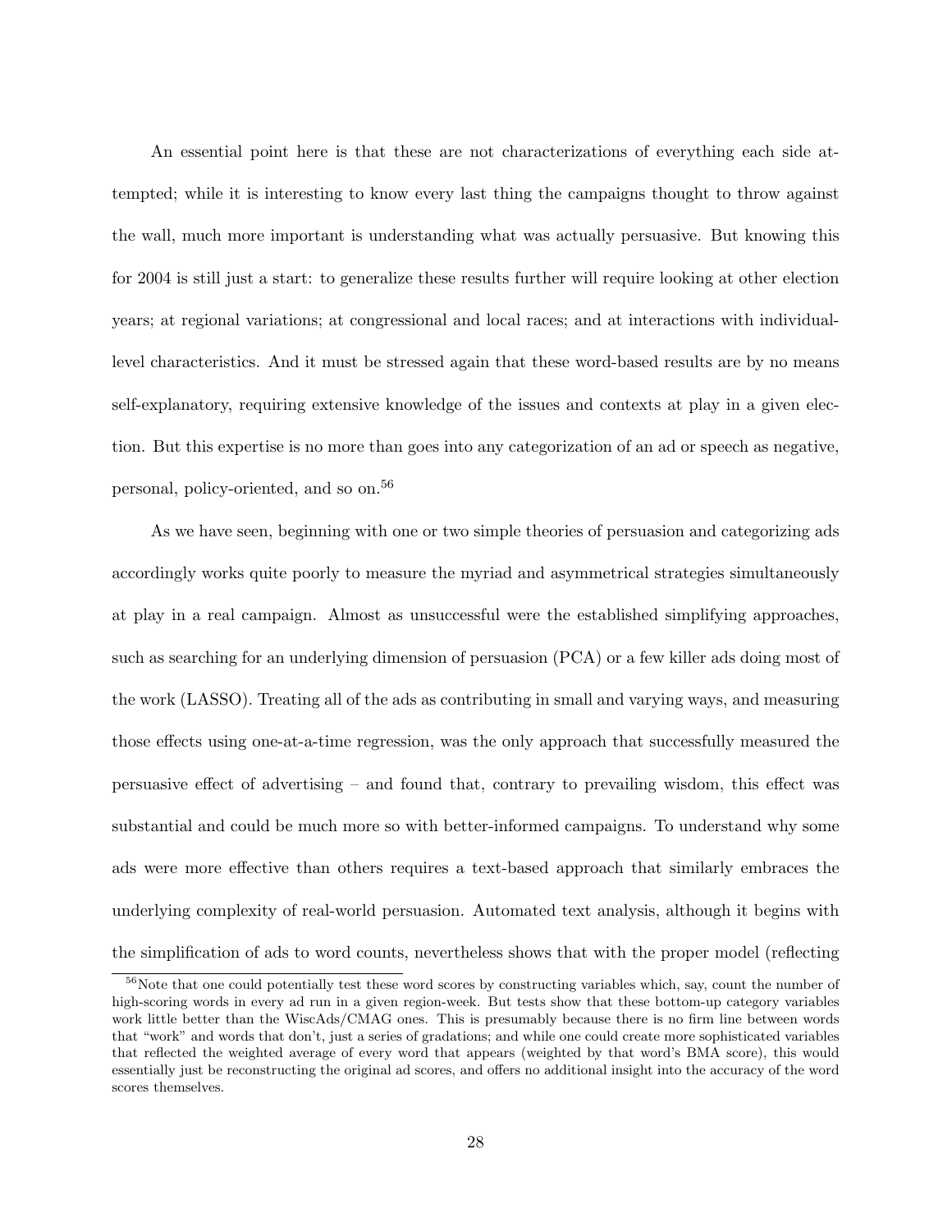An essential point here is that these are not characterizations of everything each side attempted; while it is interesting to know every last thing the campaigns thought to throw against the wall, much more important is understanding what was actually persuasive. But knowing this for 2004 is still just a start: to generalize these results further will require looking at other election years; at regional variations; at congressional and local races; and at interactions with individual-level characteristics. And it must be stressed again that these word-based results are by no means self-explanatory, requiring extensive knowledge of the issues and contexts at play in a given election. But this expertise is no more than goes into any categorization of an ad or speech as negative, personal, policy-oriented, and so on.[56]

As we have seen, beginning with one or two simple theories of persuasion and categorizing ads accordingly works quite poorly to measure the myriad and asymmetrical strategies simultaneously at play in a real campaign. Almost as unsuccessful were the established simplifying approaches, such as searching for an underlying dimension of persuasion (PCA) or a few killer ads doing most of the work (LASSO). Treating all of the ads as contributing in small and varying ways, and measuring those effects using one-at-a-time regression, was the only approach that successfully measured the persuasive effect of advertising – and found that, contrary to prevailing wisdom, this effect was substantial and could be much more so with better-informed campaigns. To understand why some ads were more effective than others requires a text-based approach that similarly embraces the underlying complexity of real-world persuasion. Automated text analysis, although it begins with the simplification of ads to word counts, nevertheless shows that with the proper model (reflecting

[56] Note that one could potentially test these word scores by constructing variables which, say, count the number of high-scoring words in every ad run in a given region-week. But tests show that these bottom-up category variables work little better than the WiscAds/CMAG ones. This is presumably because there is no firm line between words that "work" and words that don't, just a series of gradations; and while one could create more sophisticated variables that reflected the weighted average of every word that appears (weighted by that word's BMA score), this would essentially just be reconstructing the original ad scores, and offers no additional insight into the accuracy of the word scores themselves.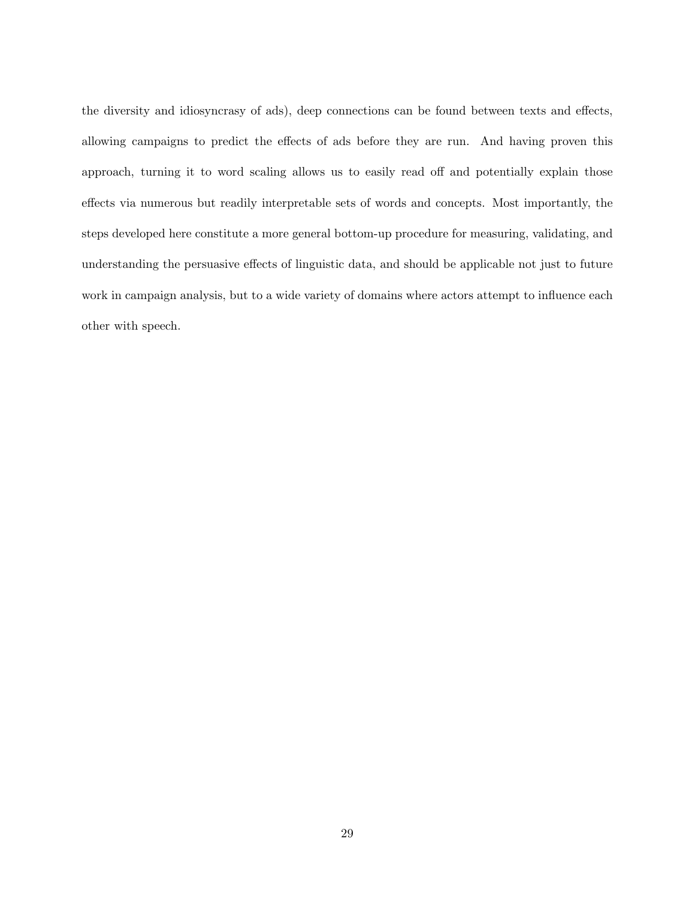the diversity and idiosyncrasy of ads), deep connections can be found between texts and effects, allowing campaigns to predict the effects of ads before they are run. And having proven this approach, turning it to word scaling allows us to easily read off and potentially explain those effects via numerous but readily interpretable sets of words and concepts. Most importantly, the steps developed here constitute a more general bottom-up procedure for measuring, validating, and understanding the persuasive effects of linguistic data, and should be applicable not just to future work in campaign analysis, but to a wide variety of domains where actors attempt to influence each other with speech.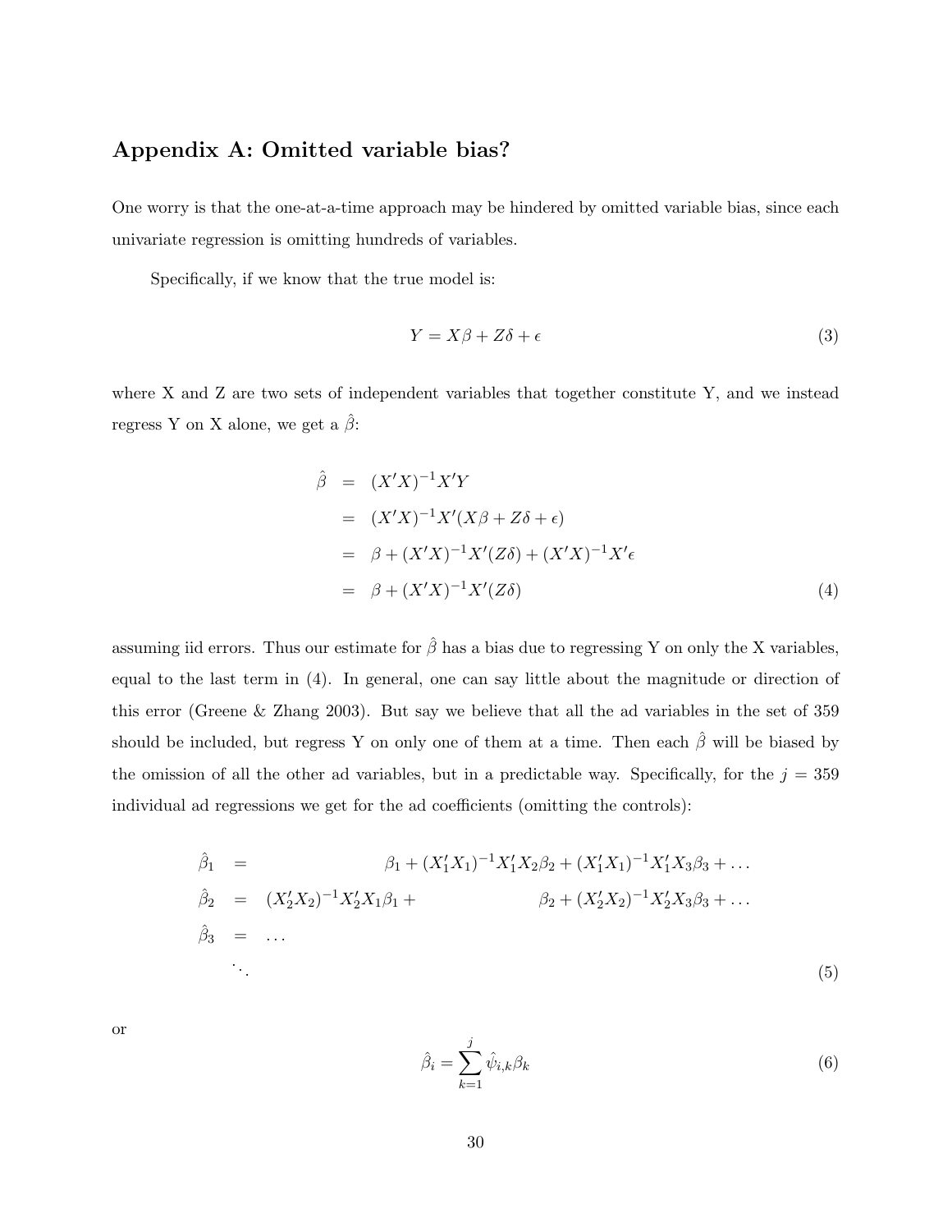## Appendix A: Omitted variable bias?

One worry is that the one-at-a-time approach may be hindered by omitted variable bias, since each univariate regression is omitting hundreds of variables.

Specifically, if we know that the true model is:

$$Y = X\beta + Z\delta + \epsilon \tag{3}$$

where X and Z are two sets of independent variables that together constitute Y, and we instead regress Y on X alone, we get a $\hat{\beta}$:

$$\begin{aligned}
\hat{\beta} &= (X'X)^{-1}X'Y \\
&= (X'X)^{-1}X'(X\beta + Z\delta + \epsilon) \\
&= \beta + (X'X)^{-1}X'(Z\delta) + (X'X)^{-1}X'\epsilon \\
&= \beta + (X'X)^{-1}X'(Z\delta)
\end{aligned} \tag{4}$$

assuming iid errors. Thus our estimate for $\hat{\beta}$ has a bias due to regressing Y on only the X variables, equal to the last term in (4). In general, one can say little about the magnitude or direction of this error (Greene & Zhang 2003). But say we believe that all the ad variables in the set of 359 should be included, but regress Y on only one of them at a time. Then each $\hat{\beta}$ will be biased by the omission of all the other ad variables, but in a predictable way. Specifically, for the $j = 359$ individual ad regressions we get for the ad coefficients (omitting the controls):

$$\begin{aligned}
\hat{\beta}_1 &= \qquad\qquad\qquad\qquad \beta_1 + (X_1'X_1)^{-1}X_1'X_2\beta_2 + (X_1'X_1)^{-1}X_1'X_3\beta_3 + \ldots \\
\hat{\beta}_2 &= (X_2'X_2)^{-1}X_2'X_1\beta_1 + \qquad\qquad \beta_2 + (X_2'X_2)^{-1}X_2'X_3\beta_3 + \ldots \\
\hat{\beta}_3 &= \ldots \\
&\ddots
\end{aligned} \tag{5}$$

or

$$\hat{\beta}_i = \sum_{k=1}^{j} \hat{\psi}_{i,k}\beta_k \tag{6}$$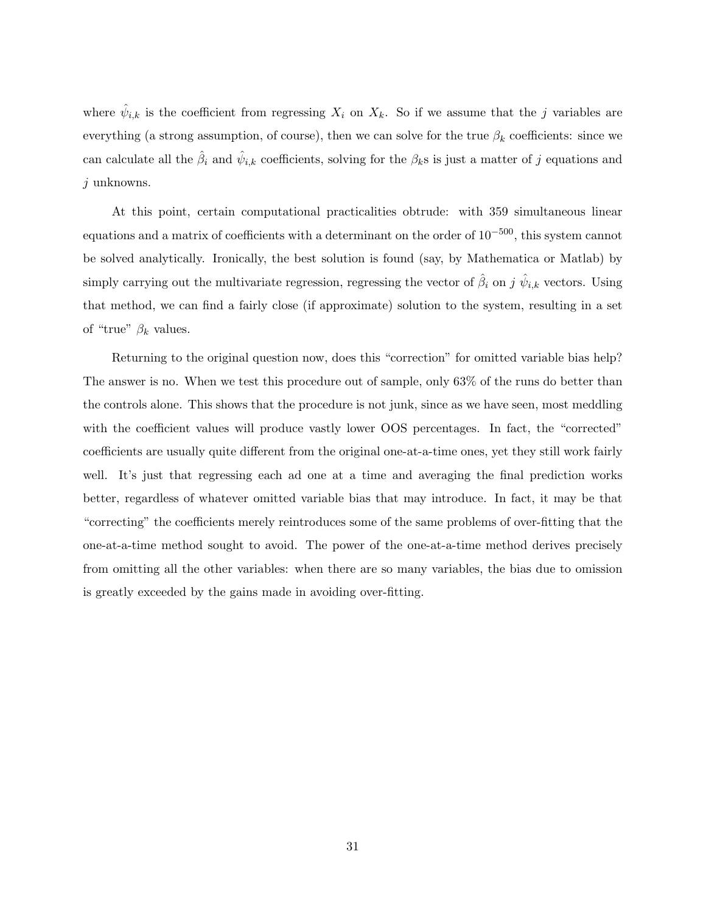where $\hat{\psi}_{i,k}$ is the coefficient from regressing $X_i$ on $X_k$. So if we assume that the $j$ variables are everything (a strong assumption, of course), then we can solve for the true $\beta_k$ coefficients: since we can calculate all the $\hat{\beta}_i$ and $\hat{\psi}_{i,k}$ coefficients, solving for the $\beta_k$s is just a matter of $j$ equations and $j$ unknowns.

At this point, certain computational practicalities obtrude: with 359 simultaneous linear equations and a matrix of coefficients with a determinant on the order of $10^{-500}$, this system cannot be solved analytically. Ironically, the best solution is found (say, by Mathematica or Matlab) by simply carrying out the multivariate regression, regressing the vector of $\hat{\beta}_i$ on $j$ $\hat{\psi}_{i,k}$ vectors. Using that method, we can find a fairly close (if approximate) solution to the system, resulting in a set of "true" $\beta_k$ values.

Returning to the original question now, does this "correction" for omitted variable bias help? The answer is no. When we test this procedure out of sample, only 63% of the runs do better than the controls alone. This shows that the procedure is not junk, since as we have seen, most meddling with the coefficient values will produce vastly lower OOS percentages. In fact, the "corrected" coefficients are usually quite different from the original one-at-a-time ones, yet they still work fairly well. It's just that regressing each ad one at a time and averaging the final prediction works better, regardless of whatever omitted variable bias that may introduce. In fact, it may be that "correcting" the coefficients merely reintroduces some of the same problems of over-fitting that the one-at-a-time method sought to avoid. The power of the one-at-a-time method derives precisely from omitting all the other variables: when there are so many variables, the bias due to omission is greatly exceeded by the gains made in avoiding over-fitting.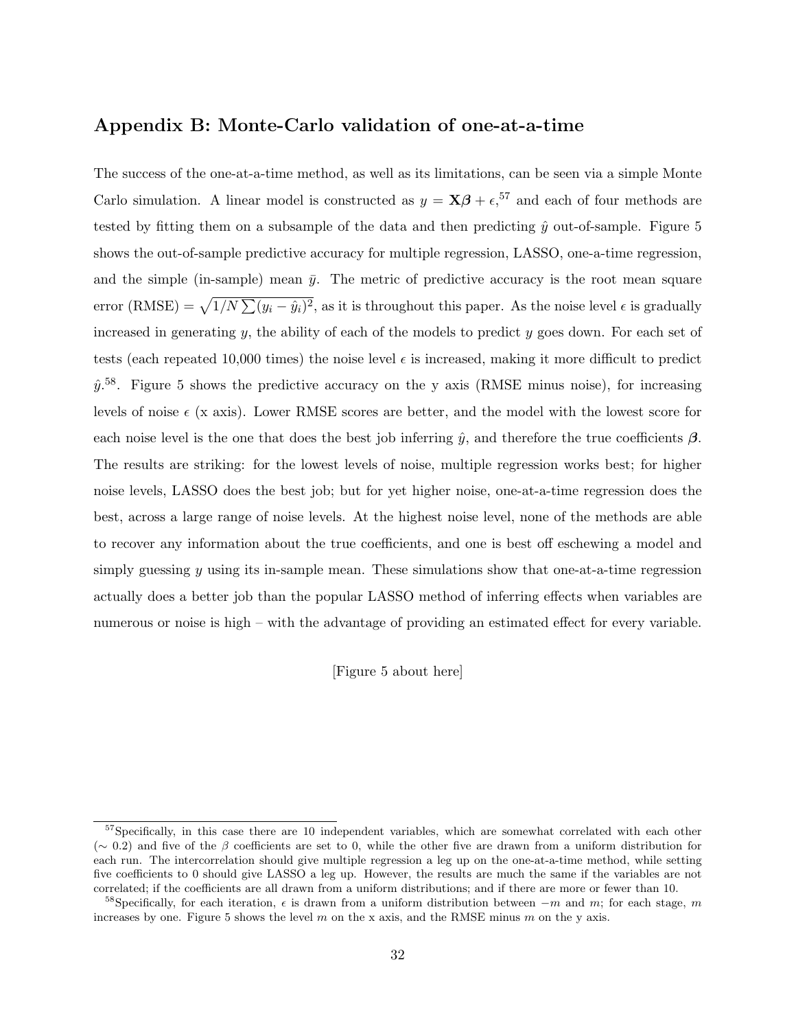## Appendix B: Monte-Carlo validation of one-at-a-time

The success of the one-at-a-time method, as well as its limitations, can be seen via a simple Monte Carlo simulation. A linear model is constructed as $y = \mathbf{X}\boldsymbol{\beta} + \epsilon$,[57] and each of four methods are tested by fitting them on a subsample of the data and then predicting $\hat{y}$ out-of-sample. Figure 5 shows the out-of-sample predictive accuracy for multiple regression, LASSO, one-a-time regression, and the simple (in-sample) mean $\bar{y}$. The metric of predictive accuracy is the root mean square error (RMSE) $= \sqrt{1/N \sum (y_i - \hat{y}_i)^2}$, as it is throughout this paper. As the noise level $\epsilon$ is gradually increased in generating $y$, the ability of each of the models to predict $y$ goes down. For each set of tests (each repeated 10,000 times) the noise level $\epsilon$ is increased, making it more difficult to predict $\hat{y}$.[58]. Figure 5 shows the predictive accuracy on the y axis (RMSE minus noise), for increasing levels of noise $\epsilon$ (x axis). Lower RMSE scores are better, and the model with the lowest score for each noise level is the one that does the best job inferring $\hat{y}$, and therefore the true coefficients $\boldsymbol{\beta}$. The results are striking: for the lowest levels of noise, multiple regression works best; for higher noise levels, LASSO does the best job; but for yet higher noise, one-at-a-time regression does the best, across a large range of noise levels. At the highest noise level, none of the methods are able to recover any information about the true coefficients, and one is best off eschewing a model and simply guessing $y$ using its in-sample mean. These simulations show that one-at-a-time regression actually does a better job than the popular LASSO method of inferring effects when variables are numerous or noise is high – with the advantage of providing an estimated effect for every variable.

[Figure 5 about here]

[57] Specifically, in this case there are 10 independent variables, which are somewhat correlated with each other ($\sim 0.2$) and five of the $\beta$ coefficients are set to 0, while the other five are drawn from a uniform distribution for each run. The intercorrelation should give multiple regression a leg up on the one-at-a-time method, while setting five coefficients to 0 should give LASSO a leg up. However, the results are much the same if the variables are not correlated; if the coefficients are all drawn from a uniform distributions; and if there are more or fewer than 10.

[58] Specifically, for each iteration, $\epsilon$ is drawn from a uniform distribution between $-m$ and $m$; for each stage, $m$ increases by one. Figure 5 shows the level $m$ on the x axis, and the RMSE minus $m$ on the y axis.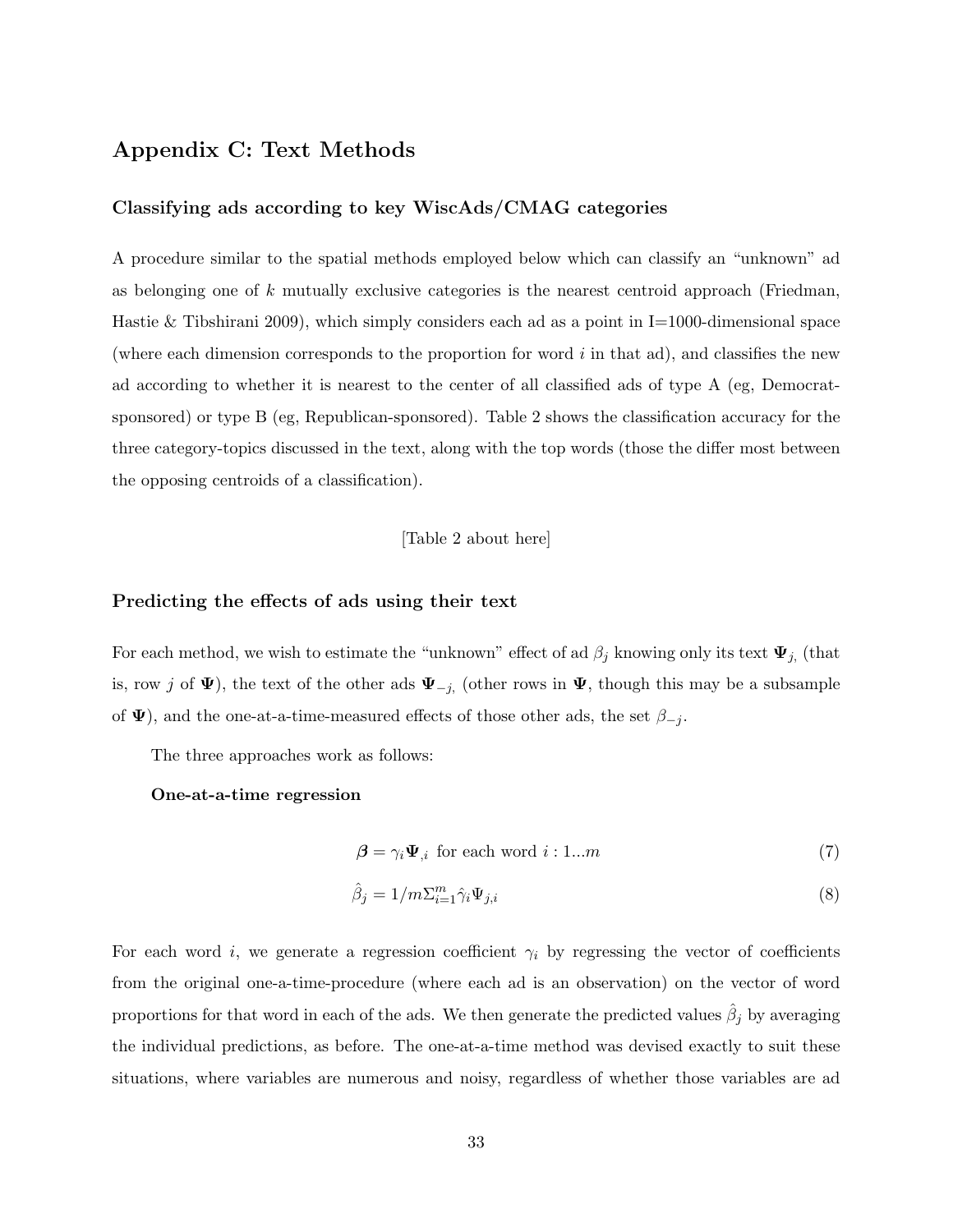## Appendix C: Text Methods

### Classifying ads according to key WiscAds/CMAG categories

A procedure similar to the spatial methods employed below which can classify an "unknown" ad as belonging one of $k$ mutually exclusive categories is the nearest centroid approach (Friedman, Hastie & Tibshirani 2009), which simply considers each ad as a point in I=1000-dimensional space (where each dimension corresponds to the proportion for word $i$ in that ad), and classifies the new ad according to whether it is nearest to the center of all classified ads of type A (eg, Democrat-sponsored) or type B (eg, Republican-sponsored). Table 2 shows the classification accuracy for the three category-topics discussed in the text, along with the top words (those the differ most between the opposing centroids of a classification).

[Table 2 about here]

### Predicting the effects of ads using their text

For each method, we wish to estimate the "unknown" effect of ad $\beta_j$ knowing only its text $\mathbf{\Psi}_{j,}$ (that is, row $j$ of $\mathbf{\Psi}$), the text of the other ads $\mathbf{\Psi}_{-j,}$ (other rows in $\mathbf{\Psi}$, though this may be a subsample of $\mathbf{\Psi}$), and the one-at-a-time-measured effects of those other ads, the set $\beta_{-j}$.

The three approaches work as follows:

**One-at-a-time regression**

$$\boldsymbol{\beta} = \gamma_i \mathbf{\Psi}_{,i} \text{ for each word } i : 1...m \tag{7}$$

$$\hat{\beta}_j = 1/m \Sigma_{i=1}^{m} \hat{\gamma}_i \Psi_{j,i} \tag{8}$$

For each word $i$, we generate a regression coefficient $\gamma_i$ by regressing the vector of coefficients from the original one-a-time-procedure (where each ad is an observation) on the vector of word proportions for that word in each of the ads. We then generate the predicted values $\hat{\beta}_j$ by averaging the individual predictions, as before. The one-at-a-time method was devised exactly to suit these situations, where variables are numerous and noisy, regardless of whether those variables are ad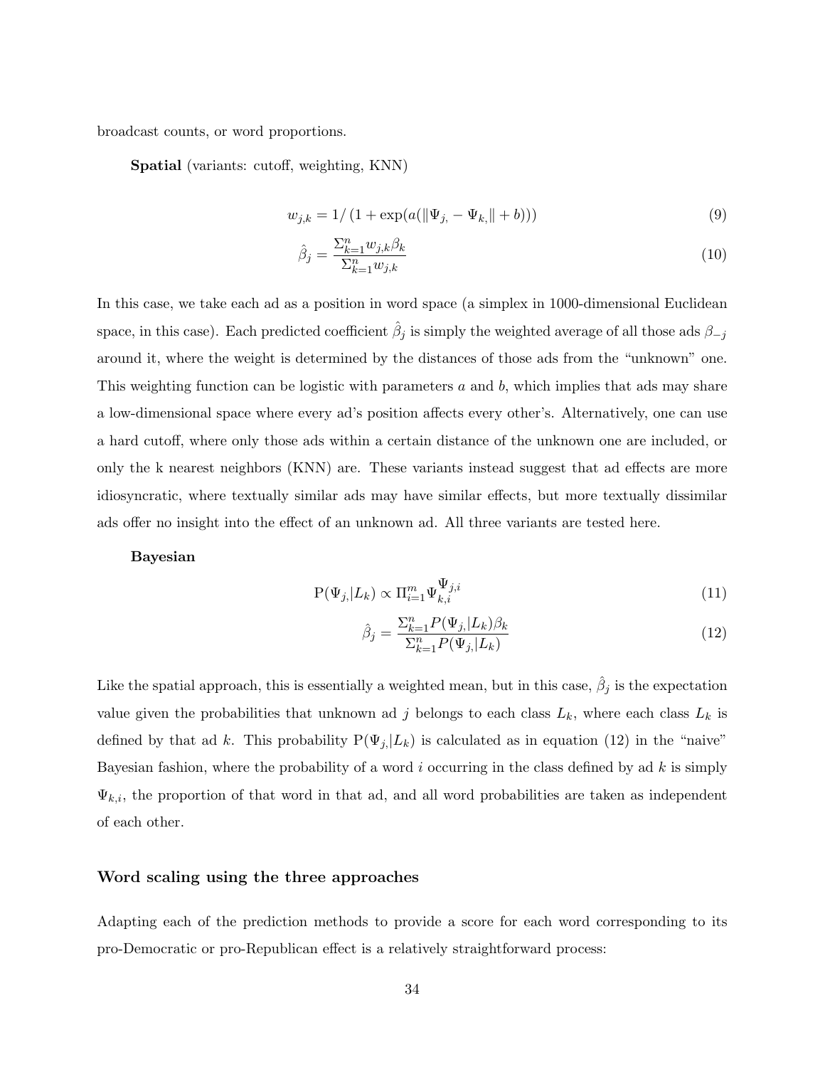broadcast counts, or word proportions.

**Spatial** (variants: cutoff, weighting, KNN)

$$w_{j,k} = 1/\left(1 + \exp(a(\|\Psi_{j,} - \Psi_{k,}\| + b))\right) \tag{9}$$

$$\hat{\beta}_j = \frac{\Sigma_{k=1}^{n} w_{j,k}\beta_k}{\Sigma_{k=1}^{n} w_{j,k}} \tag{10}$$

In this case, we take each ad as a position in word space (a simplex in 1000-dimensional Euclidean space, in this case). Each predicted coefficient $\hat{\beta}_j$ is simply the weighted average of all those ads $\beta_{-j}$ around it, where the weight is determined by the distances of those ads from the "unknown" one. This weighting function can be logistic with parameters $a$ and $b$, which implies that ads may share a low-dimensional space where every ad's position affects every other's. Alternatively, one can use a hard cutoff, where only those ads within a certain distance of the unknown one are included, or only the k nearest neighbors (KNN) are. These variants instead suggest that ad effects are more idiosyncratic, where textually similar ads may have similar effects, but more textually dissimilar ads offer no insight into the effect of an unknown ad. All three variants are tested here.

**Bayesian**

$$\mathrm{P}(\Psi_{j,}|L_k) \propto \Pi_{i=1}^{m} \Psi_{k,i}^{\Psi_{j,i}} \tag{11}$$

$$\hat{\beta}_j = \frac{\Sigma_{k=1}^{n} P(\Psi_{j,}|L_k)\beta_k}{\Sigma_{k=1}^{n} P(\Psi_{j,}|L_k)} \tag{12}$$

Like the spatial approach, this is essentially a weighted mean, but in this case, $\hat{\beta}_j$ is the expectation value given the probabilities that unknown ad $j$ belongs to each class $L_k$, where each class $L_k$ is defined by that ad $k$. This probability $\mathrm{P}(\Psi_{j,}|L_k)$ is calculated as in equation (12) in the "naive" Bayesian fashion, where the probability of a word $i$ occurring in the class defined by ad $k$ is simply $\Psi_{k,i}$, the proportion of that word in that ad, and all word probabilities are taken as independent of each other.

### Word scaling using the three approaches

Adapting each of the prediction methods to provide a score for each word corresponding to its pro-Democratic or pro-Republican effect is a relatively straightforward process: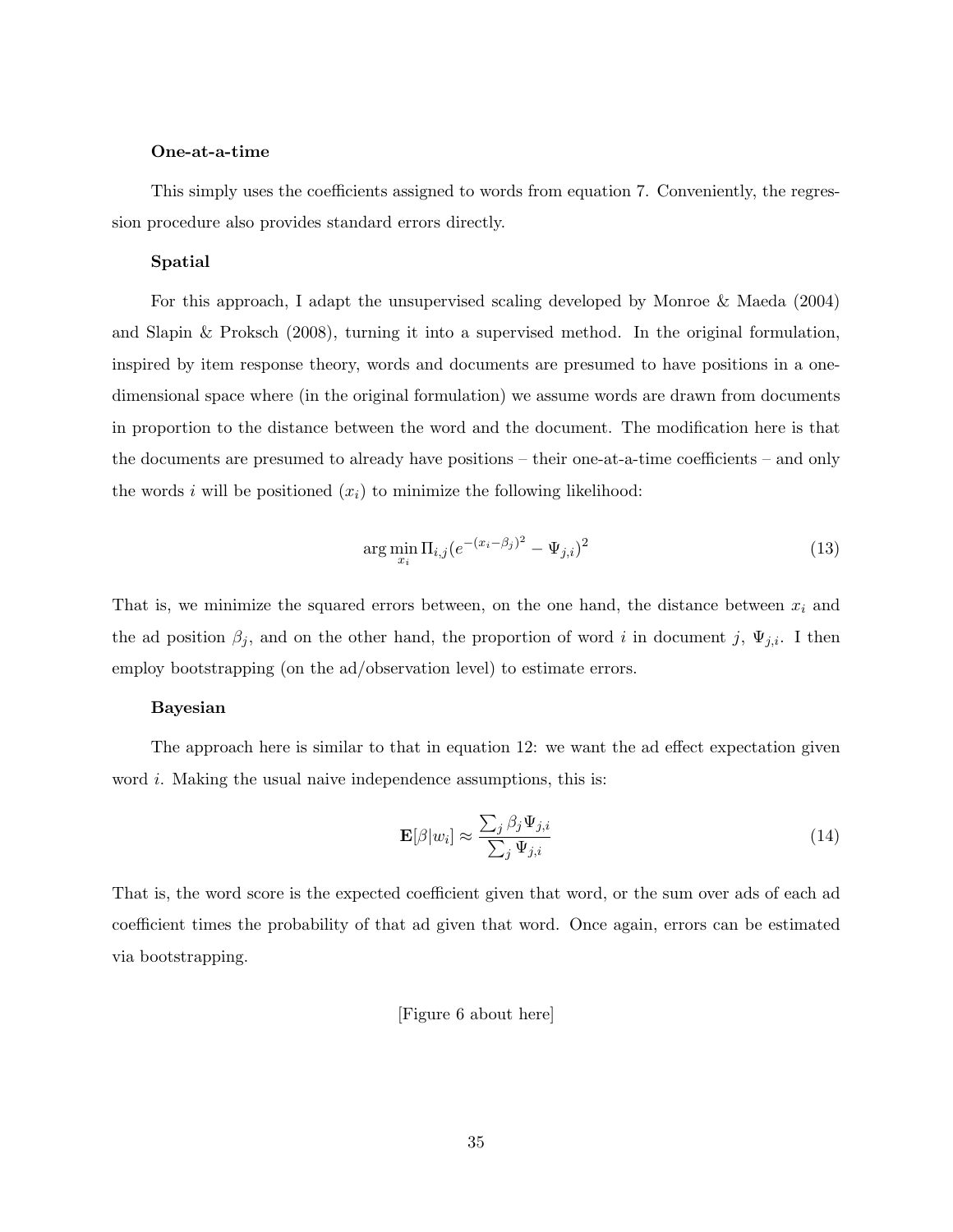**One-at-a-time**

This simply uses the coefficients assigned to words from equation 7. Conveniently, the regression procedure also provides standard errors directly.

**Spatial**

For this approach, I adapt the unsupervised scaling developed by Monroe & Maeda (2004) and Slapin & Proksch (2008), turning it into a supervised method. In the original formulation, inspired by item response theory, words and documents are presumed to have positions in a one-dimensional space where (in the original formulation) we assume words are drawn from documents in proportion to the distance between the word and the document. The modification here is that the documents are presumed to already have positions – their one-at-a-time coefficients – and only the words $i$ will be positioned ($x_i$) to minimize the following likelihood:

$$\arg\min_{x_i} \Pi_{i,j}(e^{-(x_i-\beta_j)^2} - \Psi_{j,i})^2 \tag{13}$$

That is, we minimize the squared errors between, on the one hand, the distance between $x_i$ and the ad position $\beta_j$, and on the other hand, the proportion of word $i$ in document $j$, $\Psi_{j,i}$. I then employ bootstrapping (on the ad/observation level) to estimate errors.

**Bayesian**

The approach here is similar to that in equation 12: we want the ad effect expectation given word $i$. Making the usual naive independence assumptions, this is:

$$\mathbf{E}[\beta|w_i] \approx \frac{\sum_j \beta_j \Psi_{j,i}}{\sum_j \Psi_{j,i}} \tag{14}$$

That is, the word score is the expected coefficient given that word, or the sum over ads of each ad coefficient times the probability of that ad given that word. Once again, errors can be estimated via bootstrapping.

[Figure 6 about here]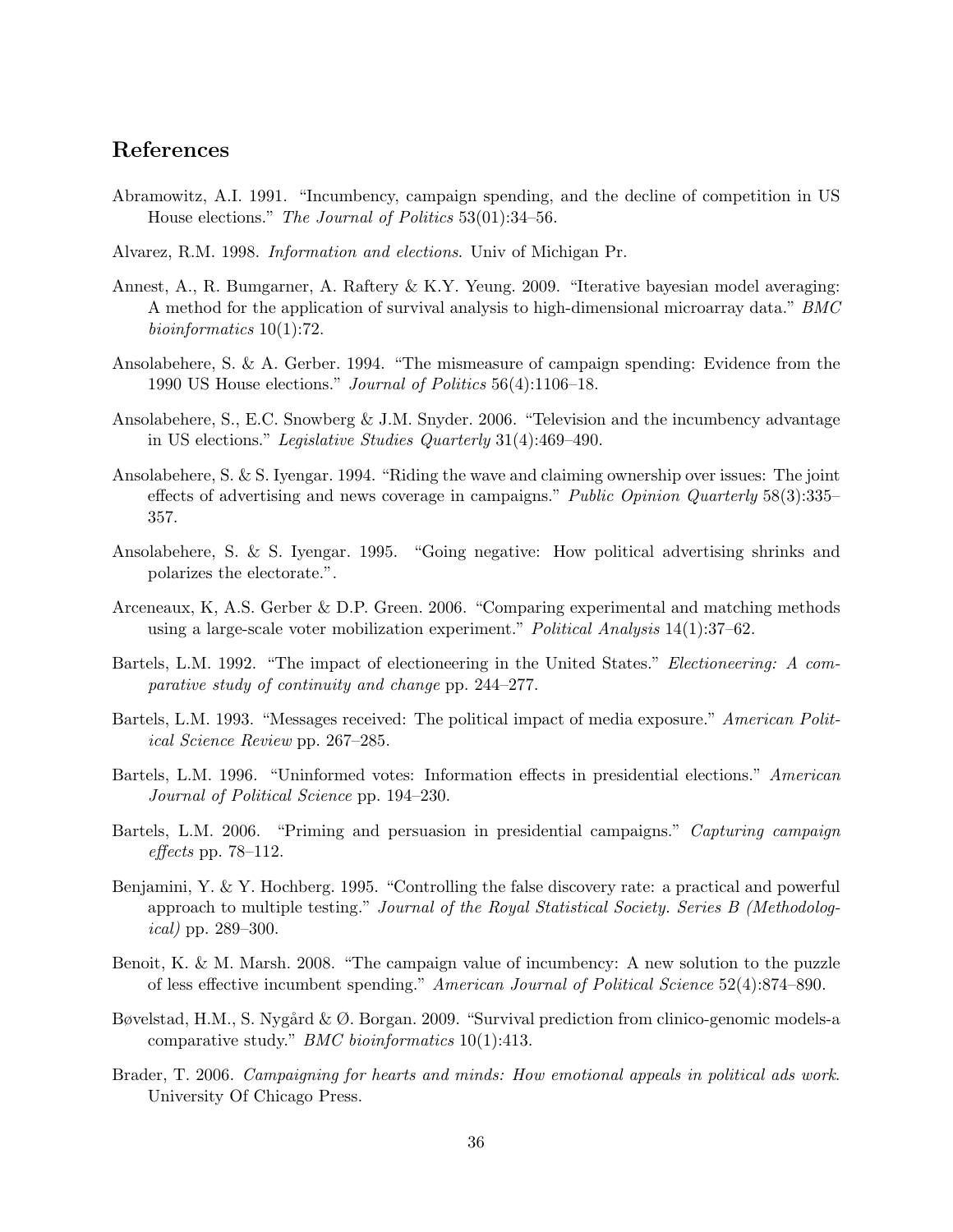## References

Abramowitz, A.I. 1991. "Incumbency, campaign spending, and the decline of competition in US House elections." *The Journal of Politics* 53(01):34–56.

Alvarez, R.M. 1998. *Information and elections*. Univ of Michigan Pr.

Annest, A., R. Bumgarner, A. Raftery & K.Y. Yeung. 2009. "Iterative bayesian model averaging: A method for the application of survival analysis to high-dimensional microarray data." *BMC bioinformatics* 10(1):72.

Ansolabehere, S. & A. Gerber. 1994. "The mismeasure of campaign spending: Evidence from the 1990 US House elections." *Journal of Politics* 56(4):1106–18.

Ansolabehere, S., E.C. Snowberg & J.M. Snyder. 2006. "Television and the incumbency advantage in US elections." *Legislative Studies Quarterly* 31(4):469–490.

Ansolabehere, S. & S. Iyengar. 1994. "Riding the wave and claiming ownership over issues: The joint effects of advertising and news coverage in campaigns." *Public Opinion Quarterly* 58(3):335–357.

Ansolabehere, S. & S. Iyengar. 1995. "Going negative: How political advertising shrinks and polarizes the electorate.".

Arceneaux, K, A.S. Gerber & D.P. Green. 2006. "Comparing experimental and matching methods using a large-scale voter mobilization experiment." *Political Analysis* 14(1):37–62.

Bartels, L.M. 1992. "The impact of electioneering in the United States." *Electioneering: A comparative study of continuity and change* pp. 244–277.

Bartels, L.M. 1993. "Messages received: The political impact of media exposure." *American Political Science Review* pp. 267–285.

Bartels, L.M. 1996. "Uninformed votes: Information effects in presidential elections." *American Journal of Political Science* pp. 194–230.

Bartels, L.M. 2006. "Priming and persuasion in presidential campaigns." *Capturing campaign effects* pp. 78–112.

Benjamini, Y. & Y. Hochberg. 1995. "Controlling the false discovery rate: a practical and powerful approach to multiple testing." *Journal of the Royal Statistical Society. Series B (Methodological)* pp. 289–300.

Benoit, K. & M. Marsh. 2008. "The campaign value of incumbency: A new solution to the puzzle of less effective incumbent spending." *American Journal of Political Science* 52(4):874–890.

Bøvelstad, H.M., S. Nygård & Ø. Borgan. 2009. "Survival prediction from clinico-genomic models-a comparative study." *BMC bioinformatics* 10(1):413.

Brader, T. 2006. *Campaigning for hearts and minds: How emotional appeals in political ads work*. University Of Chicago Press.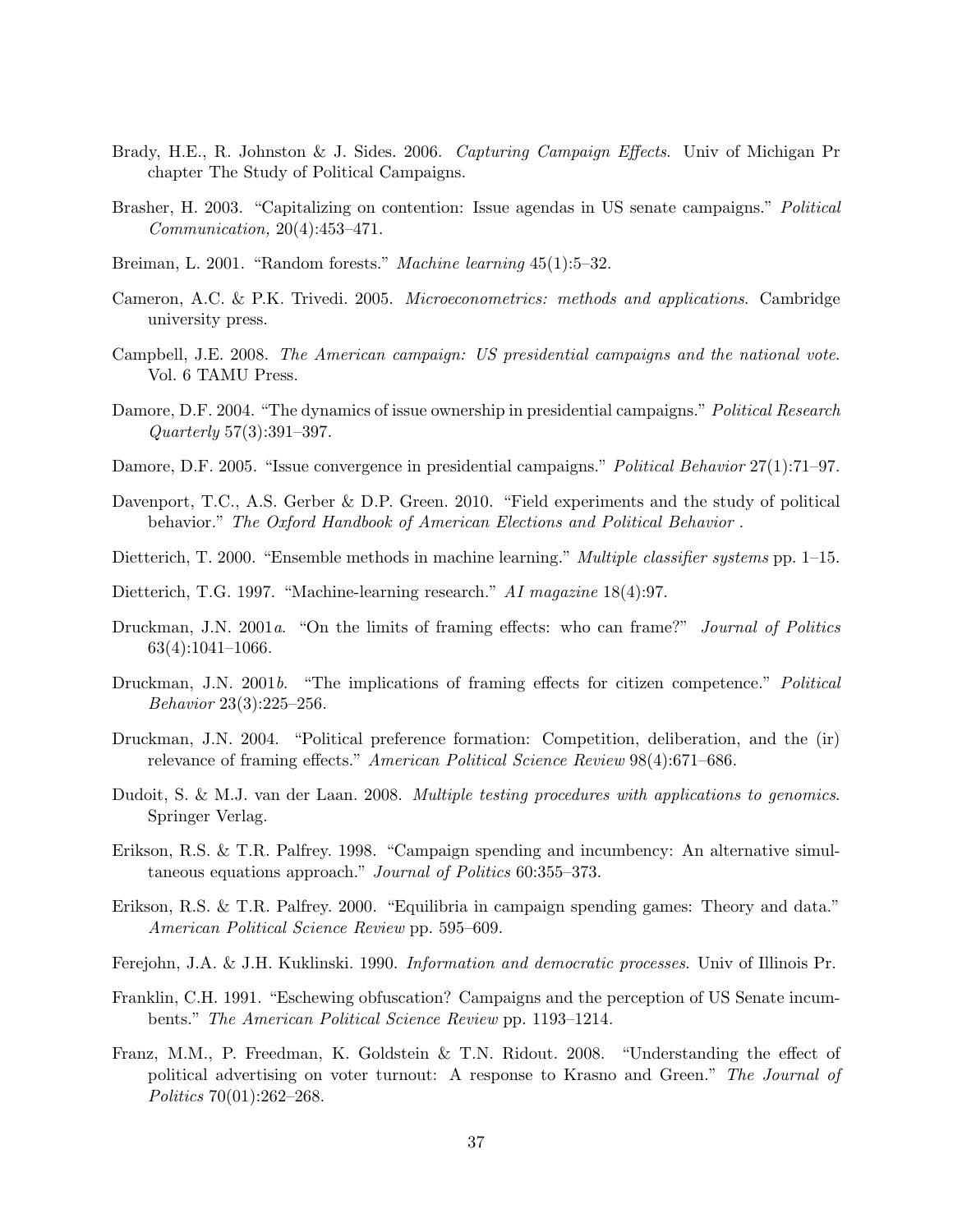Brady, H.E., R. Johnston & J. Sides. 2006. *Capturing Campaign Effects*. Univ of Michigan Pr chapter The Study of Political Campaigns.

Brasher, H. 2003. "Capitalizing on contention: Issue agendas in US senate campaigns." *Political Communication,* 20(4):453–471.

Breiman, L. 2001. "Random forests." *Machine learning* 45(1):5–32.

Cameron, A.C. & P.K. Trivedi. 2005. *Microeconometrics: methods and applications*. Cambridge university press.

Campbell, J.E. 2008. *The American campaign: US presidential campaigns and the national vote*. Vol. 6 TAMU Press.

Damore, D.F. 2004. "The dynamics of issue ownership in presidential campaigns." *Political Research Quarterly* 57(3):391–397.

Damore, D.F. 2005. "Issue convergence in presidential campaigns." *Political Behavior* 27(1):71–97.

Davenport, T.C., A.S. Gerber & D.P. Green. 2010. "Field experiments and the study of political behavior." *The Oxford Handbook of American Elections and Political Behavior* .

Dietterich, T. 2000. "Ensemble methods in machine learning." *Multiple classifier systems* pp. 1–15.

Dietterich, T.G. 1997. "Machine-learning research." *AI magazine* 18(4):97.

Druckman, J.N. 2001*a*. "On the limits of framing effects: who can frame?" *Journal of Politics* 63(4):1041–1066.

Druckman, J.N. 2001*b*. "The implications of framing effects for citizen competence." *Political Behavior* 23(3):225–256.

Druckman, J.N. 2004. "Political preference formation: Competition, deliberation, and the (ir) relevance of framing effects." *American Political Science Review* 98(4):671–686.

Dudoit, S. & M.J. van der Laan. 2008. *Multiple testing procedures with applications to genomics*. Springer Verlag.

Erikson, R.S. & T.R. Palfrey. 1998. "Campaign spending and incumbency: An alternative simultaneous equations approach." *Journal of Politics* 60:355–373.

Erikson, R.S. & T.R. Palfrey. 2000. "Equilibria in campaign spending games: Theory and data." *American Political Science Review* pp. 595–609.

Ferejohn, J.A. & J.H. Kuklinski. 1990. *Information and democratic processes*. Univ of Illinois Pr.

Franklin, C.H. 1991. "Eschewing obfuscation? Campaigns and the perception of US Senate incumbents." *The American Political Science Review* pp. 1193–1214.

Franz, M.M., P. Freedman, K. Goldstein & T.N. Ridout. 2008. "Understanding the effect of political advertising on voter turnout: A response to Krasno and Green." *The Journal of Politics* 70(01):262–268.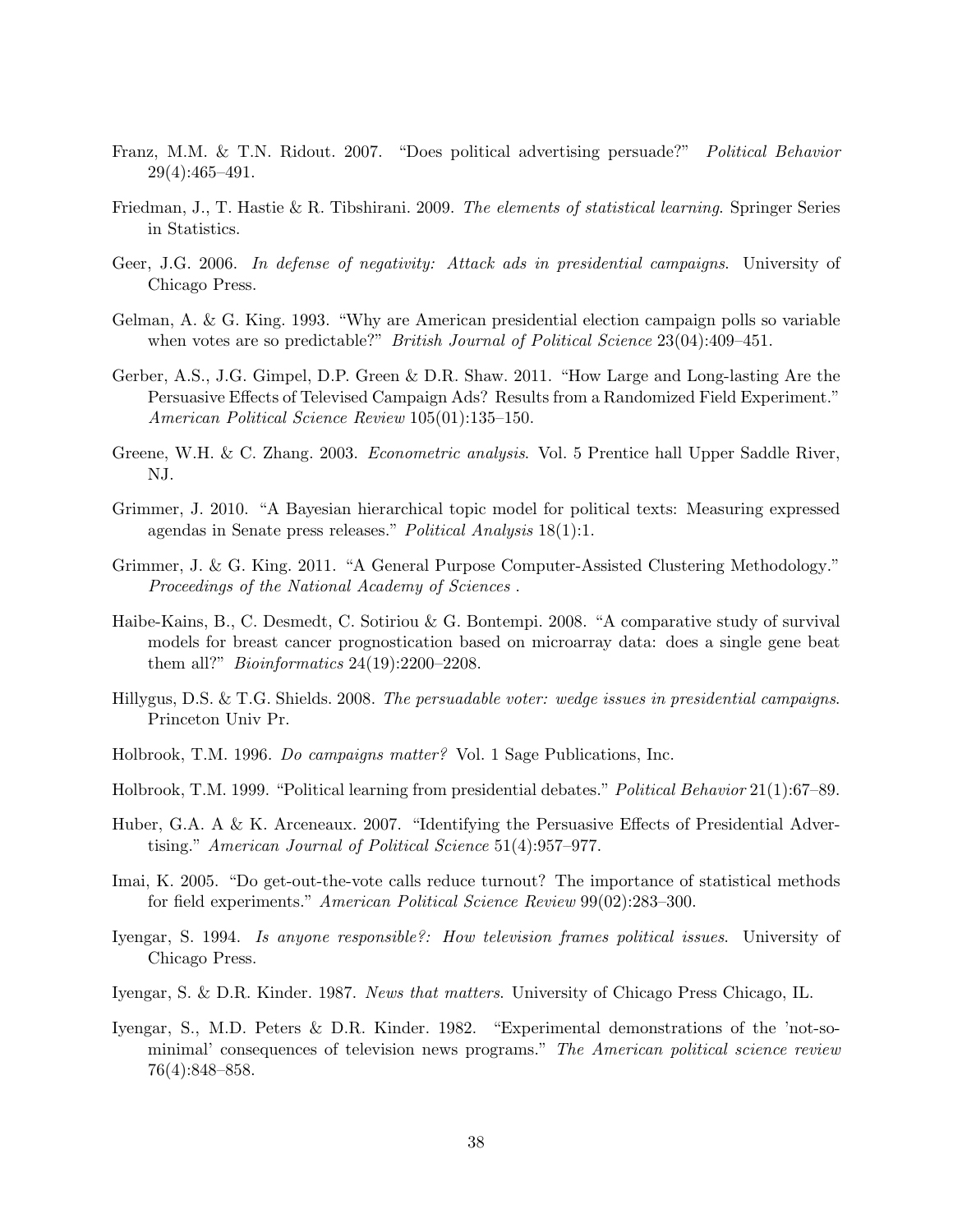Franz, M.M. & T.N. Ridout. 2007. "Does political advertising persuade?" *Political Behavior* 29(4):465–491.

Friedman, J., T. Hastie & R. Tibshirani. 2009. *The elements of statistical learning*. Springer Series in Statistics.

Geer, J.G. 2006. *In defense of negativity: Attack ads in presidential campaigns*. University of Chicago Press.

Gelman, A. & G. King. 1993. "Why are American presidential election campaign polls so variable when votes are so predictable?" *British Journal of Political Science* 23(04):409–451.

Gerber, A.S., J.G. Gimpel, D.P. Green & D.R. Shaw. 2011. "How Large and Long-lasting Are the Persuasive Effects of Televised Campaign Ads? Results from a Randomized Field Experiment." *American Political Science Review* 105(01):135–150.

Greene, W.H. & C. Zhang. 2003. *Econometric analysis*. Vol. 5 Prentice hall Upper Saddle River, NJ.

Grimmer, J. 2010. "A Bayesian hierarchical topic model for political texts: Measuring expressed agendas in Senate press releases." *Political Analysis* 18(1):1.

Grimmer, J. & G. King. 2011. "A General Purpose Computer-Assisted Clustering Methodology." *Proceedings of the National Academy of Sciences* .

Haibe-Kains, B., C. Desmedt, C. Sotiriou & G. Bontempi. 2008. "A comparative study of survival models for breast cancer prognostication based on microarray data: does a single gene beat them all?" *Bioinformatics* 24(19):2200–2208.

Hillygus, D.S. & T.G. Shields. 2008. *The persuadable voter: wedge issues in presidential campaigns*. Princeton Univ Pr.

Holbrook, T.M. 1996. *Do campaigns matter?* Vol. 1 Sage Publications, Inc.

Holbrook, T.M. 1999. "Political learning from presidential debates." *Political Behavior* 21(1):67–89.

Huber, G.A. A & K. Arceneaux. 2007. "Identifying the Persuasive Effects of Presidential Advertising." *American Journal of Political Science* 51(4):957–977.

Imai, K. 2005. "Do get-out-the-vote calls reduce turnout? The importance of statistical methods for field experiments." *American Political Science Review* 99(02):283–300.

Iyengar, S. 1994. *Is anyone responsible?: How television frames political issues*. University of Chicago Press.

Iyengar, S. & D.R. Kinder. 1987. *News that matters*. University of Chicago Press Chicago, IL.

Iyengar, S., M.D. Peters & D.R. Kinder. 1982. "Experimental demonstrations of the 'not-so-minimal' consequences of television news programs." *The American political science review* 76(4):848–858.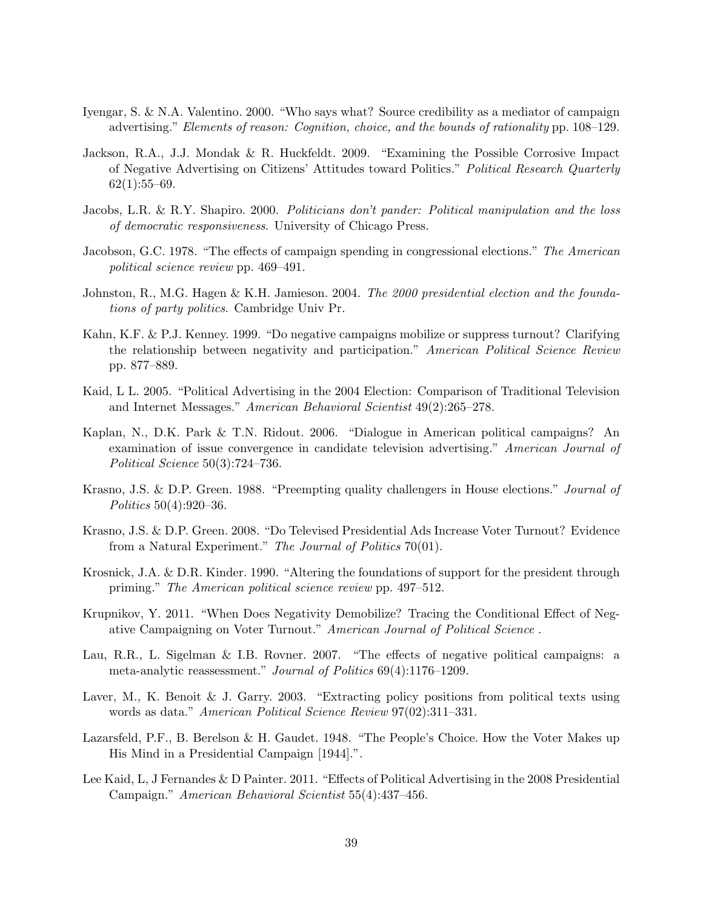Iyengar, S. & N.A. Valentino. 2000. "Who says what? Source credibility as a mediator of campaign advertising." *Elements of reason: Cognition, choice, and the bounds of rationality* pp. 108–129.

Jackson, R.A., J.J. Mondak & R. Huckfeldt. 2009. "Examining the Possible Corrosive Impact of Negative Advertising on Citizens' Attitudes toward Politics." *Political Research Quarterly* 62(1):55–69.

Jacobs, L.R. & R.Y. Shapiro. 2000. *Politicians don't pander: Political manipulation and the loss of democratic responsiveness*. University of Chicago Press.

Jacobson, G.C. 1978. "The effects of campaign spending in congressional elections." *The American political science review* pp. 469–491.

Johnston, R., M.G. Hagen & K.H. Jamieson. 2004. *The 2000 presidential election and the foundations of party politics*. Cambridge Univ Pr.

Kahn, K.F. & P.J. Kenney. 1999. "Do negative campaigns mobilize or suppress turnout? Clarifying the relationship between negativity and participation." *American Political Science Review* pp. 877–889.

Kaid, L L. 2005. "Political Advertising in the 2004 Election: Comparison of Traditional Television and Internet Messages." *American Behavioral Scientist* 49(2):265–278.

Kaplan, N., D.K. Park & T.N. Ridout. 2006. "Dialogue in American political campaigns? An examination of issue convergence in candidate television advertising." *American Journal of Political Science* 50(3):724–736.

Krasno, J.S. & D.P. Green. 1988. "Preempting quality challengers in House elections." *Journal of Politics* 50(4):920–36.

Krasno, J.S. & D.P. Green. 2008. "Do Televised Presidential Ads Increase Voter Turnout? Evidence from a Natural Experiment." *The Journal of Politics* 70(01).

Krosnick, J.A. & D.R. Kinder. 1990. "Altering the foundations of support for the president through priming." *The American political science review* pp. 497–512.

Krupnikov, Y. 2011. "When Does Negativity Demobilize? Tracing the Conditional Effect of Negative Campaigning on Voter Turnout." *American Journal of Political Science* .

Lau, R.R., L. Sigelman & I.B. Rovner. 2007. "The effects of negative political campaigns: a meta-analytic reassessment." *Journal of Politics* 69(4):1176–1209.

Laver, M., K. Benoit & J. Garry. 2003. "Extracting policy positions from political texts using words as data." *American Political Science Review* 97(02):311–331.

Lazarsfeld, P.F., B. Berelson & H. Gaudet. 1948. "The People's Choice. How the Voter Makes up His Mind in a Presidential Campaign [1944].".

Lee Kaid, L, J Fernandes & D Painter. 2011. "Effects of Political Advertising in the 2008 Presidential Campaign." *American Behavioral Scientist* 55(4):437–456.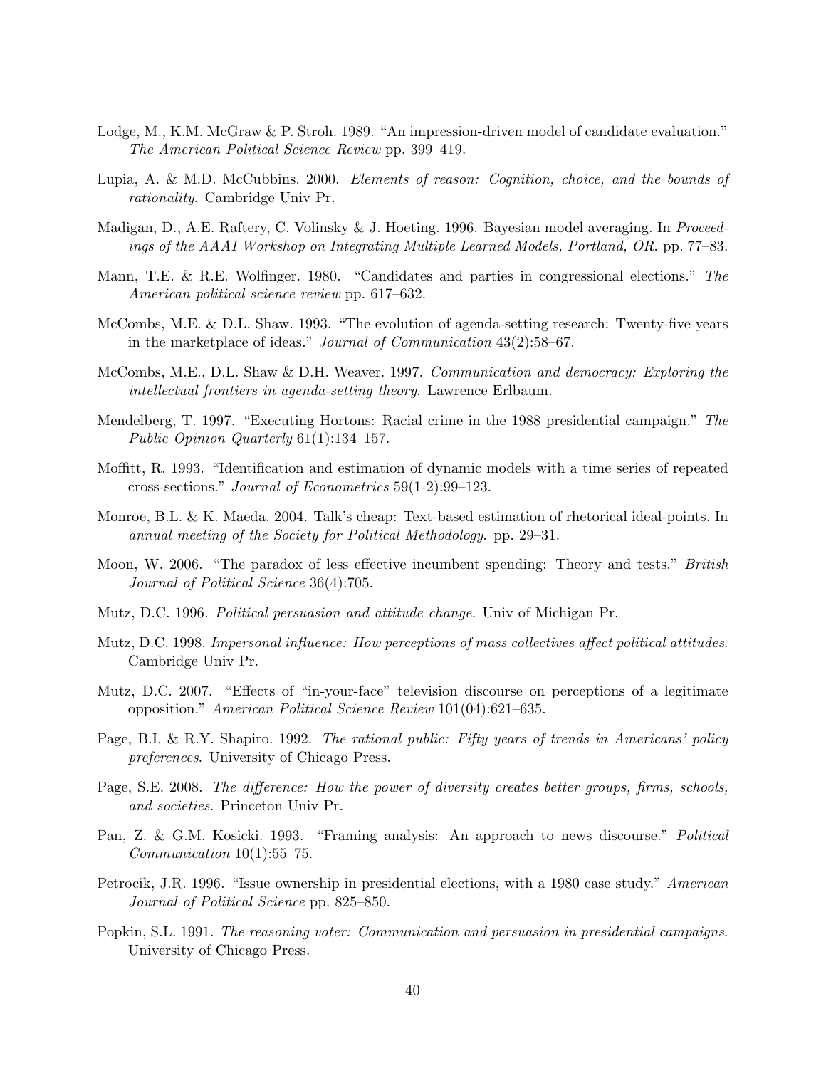Lodge, M., K.M. McGraw & P. Stroh. 1989. "An impression-driven model of candidate evaluation." *The American Political Science Review* pp. 399–419.

Lupia, A. & M.D. McCubbins. 2000. *Elements of reason: Cognition, choice, and the bounds of rationality*. Cambridge Univ Pr.

Madigan, D., A.E. Raftery, C. Volinsky & J. Hoeting. 1996. Bayesian model averaging. In *Proceedings of the AAAI Workshop on Integrating Multiple Learned Models, Portland, OR*. pp. 77–83.

Mann, T.E. & R.E. Wolfinger. 1980. "Candidates and parties in congressional elections." *The American political science review* pp. 617–632.

McCombs, M.E. & D.L. Shaw. 1993. "The evolution of agenda-setting research: Twenty-five years in the marketplace of ideas." *Journal of Communication* 43(2):58–67.

McCombs, M.E., D.L. Shaw & D.H. Weaver. 1997. *Communication and democracy: Exploring the intellectual frontiers in agenda-setting theory*. Lawrence Erlbaum.

Mendelberg, T. 1997. "Executing Hortons: Racial crime in the 1988 presidential campaign." *The Public Opinion Quarterly* 61(1):134–157.

Moffitt, R. 1993. "Identification and estimation of dynamic models with a time series of repeated cross-sections." *Journal of Econometrics* 59(1-2):99–123.

Monroe, B.L. & K. Maeda. 2004. Talk's cheap: Text-based estimation of rhetorical ideal-points. In *annual meeting of the Society for Political Methodology*. pp. 29–31.

Moon, W. 2006. "The paradox of less effective incumbent spending: Theory and tests." *British Journal of Political Science* 36(4):705.

Mutz, D.C. 1996. *Political persuasion and attitude change*. Univ of Michigan Pr.

Mutz, D.C. 1998. *Impersonal influence: How perceptions of mass collectives affect political attitudes*. Cambridge Univ Pr.

Mutz, D.C. 2007. "Effects of "in-your-face" television discourse on perceptions of a legitimate opposition." *American Political Science Review* 101(04):621–635.

Page, B.I. & R.Y. Shapiro. 1992. *The rational public: Fifty years of trends in Americans' policy preferences*. University of Chicago Press.

Page, S.E. 2008. *The difference: How the power of diversity creates better groups, firms, schools, and societies*. Princeton Univ Pr.

Pan, Z. & G.M. Kosicki. 1993. "Framing analysis: An approach to news discourse." *Political Communication* 10(1):55–75.

Petrocik, J.R. 1996. "Issue ownership in presidential elections, with a 1980 case study." *American Journal of Political Science* pp. 825–850.

Popkin, S.L. 1991. *The reasoning voter: Communication and persuasion in presidential campaigns*. University of Chicago Press.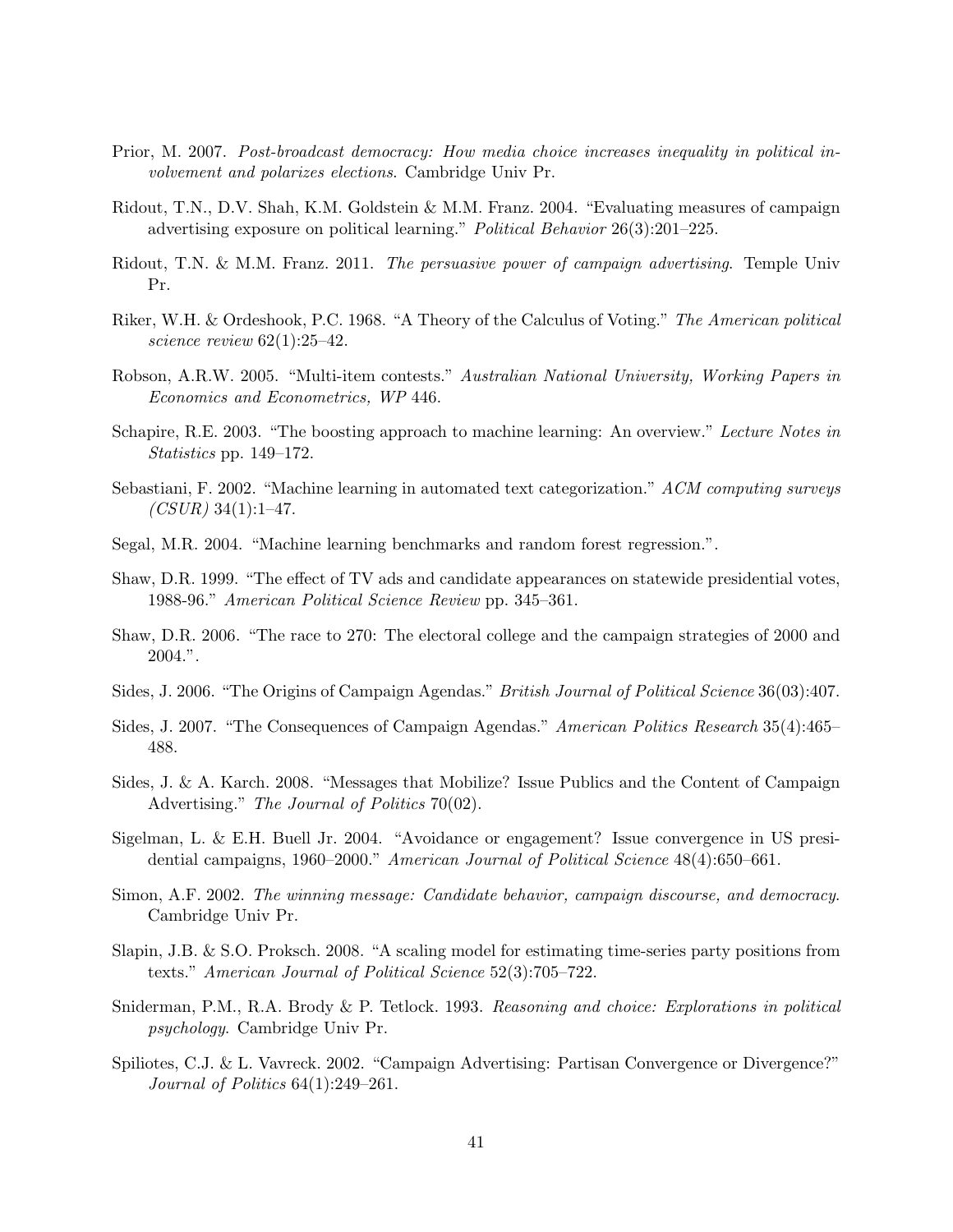Prior, M. 2007. *Post-broadcast democracy: How media choice increases inequality in political involvement and polarizes elections*. Cambridge Univ Pr.

Ridout, T.N., D.V. Shah, K.M. Goldstein & M.M. Franz. 2004. "Evaluating measures of campaign advertising exposure on political learning." *Political Behavior* 26(3):201–225.

Ridout, T.N. & M.M. Franz. 2011. *The persuasive power of campaign advertising*. Temple Univ Pr.

Riker, W.H. & Ordeshook, P.C. 1968. "A Theory of the Calculus of Voting." *The American political science review* 62(1):25–42.

Robson, A.R.W. 2005. "Multi-item contests." *Australian National University, Working Papers in Economics and Econometrics, WP* 446.

Schapire, R.E. 2003. "The boosting approach to machine learning: An overview." *Lecture Notes in Statistics* pp. 149–172.

Sebastiani, F. 2002. "Machine learning in automated text categorization." *ACM computing surveys (CSUR)* 34(1):1–47.

Segal, M.R. 2004. "Machine learning benchmarks and random forest regression.".

Shaw, D.R. 1999. "The effect of TV ads and candidate appearances on statewide presidential votes, 1988-96." *American Political Science Review* pp. 345–361.

Shaw, D.R. 2006. "The race to 270: The electoral college and the campaign strategies of 2000 and 2004.".

Sides, J. 2006. "The Origins of Campaign Agendas." *British Journal of Political Science* 36(03):407.

Sides, J. 2007. "The Consequences of Campaign Agendas." *American Politics Research* 35(4):465–488.

Sides, J. & A. Karch. 2008. "Messages that Mobilize? Issue Publics and the Content of Campaign Advertising." *The Journal of Politics* 70(02).

Sigelman, L. & E.H. Buell Jr. 2004. "Avoidance or engagement? Issue convergence in US presidential campaigns, 1960–2000." *American Journal of Political Science* 48(4):650–661.

Simon, A.F. 2002. *The winning message: Candidate behavior, campaign discourse, and democracy*. Cambridge Univ Pr.

Slapin, J.B. & S.O. Proksch. 2008. "A scaling model for estimating time-series party positions from texts." *American Journal of Political Science* 52(3):705–722.

Sniderman, P.M., R.A. Brody & P. Tetlock. 1993. *Reasoning and choice: Explorations in political psychology*. Cambridge Univ Pr.

Spiliotes, C.J. & L. Vavreck. 2002. "Campaign Advertising: Partisan Convergence or Divergence?" *Journal of Politics* 64(1):249–261.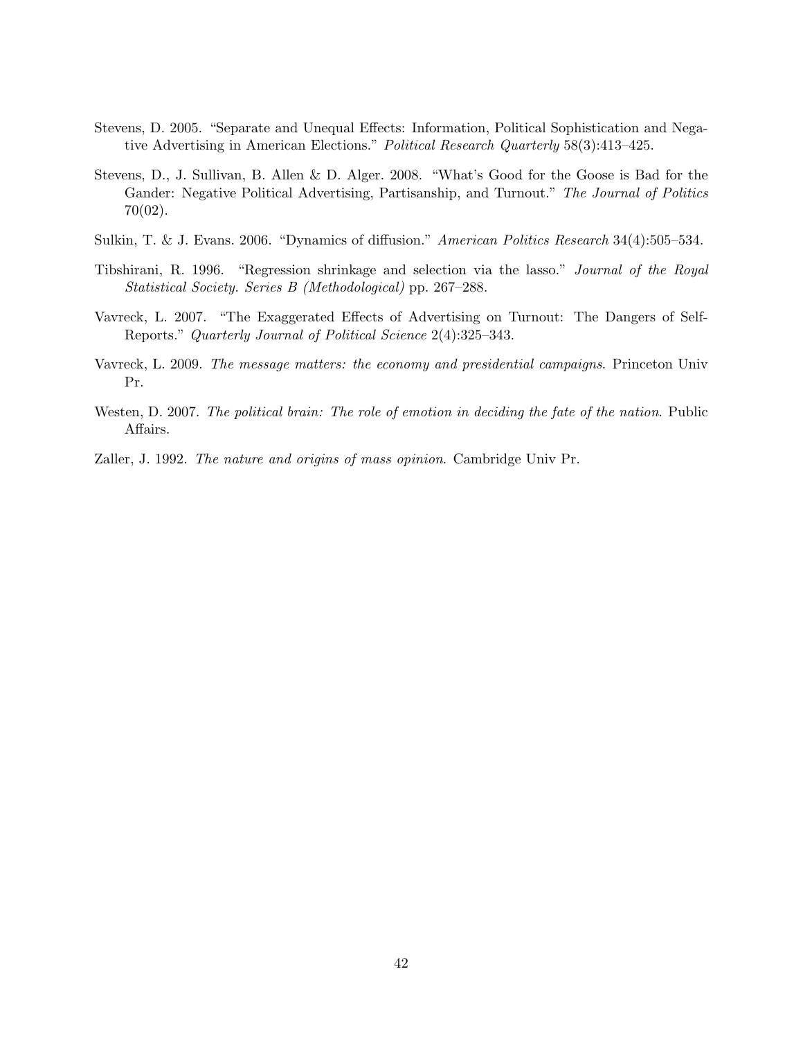Stevens, D. 2005. "Separate and Unequal Effects: Information, Political Sophistication and Negative Advertising in American Elections." *Political Research Quarterly* 58(3):413–425.

Stevens, D., J. Sullivan, B. Allen & D. Alger. 2008. "What's Good for the Goose is Bad for the Gander: Negative Political Advertising, Partisanship, and Turnout." *The Journal of Politics* 70(02).

Sulkin, T. & J. Evans. 2006. "Dynamics of diffusion." *American Politics Research* 34(4):505–534.

Tibshirani, R. 1996. "Regression shrinkage and selection via the lasso." *Journal of the Royal Statistical Society. Series B (Methodological)* pp. 267–288.

Vavreck, L. 2007. "The Exaggerated Effects of Advertising on Turnout: The Dangers of Self-Reports." *Quarterly Journal of Political Science* 2(4):325–343.

Vavreck, L. 2009. *The message matters: the economy and presidential campaigns*. Princeton Univ Pr.

Westen, D. 2007. *The political brain: The role of emotion in deciding the fate of the nation*. Public Affairs.

Zaller, J. 1992. *The nature and origins of mass opinion*. Cambridge Univ Pr.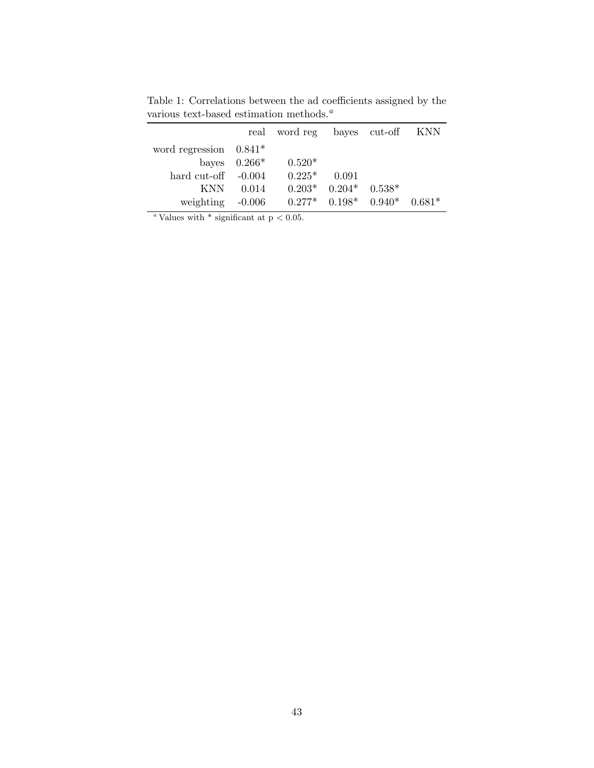Table 1: Correlations between the ad coefficients assigned by the various text-based estimation methods.[a]

| | real | word reg | bayes | cut-off | KNN |
|---|---|---|---|---|---|
| word regression | 0.841* | | | | |
| bayes | 0.266* | 0.520* | | | |
| hard cut-off | -0.004 | 0.225* | 0.091 | | |
| KNN | 0.014 | 0.203* | 0.204* | 0.538* | |
| weighting | -0.006 | 0.277* | 0.198* | 0.940* | 0.681* |

[a] Values with * significant at $p < 0.05$.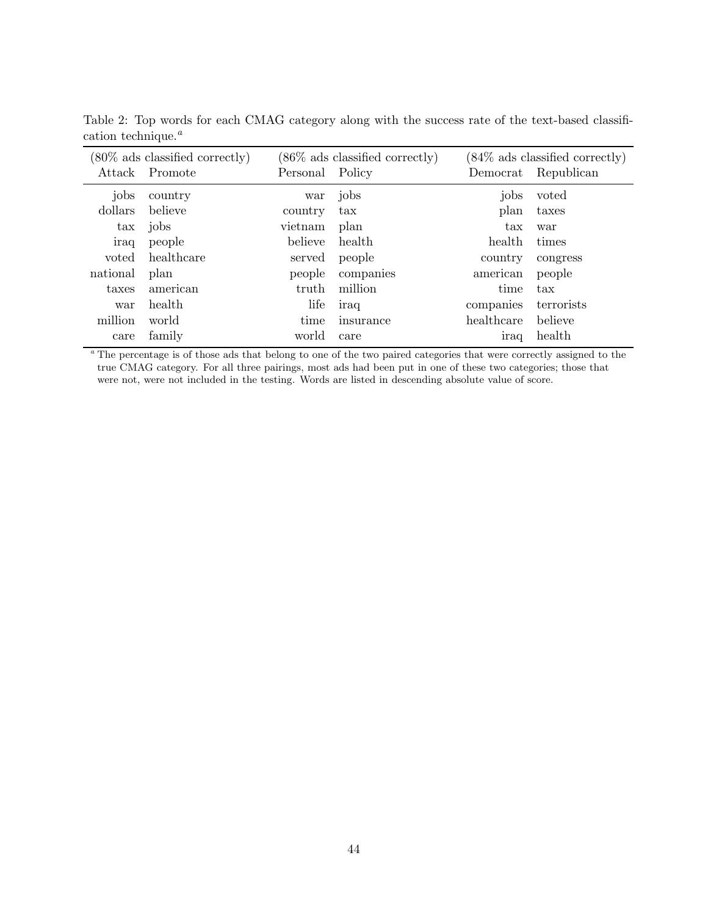Table 2: Top words for each CMAG category along with the success rate of the text-based classification technique.[a]

| (80% ads classified correctly) | | (86% ads classified correctly) | | (84% ads classified correctly) | |
|---|---|---|---|---|---|
| Attack | Promote | Personal | Policy | Democrat | Republican |
| jobs | country | war | jobs | jobs | voted |
| dollars | believe | country | tax | plan | taxes |
| tax | jobs | vietnam | plan | tax | war |
| iraq | people | believe | health | health | times |
| voted | healthcare | served | people | country | congress |
| national | plan | people | companies | american | people |
| taxes | american | truth | million | time | tax |
| war | health | life | iraq | companies | terrorists |
| million | world | time | insurance | healthcare | believe |
| care | family | world | care | iraq | health |

[a] The percentage is of those ads that belong to one of the two paired categories that were correctly assigned to the true CMAG category. For all three pairings, most ads had been put in one of these two categories; those that were not, were not included in the testing. Words are listed in descending absolute value of score.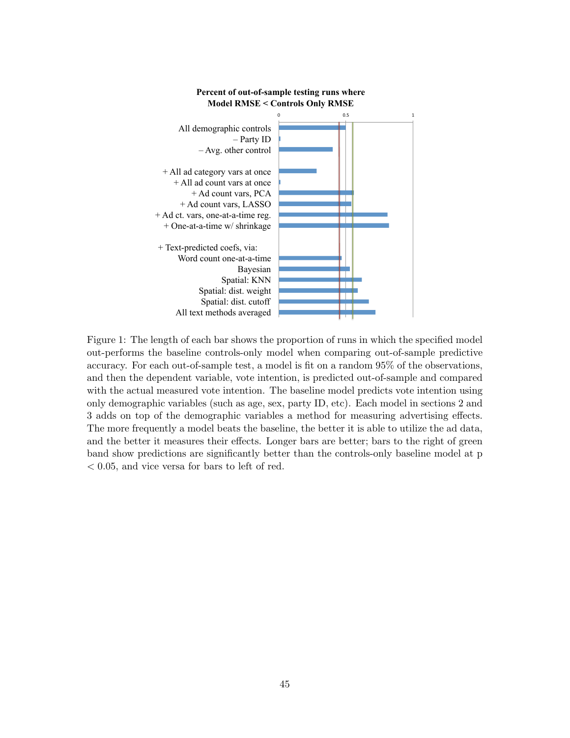**Percent of out-of-sample testing runs where Model RMSE < Controls Only RMSE**

| Model | Approx. proportion |
|---|---|
| All demographic controls | 0.5 |
| – Party ID | 0.01 |
| – Avg. other control | 0.4 |
| + All ad category vars at once | 0.28 |
| + All ad count vars at once | 0.01 |
| + Ad count vars, PCA | 0.56 |
| + Ad count vars, LASSO | 0.54 |
| + Ad ct. vars, one-at-a-time reg. | 0.81 |
| + One-at-a-time w/ shrinkage | 0.82 |
| + Text-predicted coefs, via: | |
| Word count one-at-a-time | 0.47 |
| Bayesian | 0.53 |
| Spatial: KNN | 0.62 |
| Spatial: dist. weight | 0.59 |
| Spatial: dist. cutoff | 0.67 |
| All text methods averaged | 0.72 |

Figure 1: The length of each bar shows the proportion of runs in which the specified model out-performs the baseline controls-only model when comparing out-of-sample predictive accuracy. For each out-of-sample test, a model is fit on a random 95% of the observations, and then the dependent variable, vote intention, is predicted out-of-sample and compared with the actual measured vote intention. The baseline model predicts vote intention using only demographic variables (such as age, sex, party ID, etc). Each model in sections 2 and 3 adds on top of the demographic variables a method for measuring advertising effects. The more frequently a model beats the baseline, the better it is able to utilize the ad data, and the better it measures their effects. Longer bars are better; bars to the right of green band show predictions are significantly better than the controls-only baseline model at $p < 0.05$, and vice versa for bars to left of red.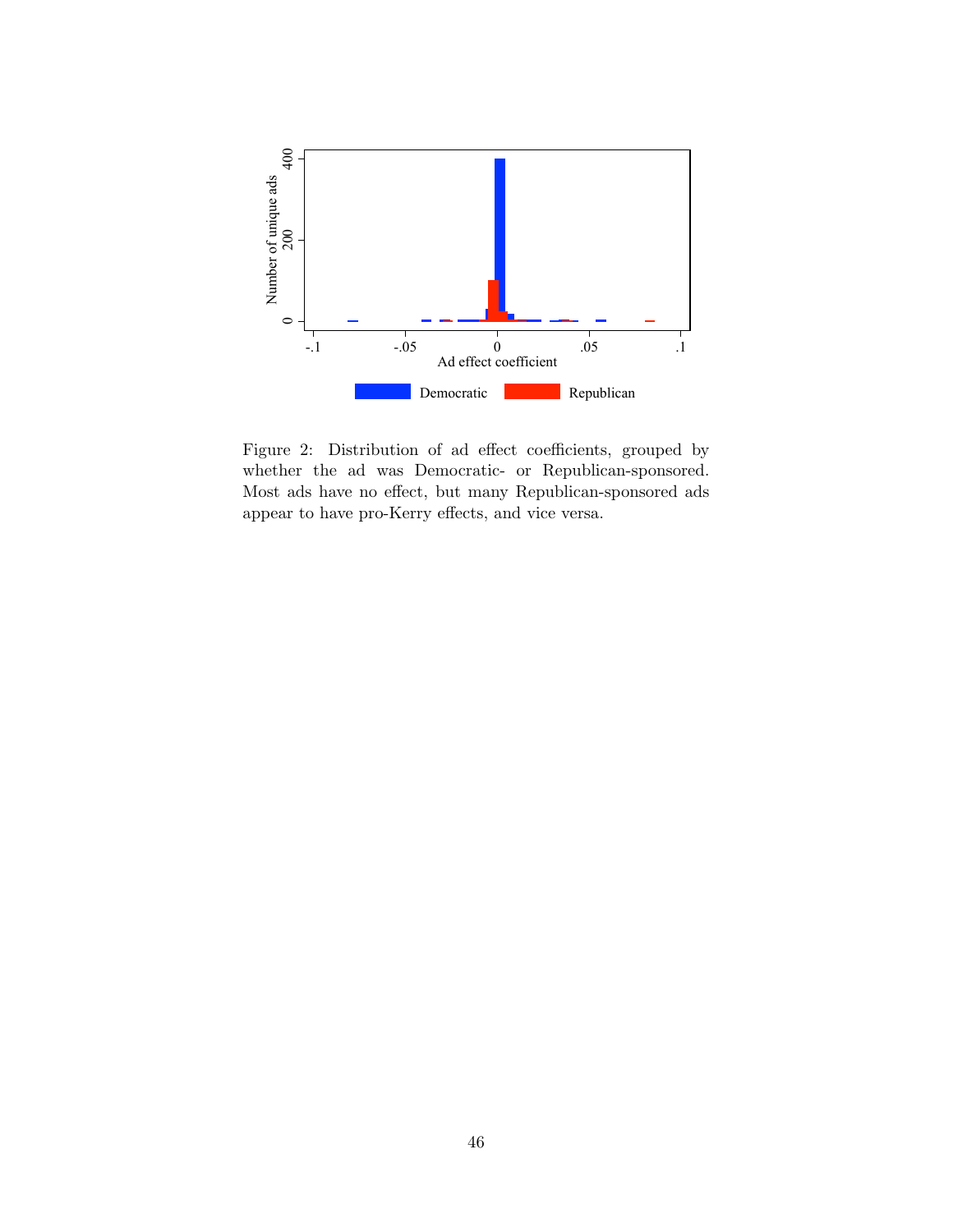Figure 2: Distribution of ad effect coefficients, grouped by whether the ad was Democratic- or Republican-sponsored. Most ads have no effect, but many Republican-sponsored ads appear to have pro-Kerry effects, and vice versa.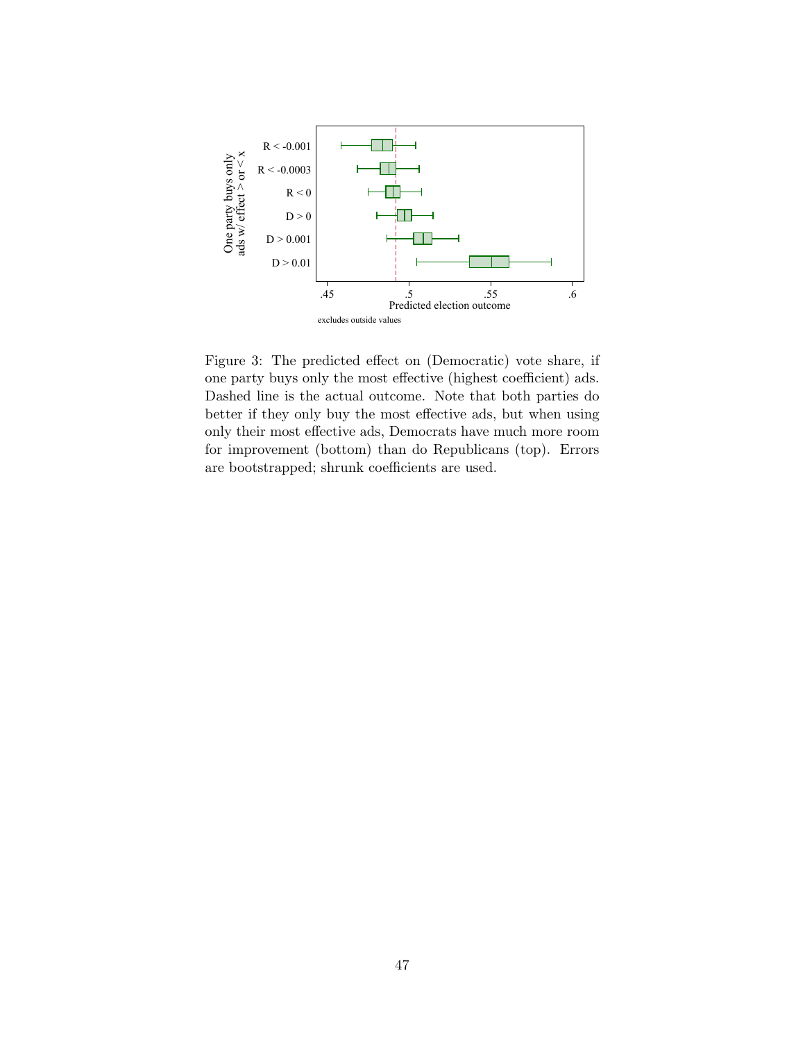Figure 3: The predicted effect on (Democratic) vote share, if one party buys only the most effective (highest coefficient) ads. Dashed line is the actual outcome. Note that both parties do better if they only buy the most effective ads, but when using only their most effective ads, Democrats have much more room for improvement (bottom) than do Republicans (top). Errors are bootstrapped; shrunk coefficients are used.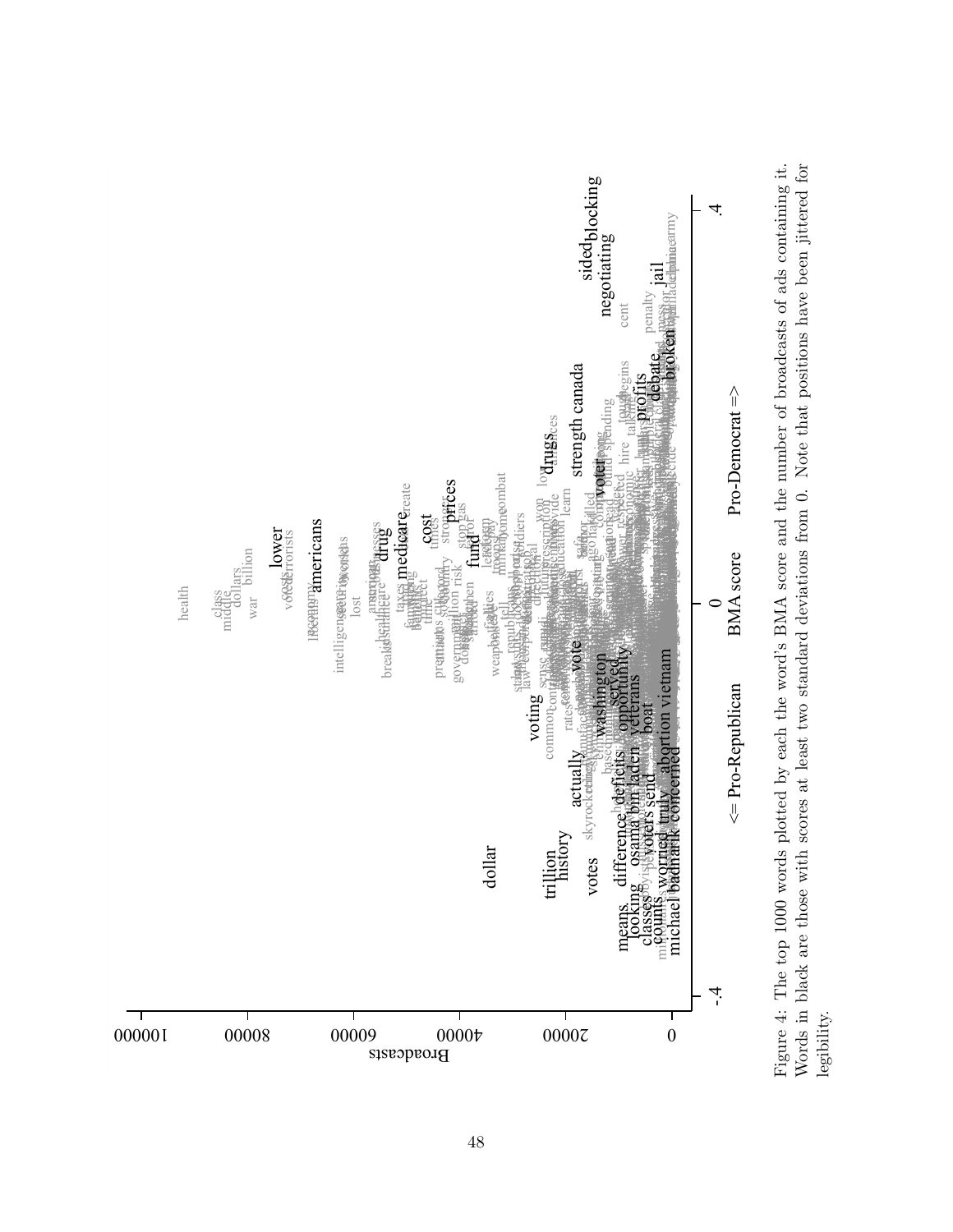Figure 4: The top 1000 words plotted by each the word's BMA score and the number of broadcasts of ads containing it. Words in black are those with scores at least two standard deviations from 0. Note that positions have been jittered for legibility.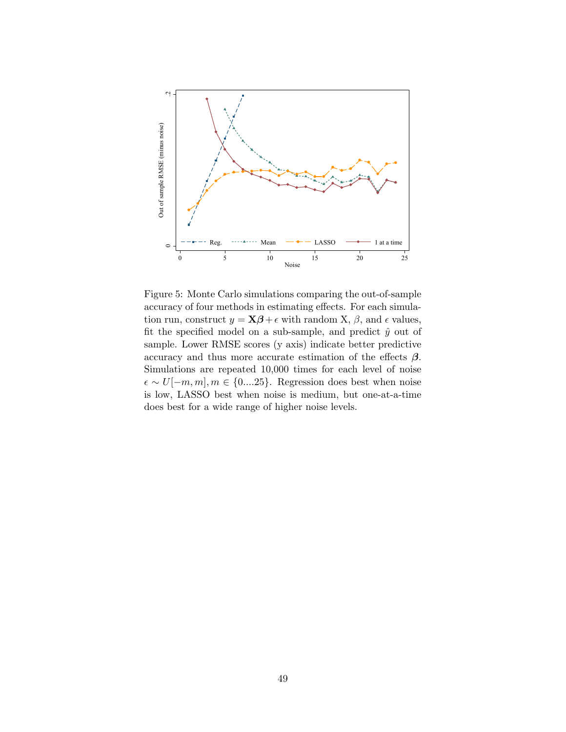Figure 5: Monte Carlo simulations comparing the out-of-sample accuracy of four methods in estimating effects. For each simulation run, construct $y = \mathbf{X}\boldsymbol{\beta} + \epsilon$ with random X, $\beta$, and $\epsilon$ values, fit the specified model on a sub-sample, and predict $\hat{y}$ out of sample. Lower RMSE scores (y axis) indicate better predictive accuracy and thus more accurate estimation of the effects $\boldsymbol{\beta}$. Simulations are repeated 10,000 times for each level of noise $\epsilon \sim U[-m, m], m \in \{0....25\}$. Regression does best when noise is low, LASSO best when noise is medium, but one-at-a-time does best for a wide range of higher noise levels.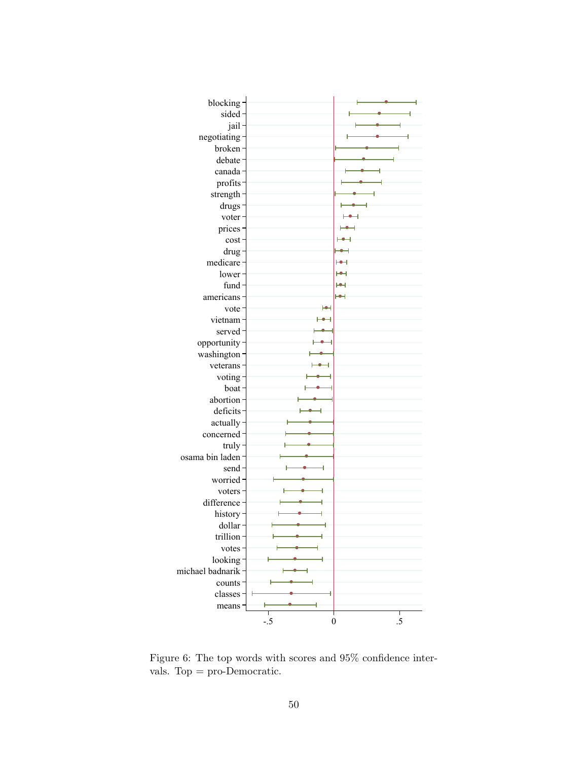blocking
sided
jail
negotiating
broken
debate
canada
profits
strength
drugs
voter
prices
cost
drug
medicare
lower
fund
americans
vote
vietnam
served
opportunity
washington
veterans
voting
boat
abortion
deficits
actually
concerned
truly
osama bin laden
send
worried
voters
difference
history
dollar
trillion
votes
looking
michael badnarik
counts
classes
means

-.5
0
.5

Figure 6: The top words with scores and 95% confidence intervals. Top = pro-Democratic.